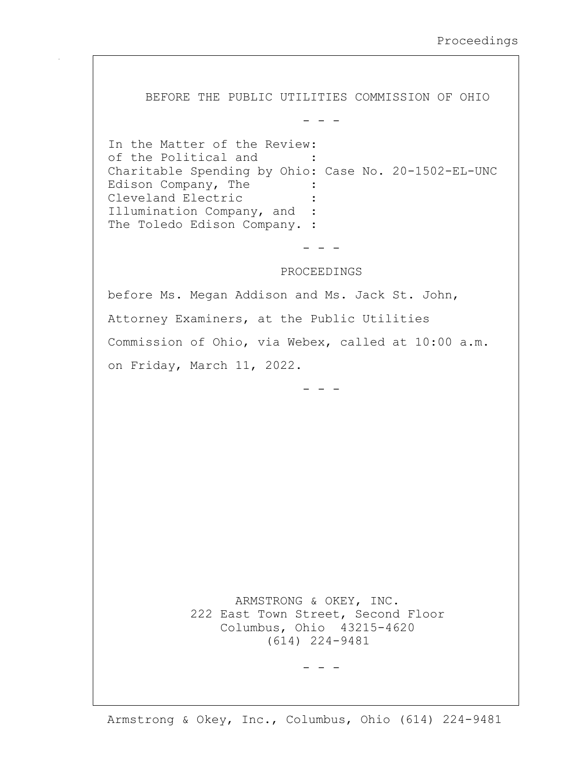BEFORE THE PUBLIC UTILITIES COMMISSION OF OHIO

\- - -

In the Matter of the Review :
of the Political and :
Charitable Spending by Ohio : Case No. 20-1502-EL-UNC
Edison Company, The :
Cleveland Electric :
Illumination Company, and :
The Toledo Edison Company. :

\- - -

PROCEEDINGS

before Ms. Megan Addison and Ms. Jack St. John, Attorney Examiners, at the Public Utilities Commission of Ohio, via Webex, called at 10:00 a.m. on Friday, March 11, 2022.

\- - -

ARMSTRONG & OKEY, INC.
222 East Town Street, Second Floor
Columbus, Ohio 43215-4620
(614) 224-9481

\- - -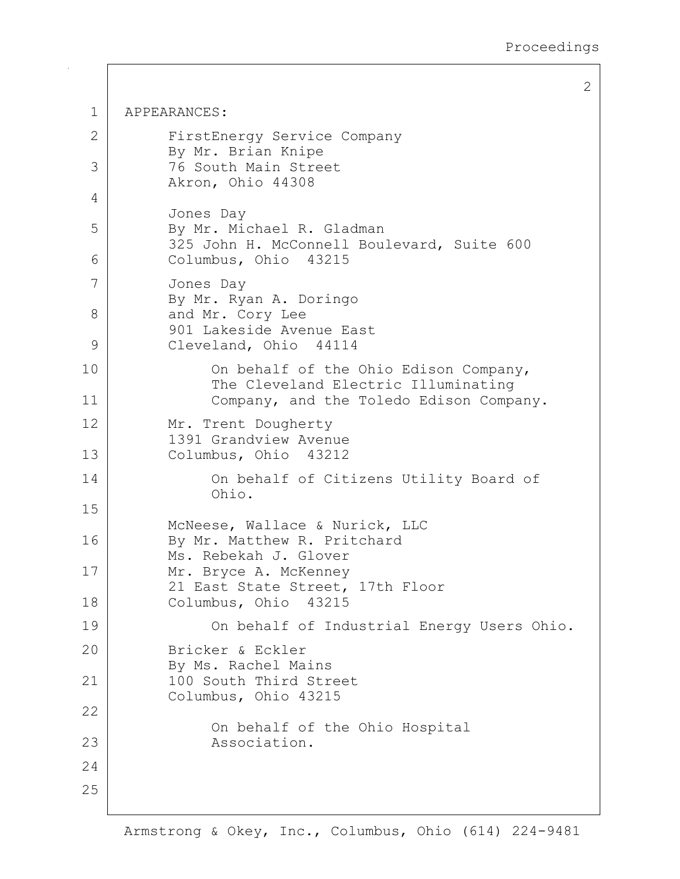APPEARANCES:

FirstEnergy Service Company
By Mr. Brian Knipe
76 South Main Street
Akron, Ohio 44308

Jones Day
By Mr. Michael R. Gladman
325 John H. McConnell Boulevard, Suite 600
Columbus, Ohio 43215

Jones Day
By Mr. Ryan A. Doringo
and Mr. Cory Lee
901 Lakeside Avenue East
Cleveland, Ohio 44114

On behalf of the Ohio Edison Company, The Cleveland Electric Illuminating Company, and the Toledo Edison Company.

Mr. Trent Dougherty
1391 Grandview Avenue
Columbus, Ohio 43212

On behalf of Citizens Utility Board of Ohio.

McNeese, Wallace & Nurick, LLC
By Mr. Matthew R. Pritchard
Ms. Rebekah J. Glover
Mr. Bryce A. McKenney
21 East State Street, 17th Floor
Columbus, Ohio 43215

On behalf of Industrial Energy Users Ohio.

Bricker & Eckler
By Ms. Rachel Mains
100 South Third Street
Columbus, Ohio 43215

On behalf of the Ohio Hospital Association.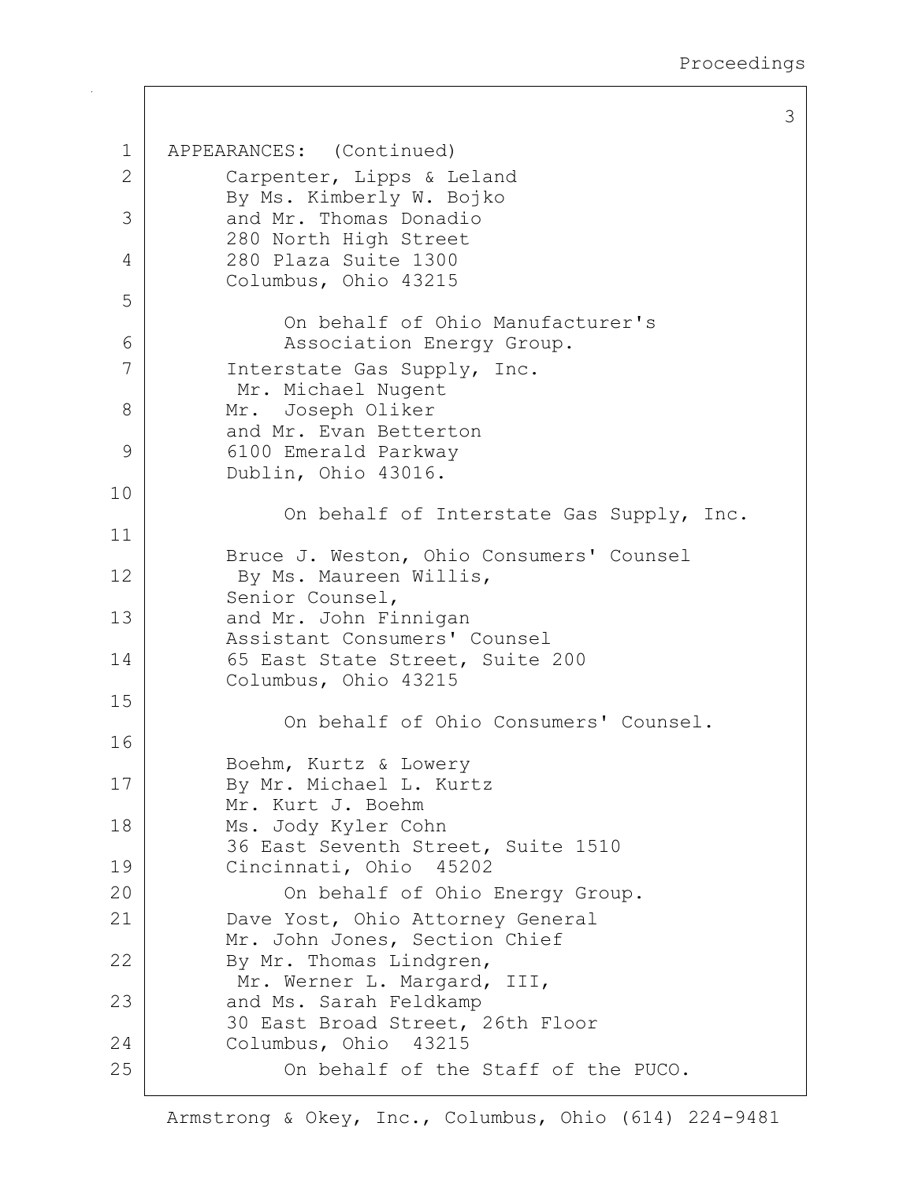APPEARANCES: (Continued)

Carpenter, Lipps & Leland
By Ms. Kimberly W. Bojko
and Mr. Thomas Donadio
280 North High Street
280 Plaza Suite 1300
Columbus, Ohio 43215

On behalf of Ohio Manufacturer's Association Energy Group.

Interstate Gas Supply, Inc.
Mr. Michael Nugent
Mr. Joseph Oliker
and Mr. Evan Betterton
6100 Emerald Parkway
Dublin, Ohio 43016.

On behalf of Interstate Gas Supply, Inc.

Bruce J. Weston, Ohio Consumers' Counsel
By Ms. Maureen Willis,
Senior Counsel,
and Mr. John Finnigan
Assistant Consumers' Counsel
65 East State Street, Suite 200
Columbus, Ohio 43215

On behalf of Ohio Consumers' Counsel.

Boehm, Kurtz & Lowery
By Mr. Michael L. Kurtz
Mr. Kurt J. Boehm
Ms. Jody Kyler Cohn
36 East Seventh Street, Suite 1510
Cincinnati, Ohio 45202

On behalf of Ohio Energy Group.

Dave Yost, Ohio Attorney General
Mr. John Jones, Section Chief
By Mr. Thomas Lindgren,
Mr. Werner L. Margard, III,
and Ms. Sarah Feldkamp
30 East Broad Street, 26th Floor
Columbus, Ohio 43215

On behalf of the Staff of the PUCO.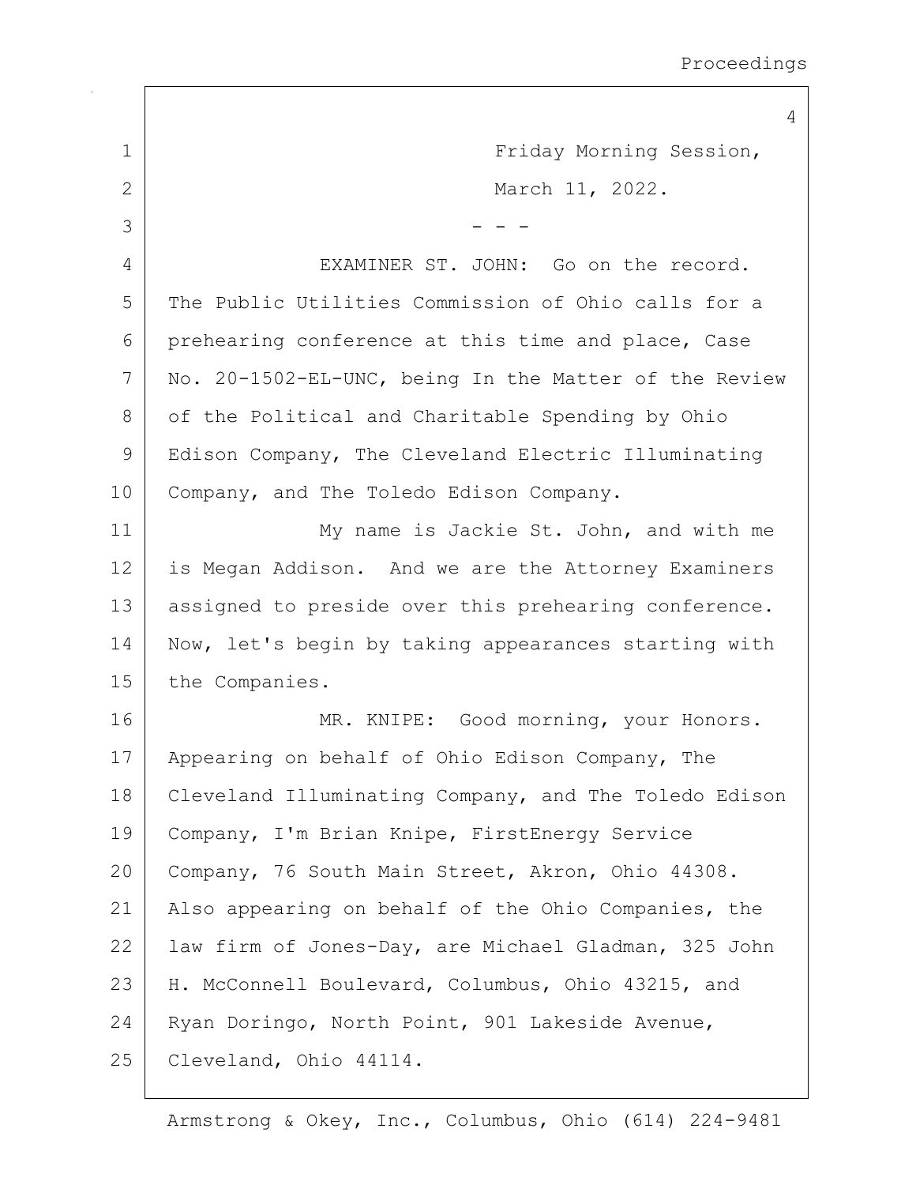Friday Morning Session,

March 11, 2022.

- - -

EXAMINER ST. JOHN: Go on the record. The Public Utilities Commission of Ohio calls for a prehearing conference at this time and place, Case No. 20-1502-EL-UNC, being In the Matter of the Review of the Political and Charitable Spending by Ohio Edison Company, The Cleveland Electric Illuminating Company, and The Toledo Edison Company.

My name is Jackie St. John, and with me is Megan Addison. And we are the Attorney Examiners assigned to preside over this prehearing conference. Now, let's begin by taking appearances starting with the Companies.

MR. KNIPE: Good morning, your Honors. Appearing on behalf of Ohio Edison Company, The Cleveland Illuminating Company, and The Toledo Edison Company, I'm Brian Knipe, FirstEnergy Service Company, 76 South Main Street, Akron, Ohio 44308. Also appearing on behalf of the Ohio Companies, the law firm of Jones-Day, are Michael Gladman, 325 John H. McConnell Boulevard, Columbus, Ohio 43215, and Ryan Doringo, North Point, 901 Lakeside Avenue, Cleveland, Ohio 44114.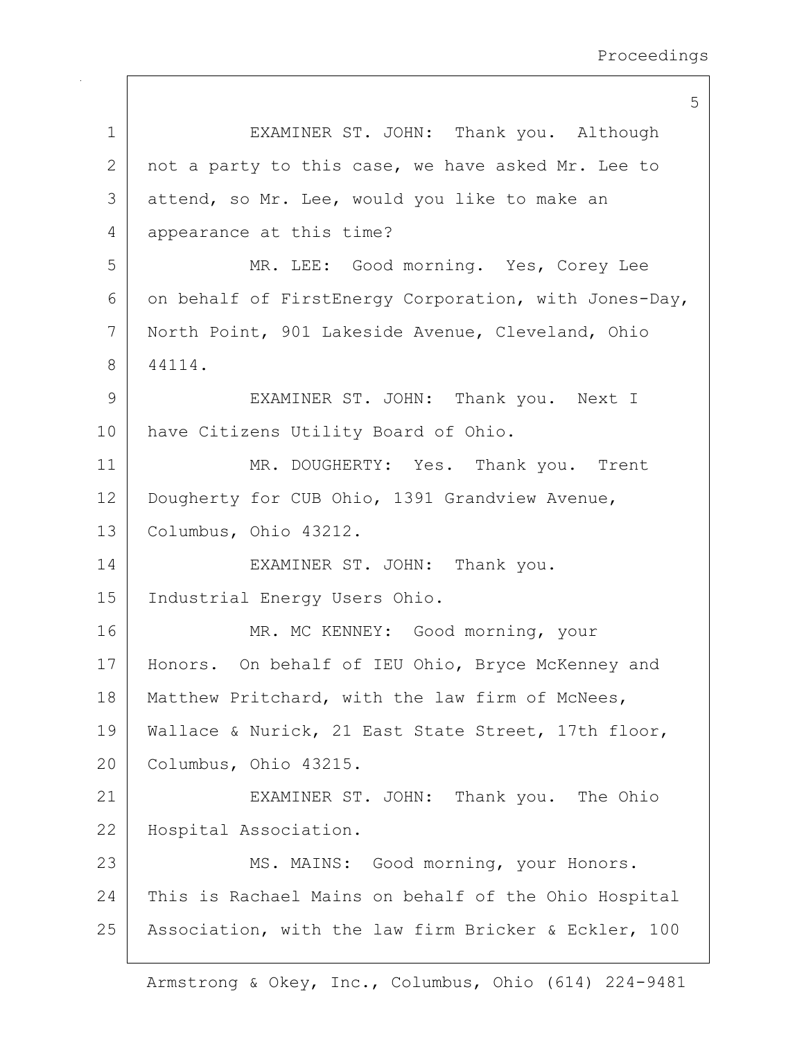EXAMINER ST. JOHN: Thank you. Although not a party to this case, we have asked Mr. Lee to attend, so Mr. Lee, would you like to make an appearance at this time?

MR. LEE: Good morning. Yes, Corey Lee on behalf of FirstEnergy Corporation, with Jones-Day, North Point, 901 Lakeside Avenue, Cleveland, Ohio 44114.

EXAMINER ST. JOHN: Thank you. Next I have Citizens Utility Board of Ohio.

MR. DOUGHERTY: Yes. Thank you. Trent Dougherty for CUB Ohio, 1391 Grandview Avenue, Columbus, Ohio 43212.

EXAMINER ST. JOHN: Thank you. Industrial Energy Users Ohio.

MR. MC KENNEY: Good morning, your Honors. On behalf of IEU Ohio, Bryce McKenney and Matthew Pritchard, with the law firm of McNees, Wallace & Nurick, 21 East State Street, 17th floor, Columbus, Ohio 43215.

EXAMINER ST. JOHN: Thank you. The Ohio Hospital Association.

MS. MAINS: Good morning, your Honors. This is Rachael Mains on behalf of the Ohio Hospital Association, with the law firm Bricker & Eckler, 100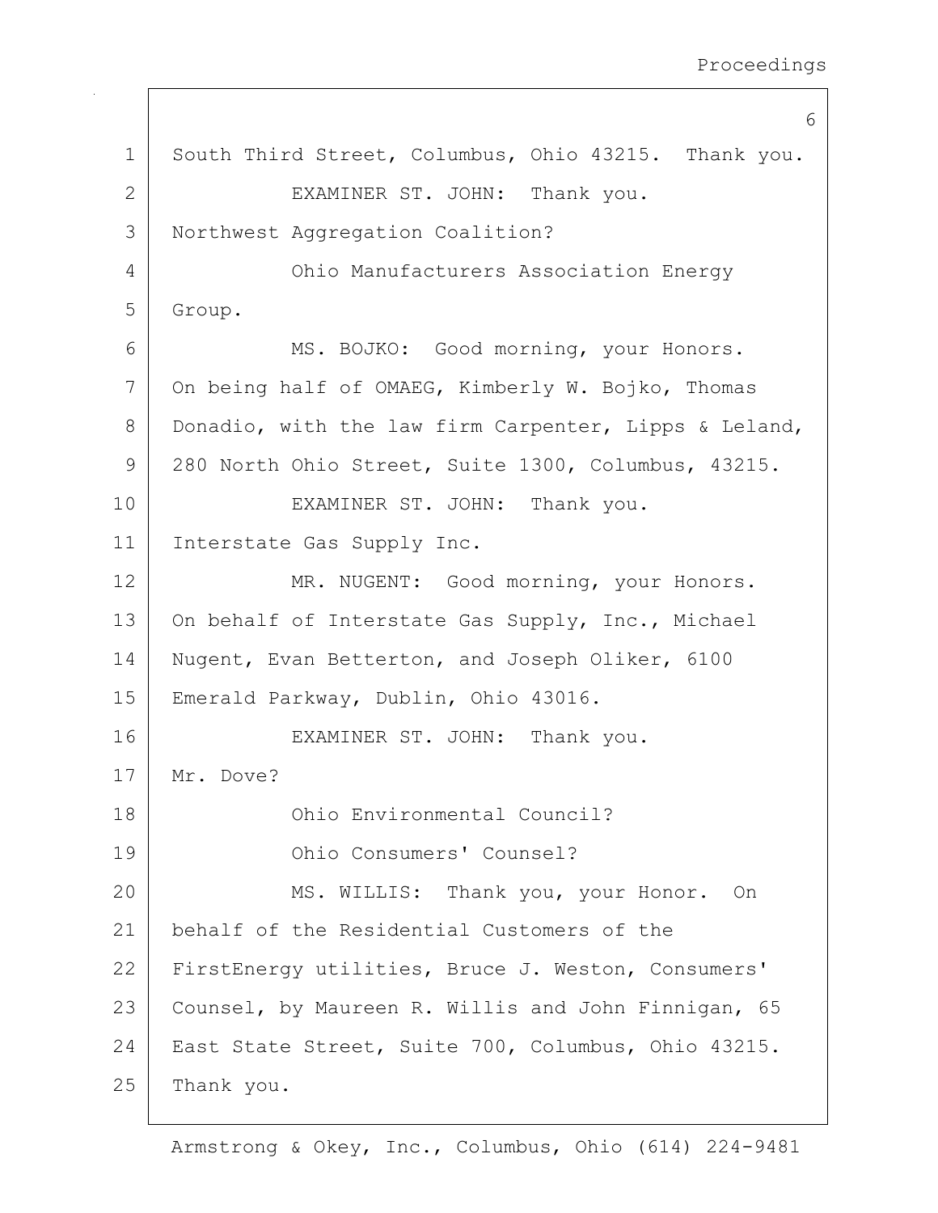South Third Street, Columbus, Ohio 43215. Thank you.

EXAMINER ST. JOHN: Thank you.

Northwest Aggregation Coalition?

Ohio Manufacturers Association Energy Group.

MS. BOJKO: Good morning, your Honors. On being half of OMAEG, Kimberly W. Bojko, Thomas Donadio, with the law firm Carpenter, Lipps & Leland, 280 North Ohio Street, Suite 1300, Columbus, 43215.

EXAMINER ST. JOHN: Thank you.

Interstate Gas Supply Inc.

MR. NUGENT: Good morning, your Honors. On behalf of Interstate Gas Supply, Inc., Michael Nugent, Evan Betterton, and Joseph Oliker, 6100 Emerald Parkway, Dublin, Ohio 43016.

EXAMINER ST. JOHN: Thank you.

Mr. Dove?

Ohio Environmental Council?

Ohio Consumers' Counsel?

MS. WILLIS: Thank you, your Honor. On behalf of the Residential Customers of the FirstEnergy utilities, Bruce J. Weston, Consumers' Counsel, by Maureen R. Willis and John Finnigan, 65 East State Street, Suite 700, Columbus, Ohio 43215. Thank you.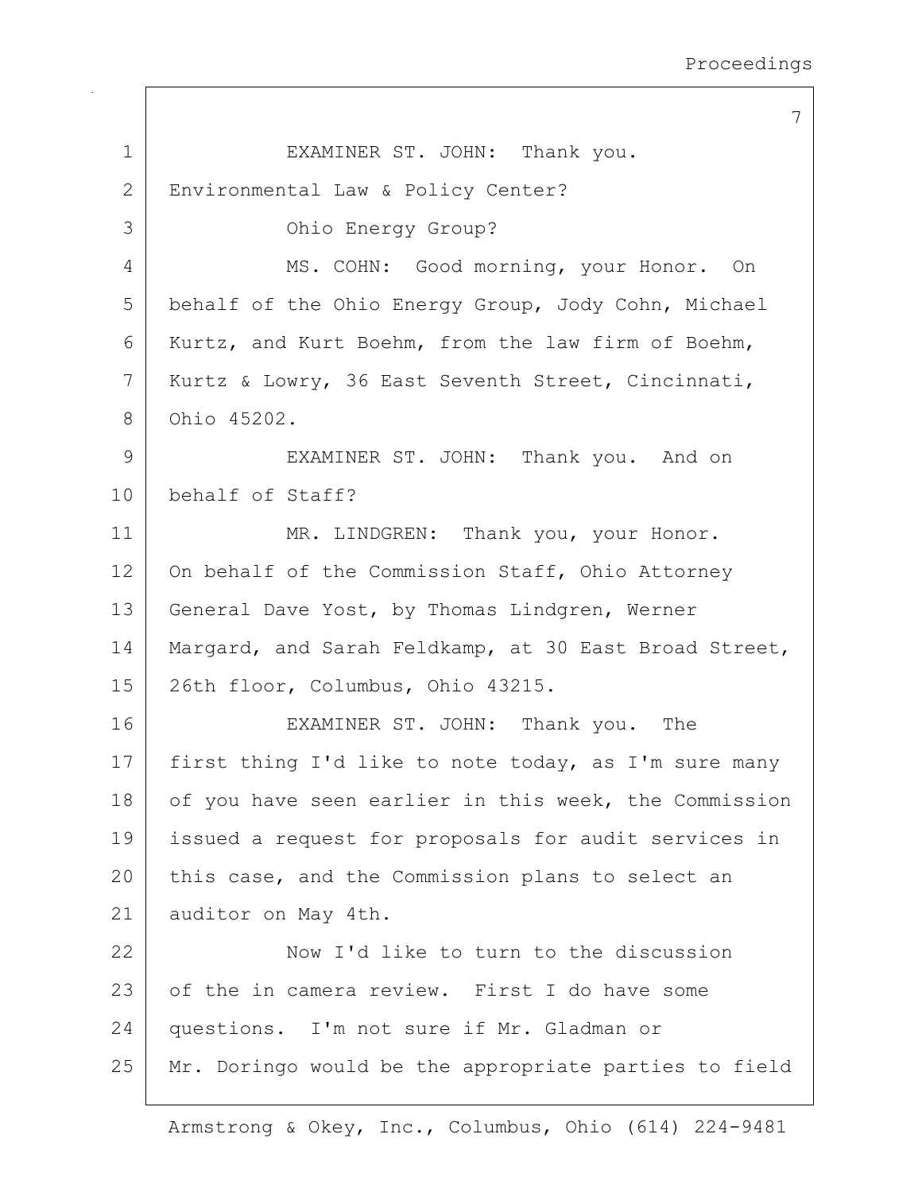EXAMINER ST. JOHN: Thank you. Environmental Law & Policy Center?

Ohio Energy Group?

MS. COHN: Good morning, your Honor. On behalf of the Ohio Energy Group, Jody Cohn, Michael Kurtz, and Kurt Boehm, from the law firm of Boehm, Kurtz & Lowry, 36 East Seventh Street, Cincinnati, Ohio 45202.

EXAMINER ST. JOHN: Thank you. And on behalf of Staff?

MR. LINDGREN: Thank you, your Honor. On behalf of the Commission Staff, Ohio Attorney General Dave Yost, by Thomas Lindgren, Werner Margard, and Sarah Feldkamp, at 30 East Broad Street, 26th floor, Columbus, Ohio 43215.

EXAMINER ST. JOHN: Thank you. The first thing I'd like to note today, as I'm sure many of you have seen earlier in this week, the Commission issued a request for proposals for audit services in this case, and the Commission plans to select an auditor on May 4th.

Now I'd like to turn to the discussion of the in camera review. First I do have some questions. I'm not sure if Mr. Gladman or Mr. Doringo would be the appropriate parties to field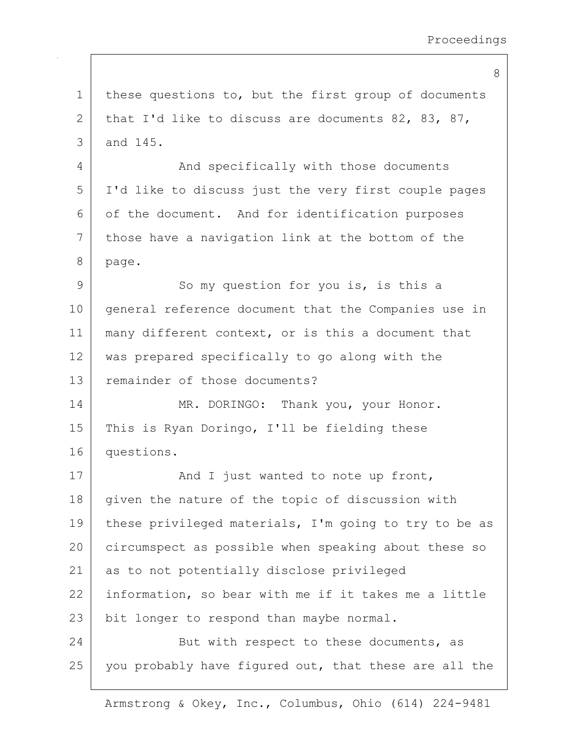these questions to, but the first group of documents that I'd like to discuss are documents 82, 83, 87, and 145.

And specifically with those documents I'd like to discuss just the very first couple pages of the document. And for identification purposes those have a navigation link at the bottom of the page.

So my question for you is, is this a general reference document that the Companies use in many different context, or is this a document that was prepared specifically to go along with the remainder of those documents?

MR. DORINGO: Thank you, your Honor. This is Ryan Doringo, I'll be fielding these questions.

And I just wanted to note up front, given the nature of the topic of discussion with these privileged materials, I'm going to try to be as circumspect as possible when speaking about these so as to not potentially disclose privileged information, so bear with me if it takes me a little bit longer to respond than maybe normal.

But with respect to these documents, as you probably have figured out, that these are all the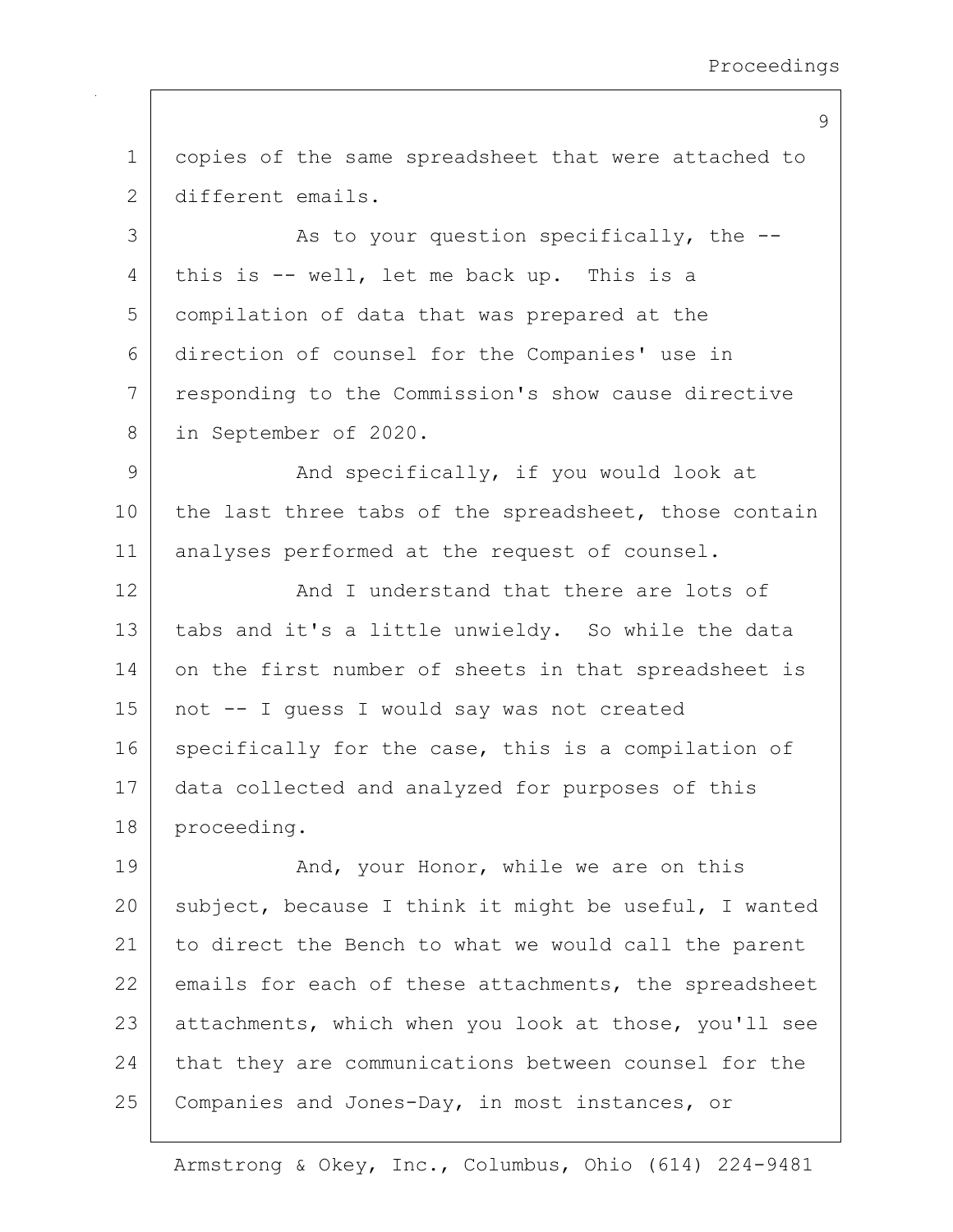copies of the same spreadsheet that were attached to different emails.

As to your question specifically, the -- this is -- well, let me back up. This is a compilation of data that was prepared at the direction of counsel for the Companies' use in responding to the Commission's show cause directive in September of 2020.

And specifically, if you would look at the last three tabs of the spreadsheet, those contain analyses performed at the request of counsel.

And I understand that there are lots of tabs and it's a little unwieldy. So while the data on the first number of sheets in that spreadsheet is not -- I guess I would say was not created specifically for the case, this is a compilation of data collected and analyzed for purposes of this proceeding.

And, your Honor, while we are on this subject, because I think it might be useful, I wanted to direct the Bench to what we would call the parent emails for each of these attachments, the spreadsheet attachments, which when you look at those, you'll see that they are communications between counsel for the Companies and Jones-Day, in most instances, or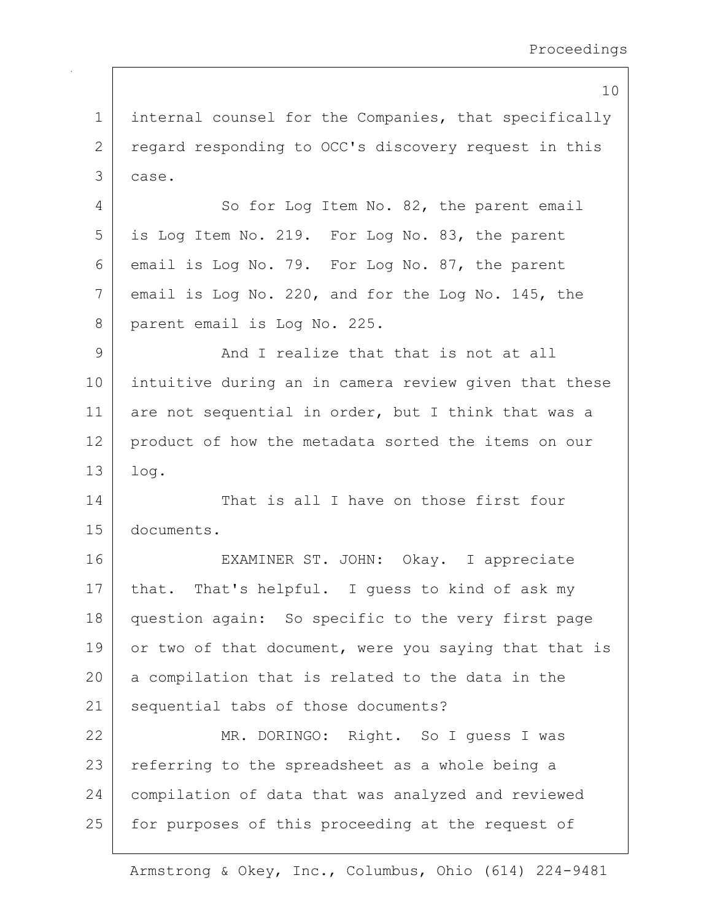internal counsel for the Companies, that specifically regard responding to OCC's discovery request in this case.

So for Log Item No. 82, the parent email is Log Item No. 219. For Log No. 83, the parent email is Log No. 79. For Log No. 87, the parent email is Log No. 220, and for the Log No. 145, the parent email is Log No. 225.

And I realize that that is not at all intuitive during an in camera review given that these are not sequential in order, but I think that was a product of how the metadata sorted the items on our log.

That is all I have on those first four documents.

EXAMINER ST. JOHN: Okay. I appreciate that. That's helpful. I guess to kind of ask my question again: So specific to the very first page or two of that document, were you saying that that is a compilation that is related to the data in the sequential tabs of those documents?

MR. DORINGO: Right. So I guess I was referring to the spreadsheet as a whole being a compilation of data that was analyzed and reviewed for purposes of this proceeding at the request of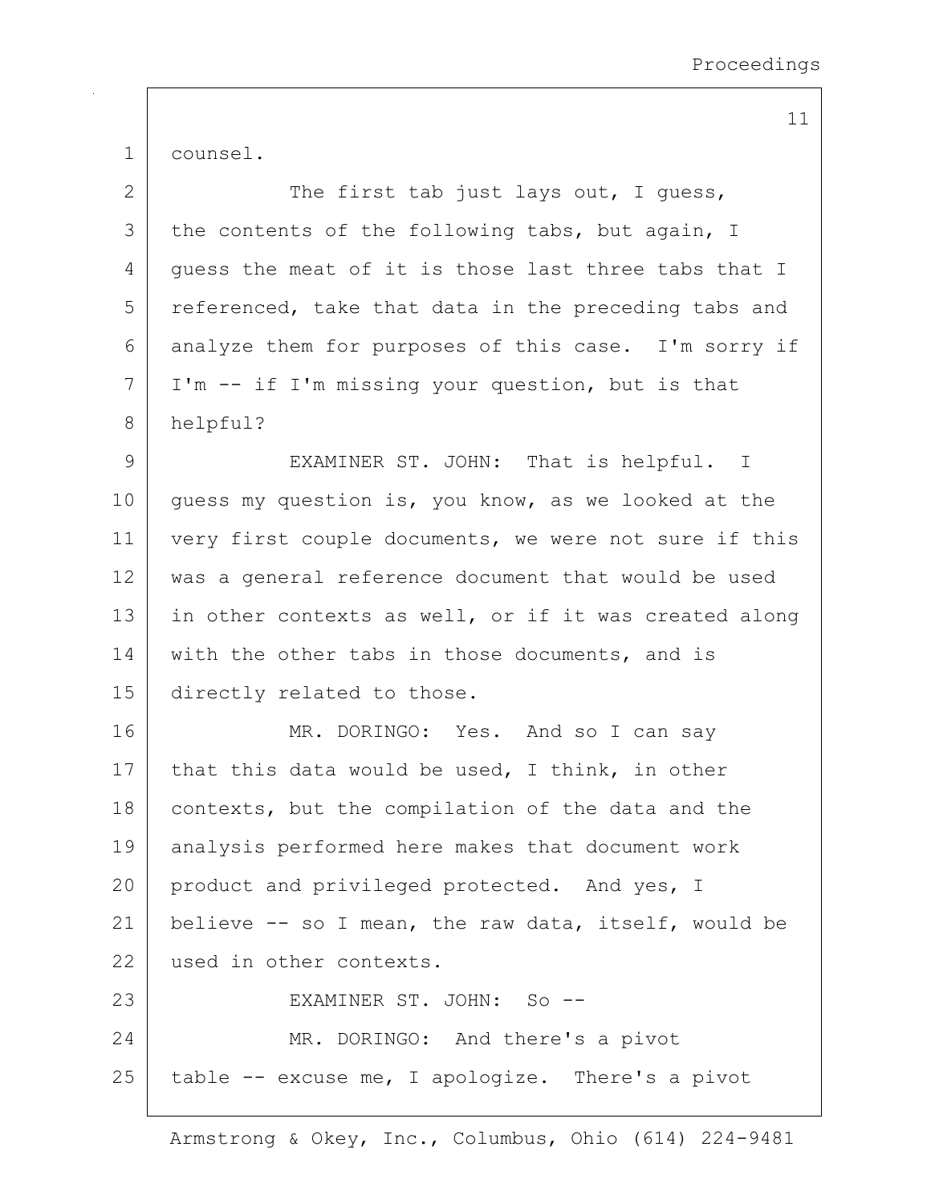counsel.

The first tab just lays out, I guess, the contents of the following tabs, but again, I guess the meat of it is those last three tabs that I referenced, take that data in the preceding tabs and analyze them for purposes of this case. I'm sorry if I'm -- if I'm missing your question, but is that helpful?

EXAMINER ST. JOHN: That is helpful. I guess my question is, you know, as we looked at the very first couple documents, we were not sure if this was a general reference document that would be used in other contexts as well, or if it was created along with the other tabs in those documents, and is directly related to those.

MR. DORINGO: Yes. And so I can say that this data would be used, I think, in other contexts, but the compilation of the data and the analysis performed here makes that document work product and privileged protected. And yes, I believe -- so I mean, the raw data, itself, would be used in other contexts.

EXAMINER ST. JOHN: So --

MR. DORINGO: And there's a pivot table -- excuse me, I apologize. There's a pivot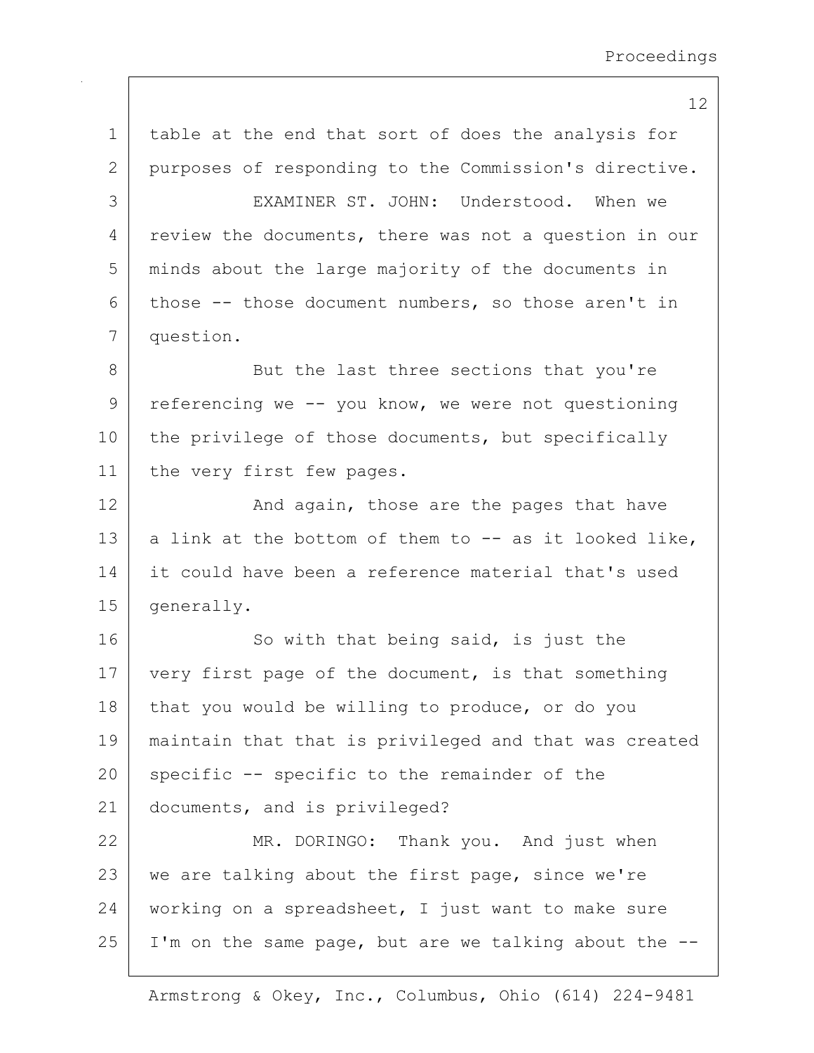table at the end that sort of does the analysis for purposes of responding to the Commission's directive.

EXAMINER ST. JOHN: Understood. When we review the documents, there was not a question in our minds about the large majority of the documents in those -- those document numbers, so those aren't in question.

But the last three sections that you're referencing we -- you know, we were not questioning the privilege of those documents, but specifically the very first few pages.

And again, those are the pages that have a link at the bottom of them to -- as it looked like, it could have been a reference material that's used generally.

So with that being said, is just the very first page of the document, is that something that you would be willing to produce, or do you maintain that that is privileged and that was created specific -- specific to the remainder of the documents, and is privileged?

MR. DORINGO: Thank you. And just when we are talking about the first page, since we're working on a spreadsheet, I just want to make sure I'm on the same page, but are we talking about the --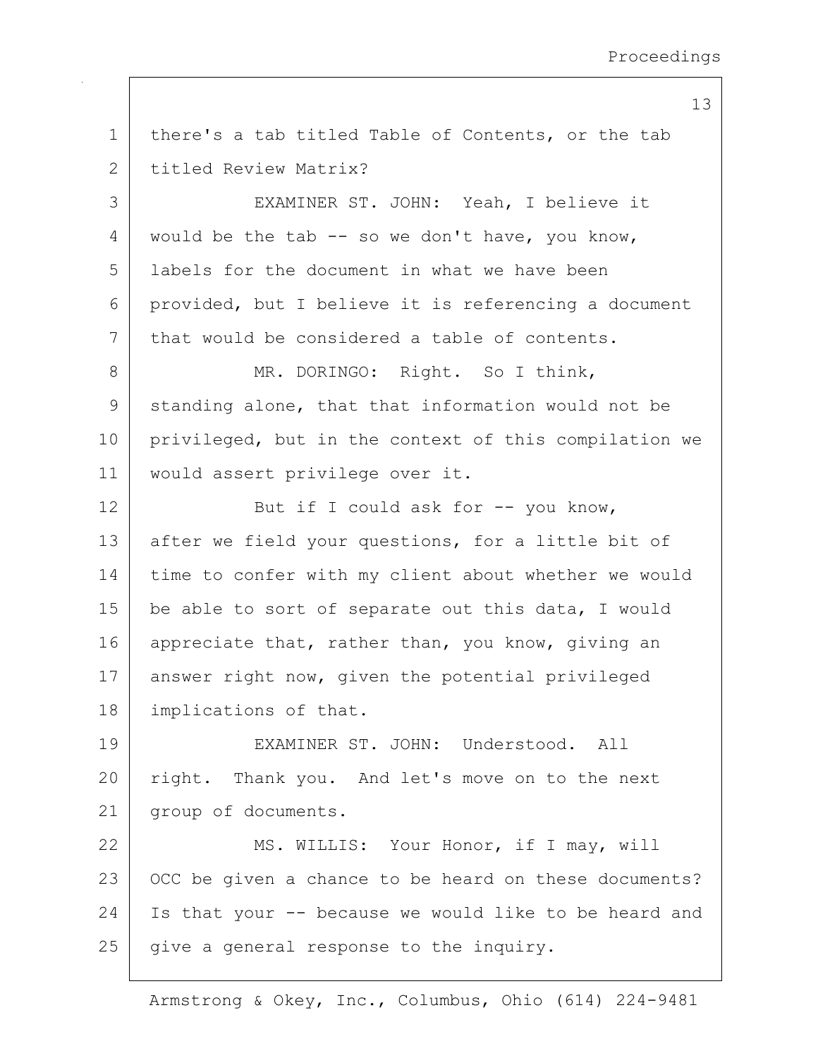there's a tab titled Table of Contents, or the tab titled Review Matrix?

EXAMINER ST. JOHN: Yeah, I believe it would be the tab -- so we don't have, you know, labels for the document in what we have been provided, but I believe it is referencing a document that would be considered a table of contents.

MR. DORINGO: Right. So I think, standing alone, that that information would not be privileged, but in the context of this compilation we would assert privilege over it.

But if I could ask for -- you know, after we field your questions, for a little bit of time to confer with my client about whether we would be able to sort of separate out this data, I would appreciate that, rather than, you know, giving an answer right now, given the potential privileged implications of that.

EXAMINER ST. JOHN: Understood. All right. Thank you. And let's move on to the next group of documents.

MS. WILLIS: Your Honor, if I may, will OCC be given a chance to be heard on these documents? Is that your -- because we would like to be heard and give a general response to the inquiry.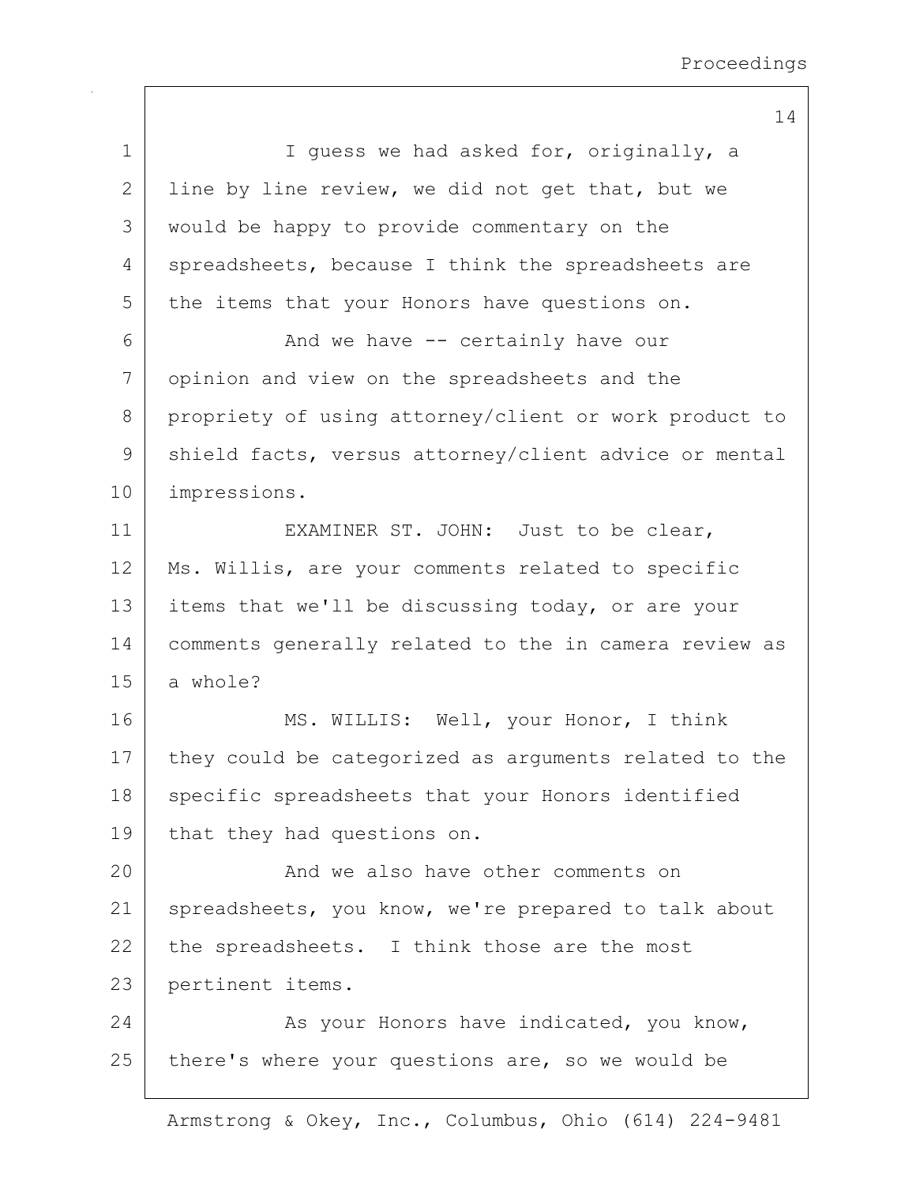I guess we had asked for, originally, a line by line review, we did not get that, but we would be happy to provide commentary on the spreadsheets, because I think the spreadsheets are the items that your Honors have questions on.

And we have -- certainly have our opinion and view on the spreadsheets and the propriety of using attorney/client or work product to shield facts, versus attorney/client advice or mental impressions.

EXAMINER ST. JOHN: Just to be clear, Ms. Willis, are your comments related to specific items that we'll be discussing today, or are your comments generally related to the in camera review as a whole?

MS. WILLIS: Well, your Honor, I think they could be categorized as arguments related to the specific spreadsheets that your Honors identified that they had questions on.

And we also have other comments on spreadsheets, you know, we're prepared to talk about the spreadsheets. I think those are the most pertinent items.

As your Honors have indicated, you know, there's where your questions are, so we would be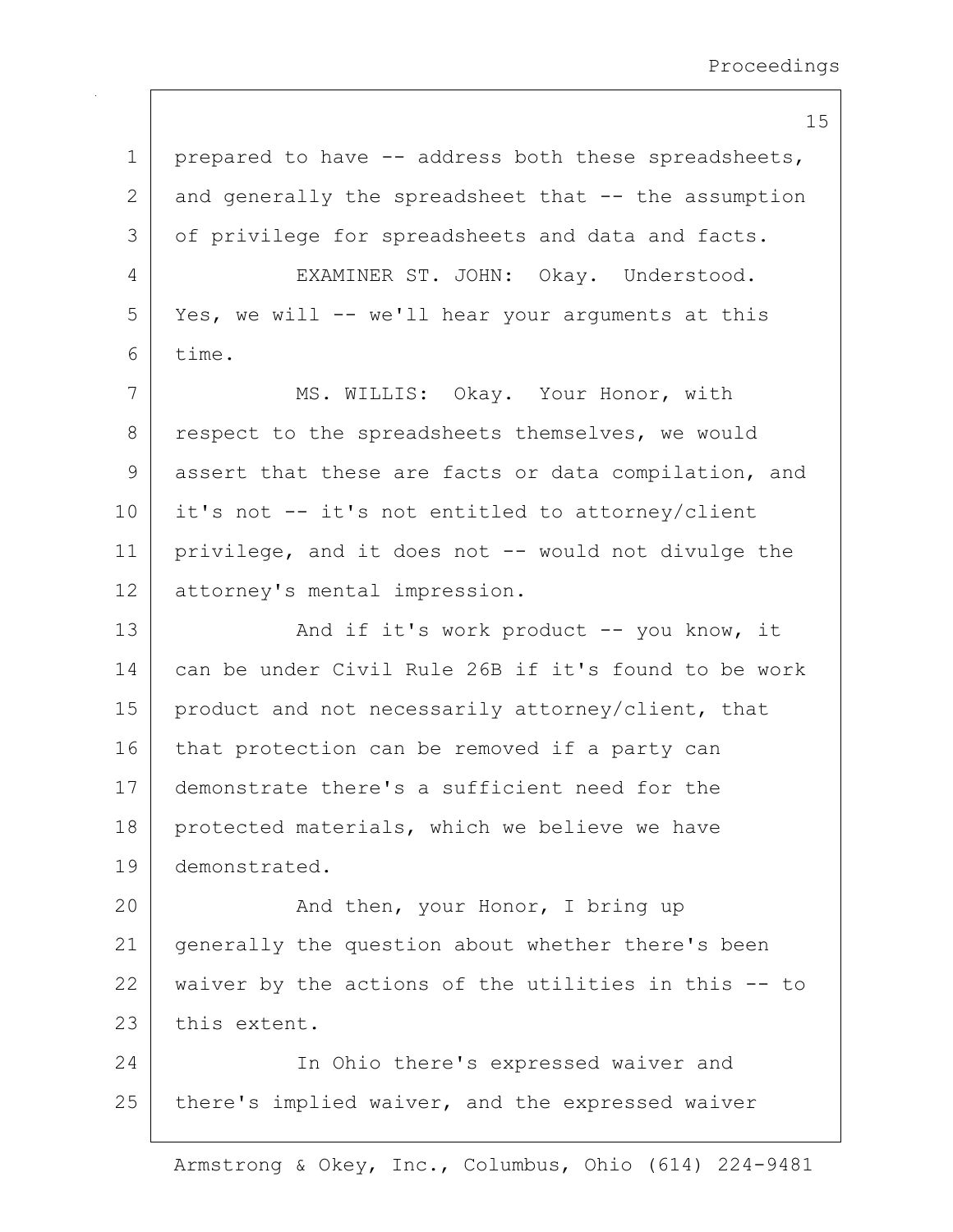prepared to have -- address both these spreadsheets, and generally the spreadsheet that -- the assumption of privilege for spreadsheets and data and facts.

EXAMINER ST. JOHN: Okay. Understood. Yes, we will -- we'll hear your arguments at this time.

MS. WILLIS: Okay. Your Honor, with respect to the spreadsheets themselves, we would assert that these are facts or data compilation, and it's not -- it's not entitled to attorney/client privilege, and it does not -- would not divulge the attorney's mental impression.

And if it's work product -- you know, it can be under Civil Rule 26B if it's found to be work product and not necessarily attorney/client, that that protection can be removed if a party can demonstrate there's a sufficient need for the protected materials, which we believe we have demonstrated.

And then, your Honor, I bring up generally the question about whether there's been waiver by the actions of the utilities in this -- to this extent.

In Ohio there's expressed waiver and there's implied waiver, and the expressed waiver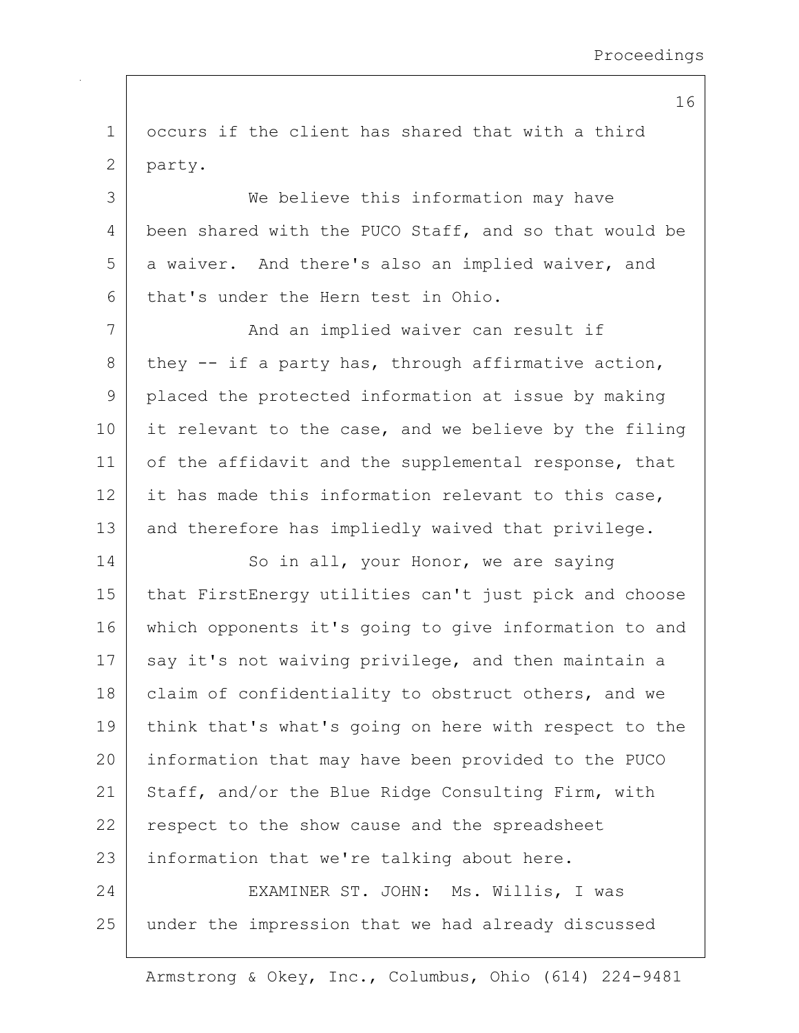occurs if the client has shared that with a third party.

We believe this information may have been shared with the PUCO Staff, and so that would be a waiver. And there's also an implied waiver, and that's under the Hern test in Ohio.

And an implied waiver can result if they -- if a party has, through affirmative action, placed the protected information at issue by making it relevant to the case, and we believe by the filing of the affidavit and the supplemental response, that it has made this information relevant to this case, and therefore has impliedly waived that privilege.

So in all, your Honor, we are saying that FirstEnergy utilities can't just pick and choose which opponents it's going to give information to and say it's not waiving privilege, and then maintain a claim of confidentiality to obstruct others, and we think that's what's going on here with respect to the information that may have been provided to the PUCO Staff, and/or the Blue Ridge Consulting Firm, with respect to the show cause and the spreadsheet information that we're talking about here.

EXAMINER ST. JOHN: Ms. Willis, I was under the impression that we had already discussed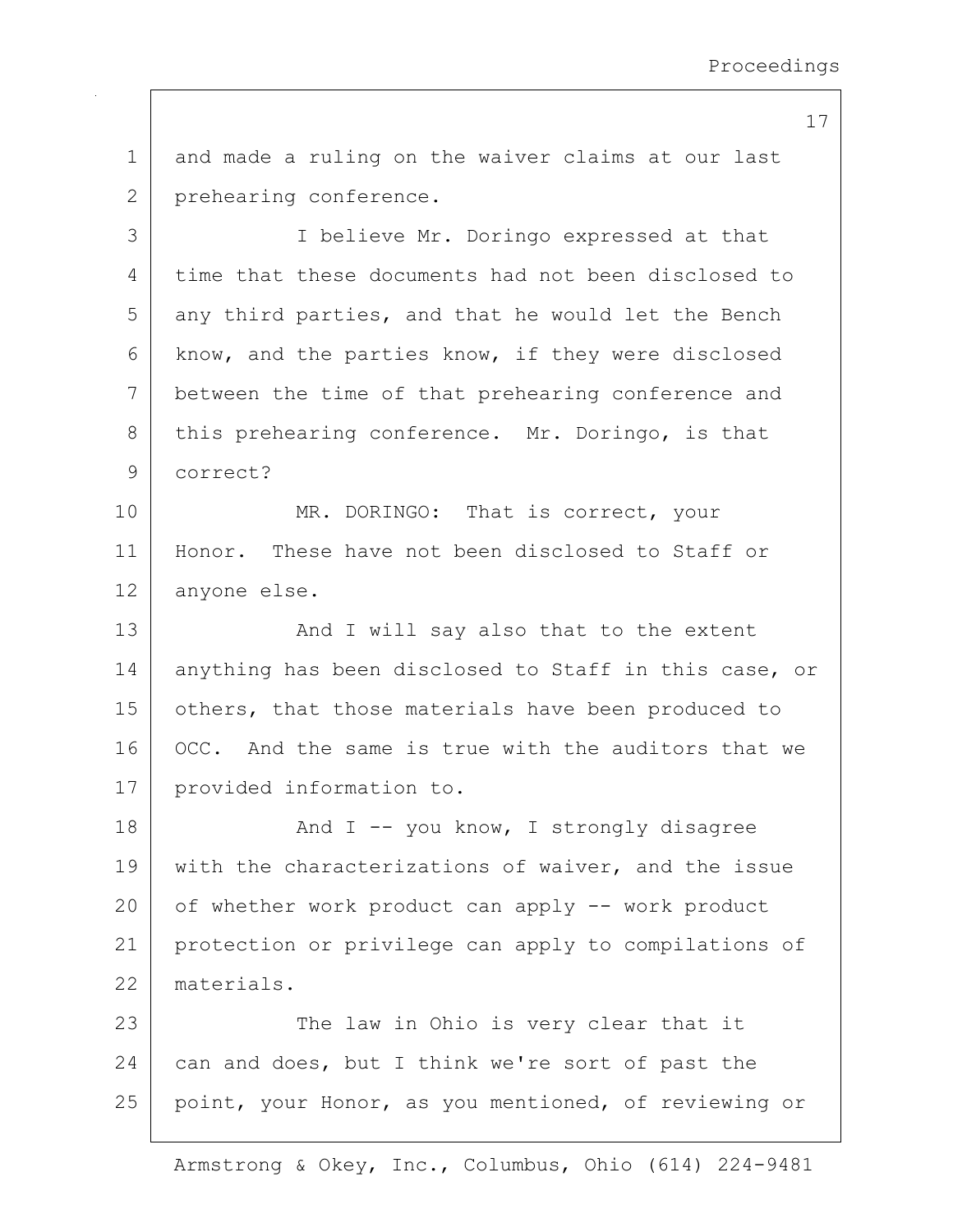and made a ruling on the waiver claims at our last prehearing conference.

I believe Mr. Doringo expressed at that time that these documents had not been disclosed to any third parties, and that he would let the Bench know, and the parties know, if they were disclosed between the time of that prehearing conference and this prehearing conference. Mr. Doringo, is that correct?

MR. DORINGO: That is correct, your Honor. These have not been disclosed to Staff or anyone else.

And I will say also that to the extent anything has been disclosed to Staff in this case, or others, that those materials have been produced to OCC. And the same is true with the auditors that we provided information to.

And I -- you know, I strongly disagree with the characterizations of waiver, and the issue of whether work product can apply -- work product protection or privilege can apply to compilations of materials.

The law in Ohio is very clear that it can and does, but I think we're sort of past the point, your Honor, as you mentioned, of reviewing or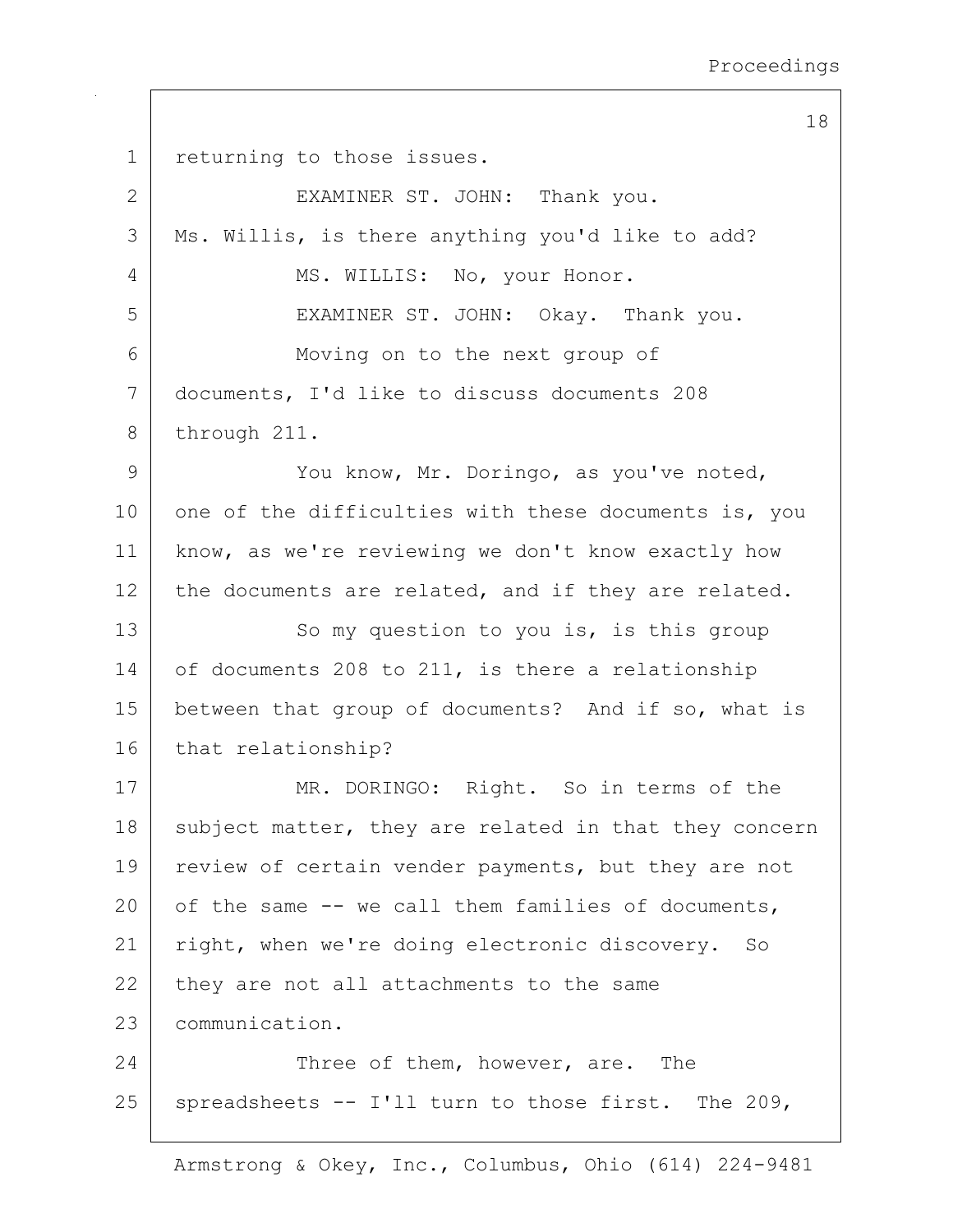returning to those issues.

EXAMINER ST. JOHN: Thank you.

Ms. Willis, is there anything you'd like to add?

MS. WILLIS: No, your Honor.

EXAMINER ST. JOHN: Okay. Thank you.

Moving on to the next group of documents, I'd like to discuss documents 208 through 211.

You know, Mr. Doringo, as you've noted, one of the difficulties with these documents is, you know, as we're reviewing we don't know exactly how the documents are related, and if they are related.

So my question to you is, is this group of documents 208 to 211, is there a relationship between that group of documents? And if so, what is that relationship?

MR. DORINGO: Right. So in terms of the subject matter, they are related in that they concern review of certain vender payments, but they are not of the same -- we call them families of documents, right, when we're doing electronic discovery. So they are not all attachments to the same communication.

Three of them, however, are. The spreadsheets -- I'll turn to those first. The 209,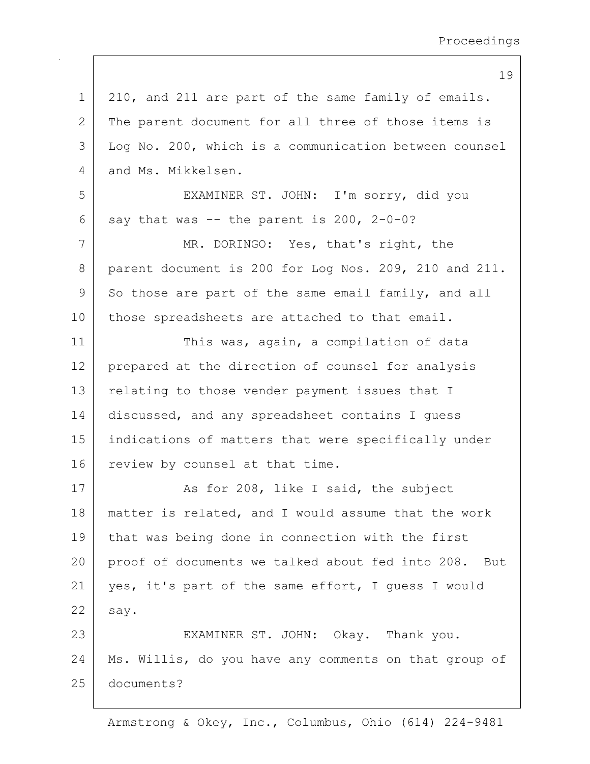210, and 211 are part of the same family of emails. The parent document for all three of those items is Log No. 200, which is a communication between counsel and Ms. Mikkelsen.

EXAMINER ST. JOHN: I'm sorry, did you say that was -- the parent is 200, 2-0-0?

MR. DORINGO: Yes, that's right, the parent document is 200 for Log Nos. 209, 210 and 211. So those are part of the same email family, and all those spreadsheets are attached to that email.

This was, again, a compilation of data prepared at the direction of counsel for analysis relating to those vender payment issues that I discussed, and any spreadsheet contains I guess indications of matters that were specifically under review by counsel at that time.

As for 208, like I said, the subject matter is related, and I would assume that the work that was being done in connection with the first proof of documents we talked about fed into 208. But yes, it's part of the same effort, I guess I would say.

EXAMINER ST. JOHN: Okay. Thank you. Ms. Willis, do you have any comments on that group of documents?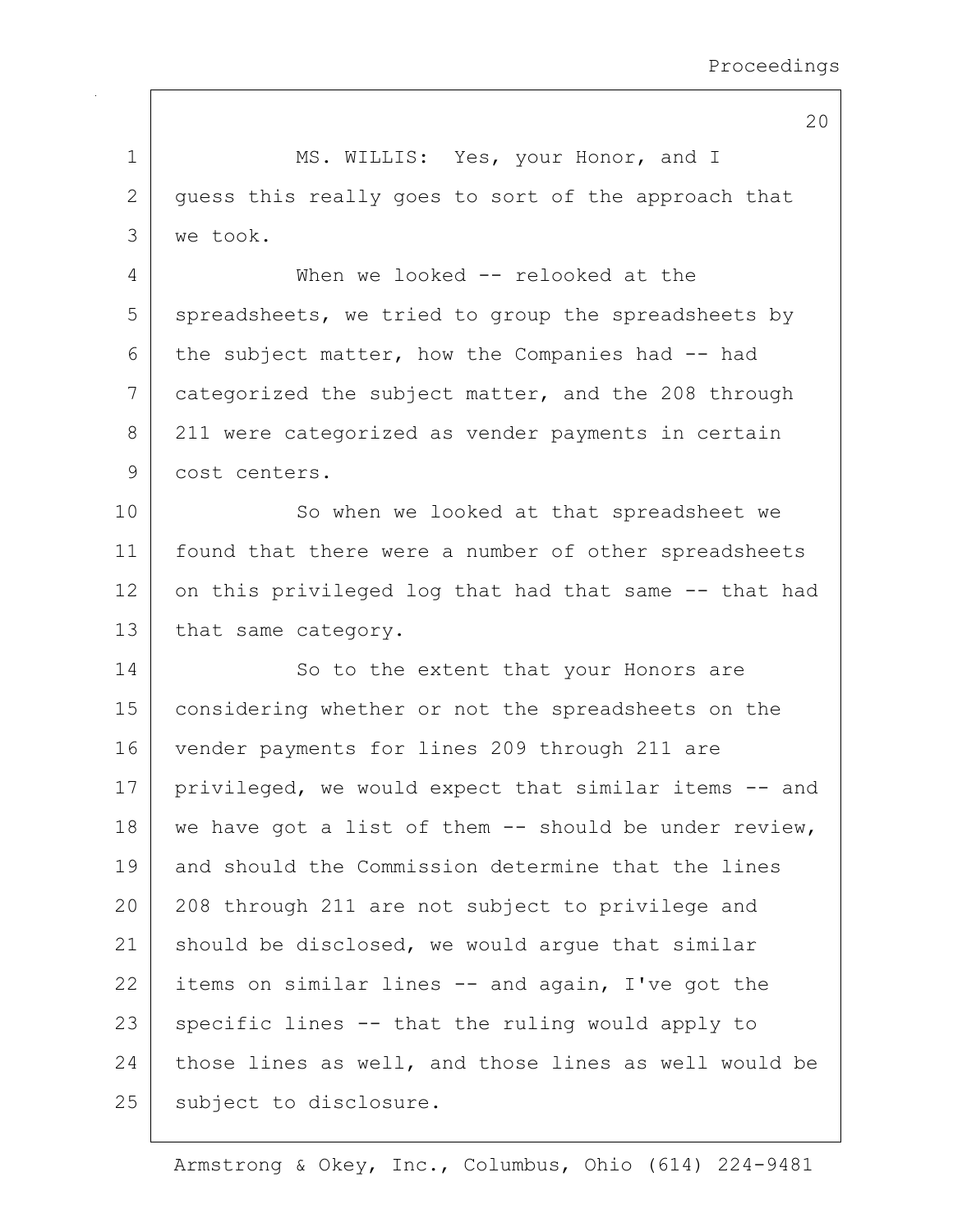MS. WILLIS: Yes, your Honor, and I guess this really goes to sort of the approach that we took.

When we looked -- relooked at the spreadsheets, we tried to group the spreadsheets by the subject matter, how the Companies had -- had categorized the subject matter, and the 208 through 211 were categorized as vender payments in certain cost centers.

So when we looked at that spreadsheet we found that there were a number of other spreadsheets on this privileged log that had that same -- that had that same category.

So to the extent that your Honors are considering whether or not the spreadsheets on the vender payments for lines 209 through 211 are privileged, we would expect that similar items -- and we have got a list of them -- should be under review, and should the Commission determine that the lines 208 through 211 are not subject to privilege and should be disclosed, we would argue that similar items on similar lines -- and again, I've got the specific lines -- that the ruling would apply to those lines as well, and those lines as well would be subject to disclosure.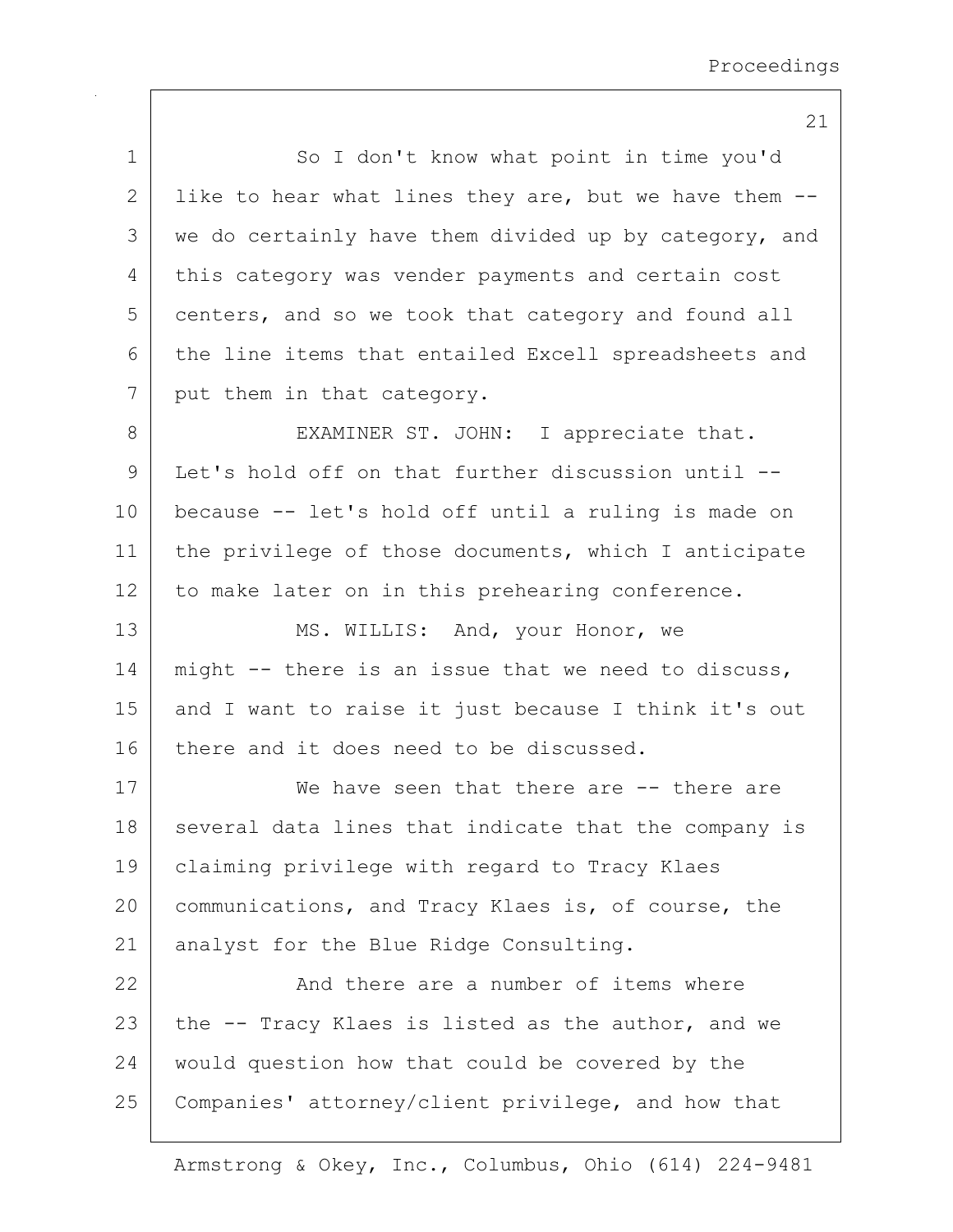So I don't know what point in time you'd like to hear what lines they are, but we have them -- we do certainly have them divided up by category, and this category was vender payments and certain cost centers, and so we took that category and found all the line items that entailed Excell spreadsheets and put them in that category.

EXAMINER ST. JOHN: I appreciate that. Let's hold off on that further discussion until -- because -- let's hold off until a ruling is made on the privilege of those documents, which I anticipate to make later on in this prehearing conference.

MS. WILLIS: And, your Honor, we might -- there is an issue that we need to discuss, and I want to raise it just because I think it's out there and it does need to be discussed.

We have seen that there are -- there are several data lines that indicate that the company is claiming privilege with regard to Tracy Klaes communications, and Tracy Klaes is, of course, the analyst for the Blue Ridge Consulting.

And there are a number of items where the -- Tracy Klaes is listed as the author, and we would question how that could be covered by the Companies' attorney/client privilege, and how that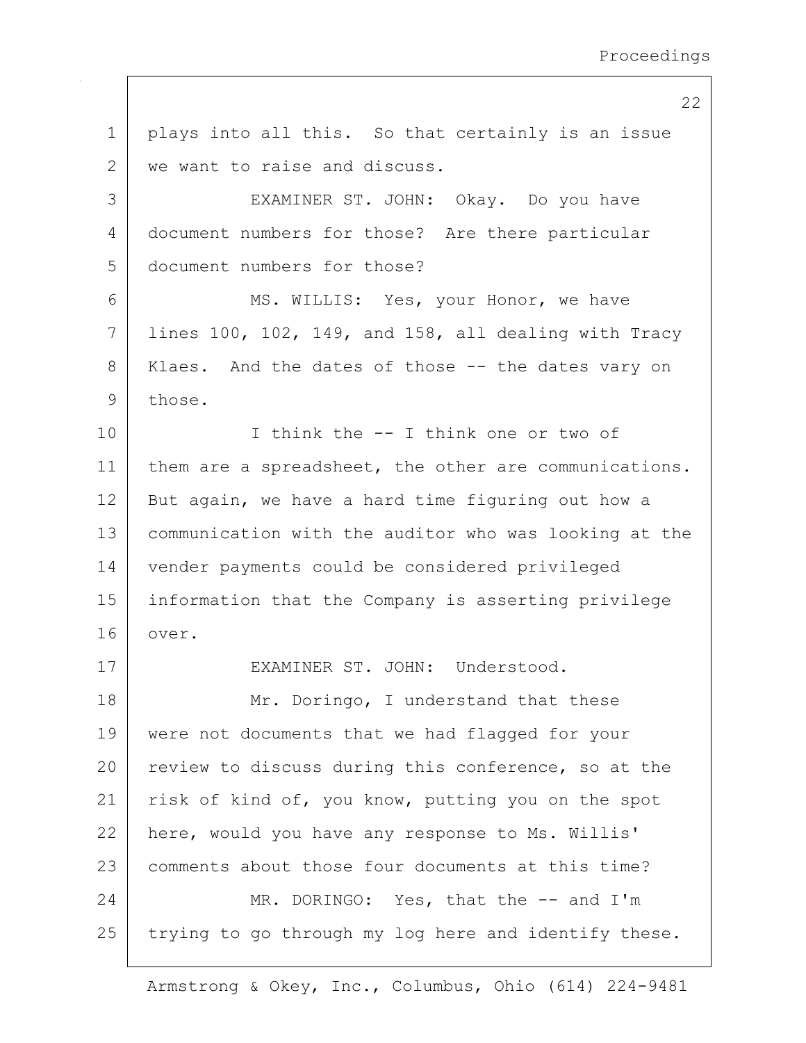plays into all this. So that certainly is an issue we want to raise and discuss.

EXAMINER ST. JOHN: Okay. Do you have document numbers for those? Are there particular document numbers for those?

MS. WILLIS: Yes, your Honor, we have lines 100, 102, 149, and 158, all dealing with Tracy Klaes. And the dates of those -- the dates vary on those.

I think the -- I think one or two of them are a spreadsheet, the other are communications. But again, we have a hard time figuring out how a communication with the auditor who was looking at the vender payments could be considered privileged information that the Company is asserting privilege over.

EXAMINER ST. JOHN: Understood.

Mr. Doringo, I understand that these were not documents that we had flagged for your review to discuss during this conference, so at the risk of kind of, you know, putting you on the spot here, would you have any response to Ms. Willis' comments about those four documents at this time?

MR. DORINGO: Yes, that the -- and I'm trying to go through my log here and identify these.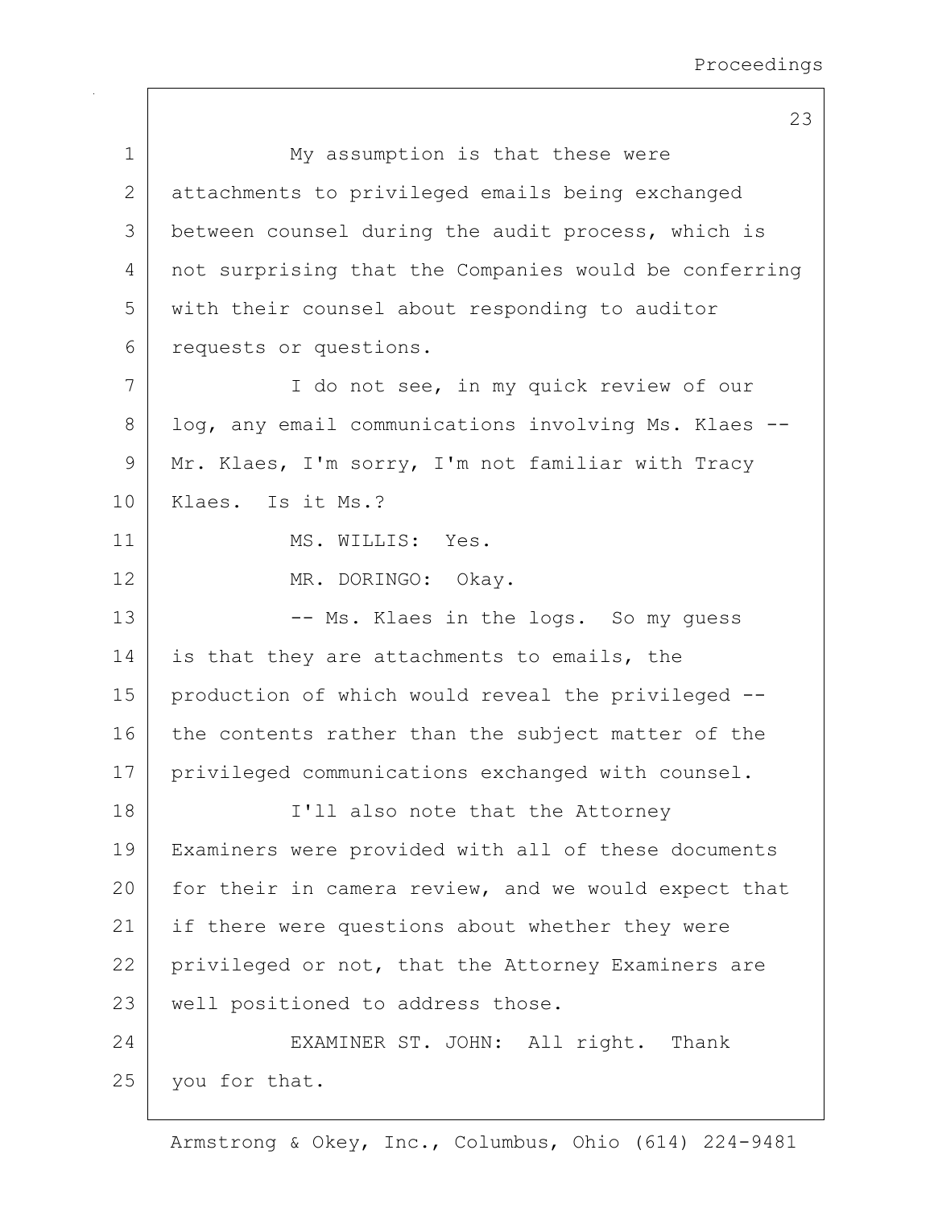My assumption is that these were attachments to privileged emails being exchanged between counsel during the audit process, which is not surprising that the Companies would be conferring with their counsel about responding to auditor requests or questions.

I do not see, in my quick review of our log, any email communications involving Ms. Klaes -- Mr. Klaes, I'm sorry, I'm not familiar with Tracy Klaes. Is it Ms.?

MS. WILLIS: Yes.

MR. DORINGO: Okay.

-- Ms. Klaes in the logs. So my guess is that they are attachments to emails, the production of which would reveal the privileged -- the contents rather than the subject matter of the privileged communications exchanged with counsel.

I'll also note that the Attorney Examiners were provided with all of these documents for their in camera review, and we would expect that if there were questions about whether they were privileged or not, that the Attorney Examiners are well positioned to address those.

EXAMINER ST. JOHN: All right. Thank you for that.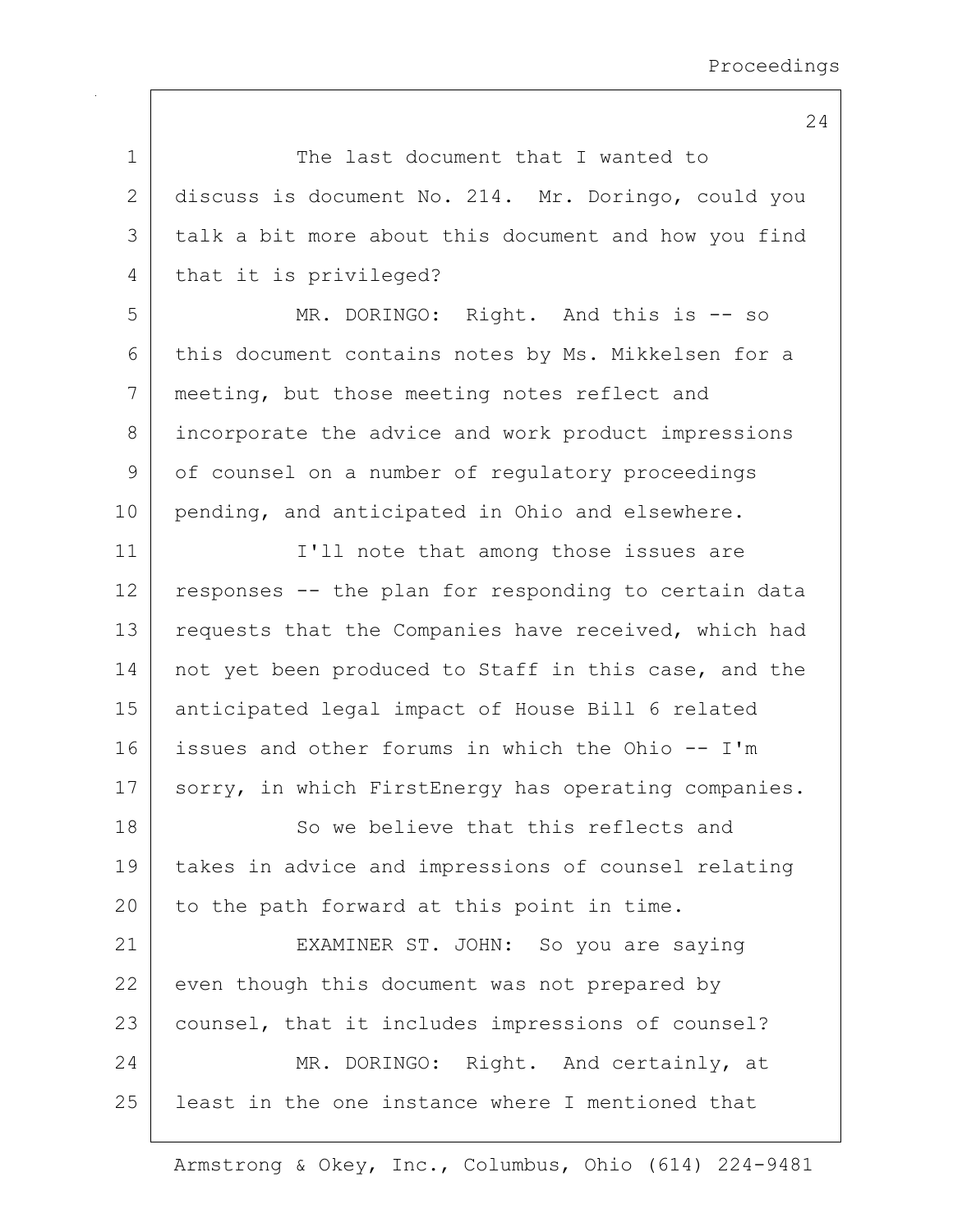The last document that I wanted to discuss is document No. 214. Mr. Doringo, could you talk a bit more about this document and how you find that it is privileged?

MR. DORINGO: Right. And this is -- so this document contains notes by Ms. Mikkelsen for a meeting, but those meeting notes reflect and incorporate the advice and work product impressions of counsel on a number of regulatory proceedings pending, and anticipated in Ohio and elsewhere.

I'll note that among those issues are responses -- the plan for responding to certain data requests that the Companies have received, which had not yet been produced to Staff in this case, and the anticipated legal impact of House Bill 6 related issues and other forums in which the Ohio -- I'm sorry, in which FirstEnergy has operating companies.

So we believe that this reflects and takes in advice and impressions of counsel relating to the path forward at this point in time.

EXAMINER ST. JOHN: So you are saying even though this document was not prepared by counsel, that it includes impressions of counsel?

MR. DORINGO: Right. And certainly, at least in the one instance where I mentioned that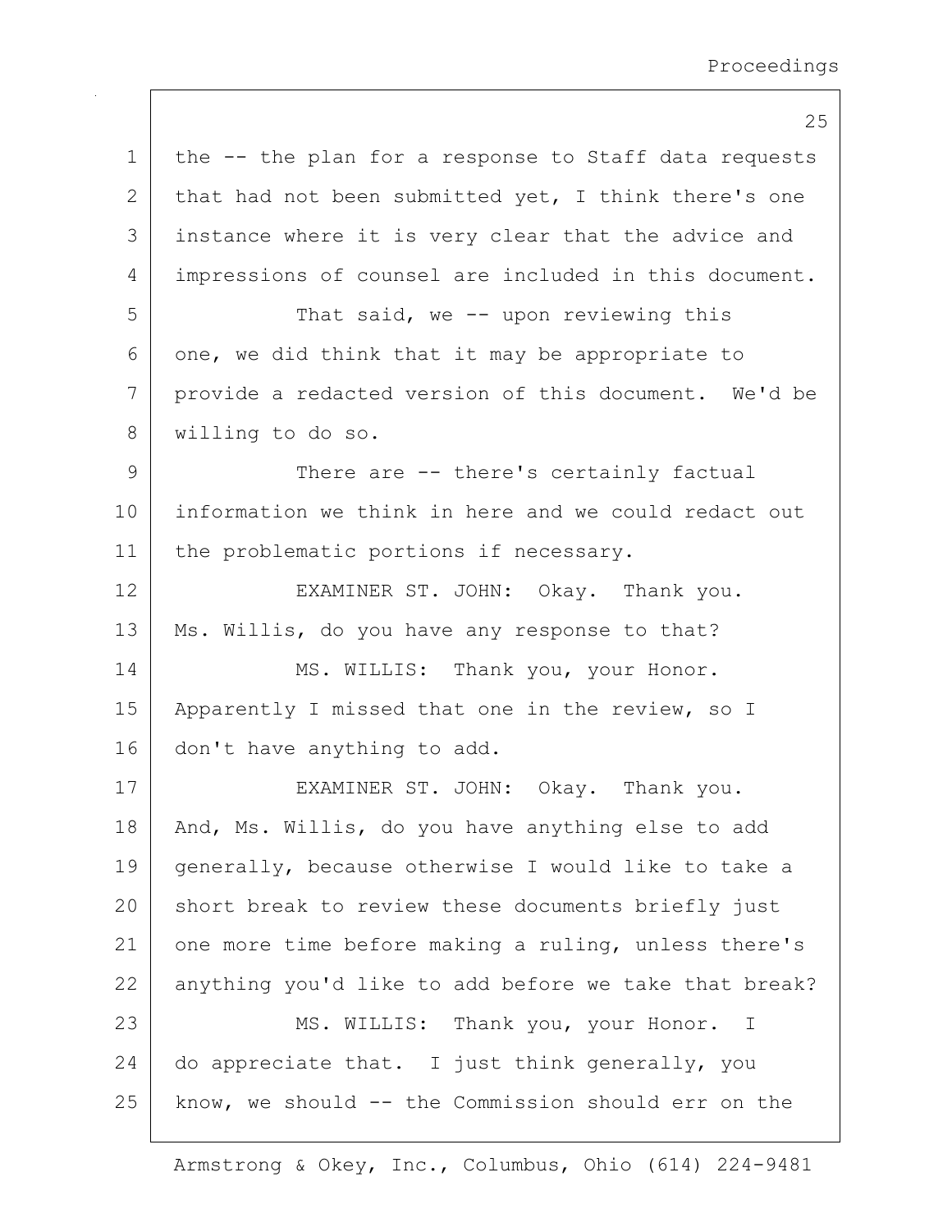the -- the plan for a response to Staff data requests that had not been submitted yet, I think there's one instance where it is very clear that the advice and impressions of counsel are included in this document.

That said, we -- upon reviewing this one, we did think that it may be appropriate to provide a redacted version of this document. We'd be willing to do so.

There are -- there's certainly factual information we think in here and we could redact out the problematic portions if necessary.

EXAMINER ST. JOHN: Okay. Thank you. Ms. Willis, do you have any response to that?

MS. WILLIS: Thank you, your Honor. Apparently I missed that one in the review, so I don't have anything to add.

EXAMINER ST. JOHN: Okay. Thank you. And, Ms. Willis, do you have anything else to add generally, because otherwise I would like to take a short break to review these documents briefly just one more time before making a ruling, unless there's anything you'd like to add before we take that break?

MS. WILLIS: Thank you, your Honor. I do appreciate that. I just think generally, you know, we should -- the Commission should err on the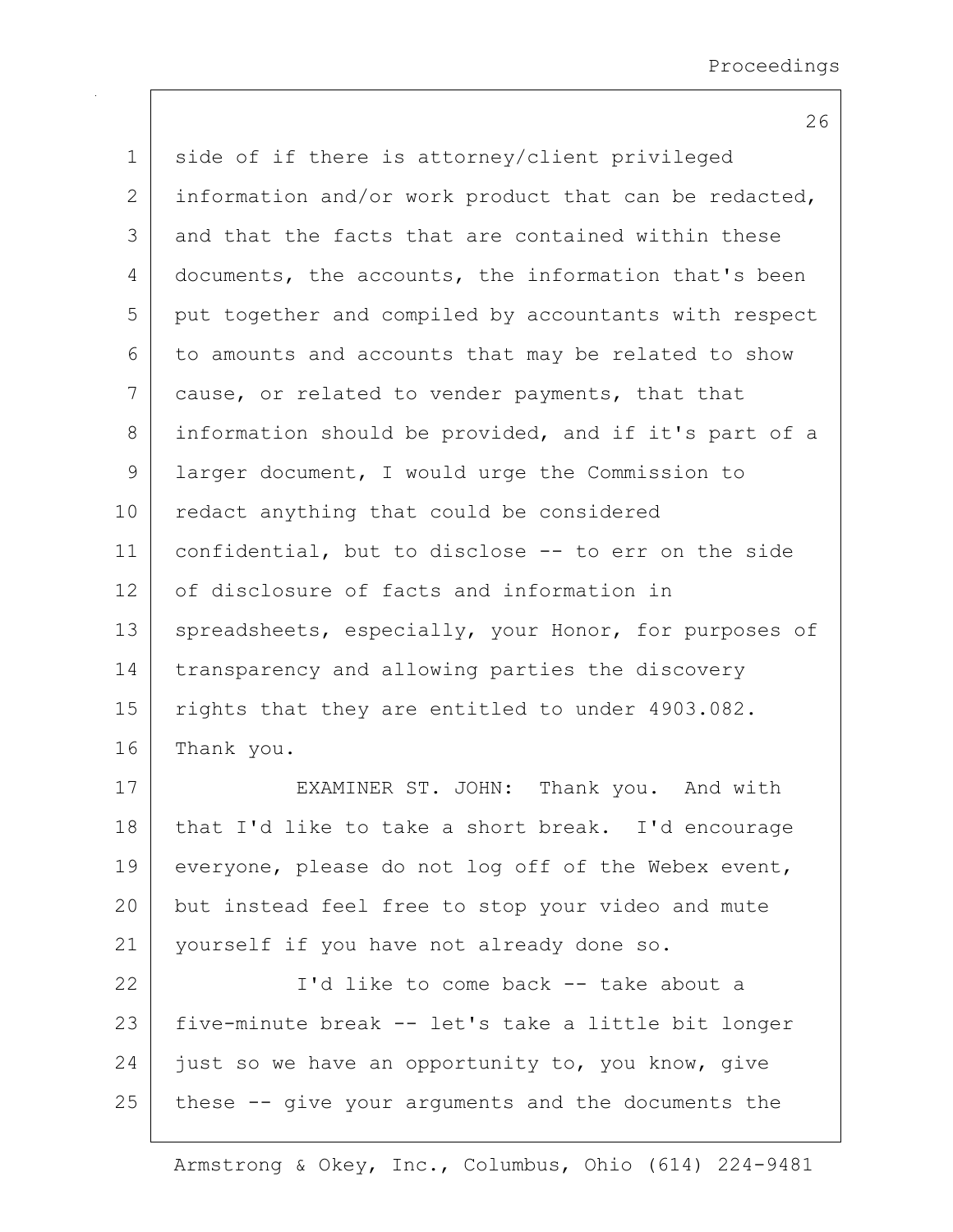side of if there is attorney/client privileged information and/or work product that can be redacted, and that the facts that are contained within these documents, the accounts, the information that's been put together and compiled by accountants with respect to amounts and accounts that may be related to show cause, or related to vender payments, that that information should be provided, and if it's part of a larger document, I would urge the Commission to redact anything that could be considered confidential, but to disclose -- to err on the side of disclosure of facts and information in spreadsheets, especially, your Honor, for purposes of transparency and allowing parties the discovery rights that they are entitled to under 4903.082. Thank you.

EXAMINER ST. JOHN: Thank you. And with that I'd like to take a short break. I'd encourage everyone, please do not log off of the Webex event, but instead feel free to stop your video and mute yourself if you have not already done so.

I'd like to come back -- take about a five-minute break -- let's take a little bit longer just so we have an opportunity to, you know, give these -- give your arguments and the documents the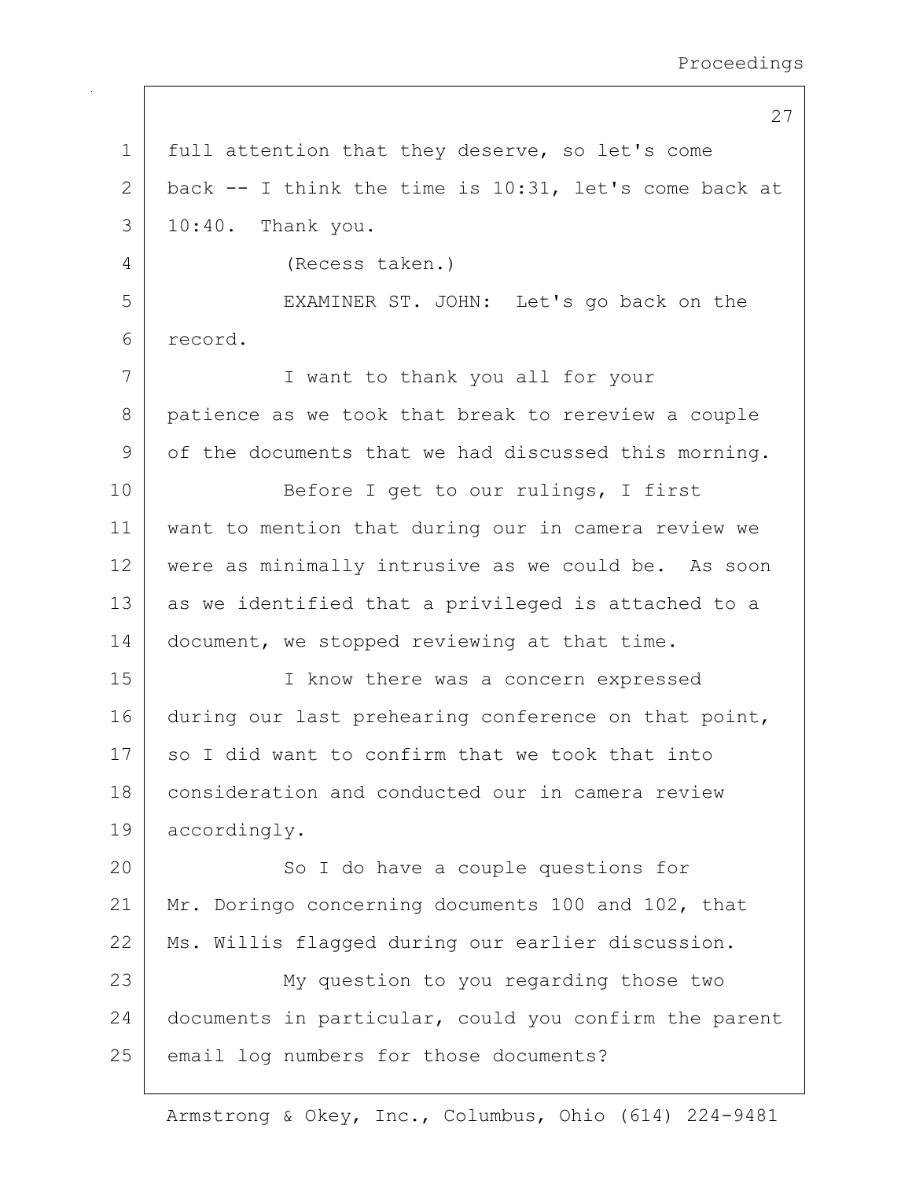full attention that they deserve, so let's come back -- I think the time is 10:31, let's come back at 10:40. Thank you.

(Recess taken.)

EXAMINER ST. JOHN: Let's go back on the record.

I want to thank you all for your patience as we took that break to rereview a couple of the documents that we had discussed this morning.

Before I get to our rulings, I first want to mention that during our in camera review we were as minimally intrusive as we could be. As soon as we identified that a privileged is attached to a document, we stopped reviewing at that time.

I know there was a concern expressed during our last prehearing conference on that point, so I did want to confirm that we took that into consideration and conducted our in camera review accordingly.

So I do have a couple questions for Mr. Doringo concerning documents 100 and 102, that Ms. Willis flagged during our earlier discussion.

My question to you regarding those two documents in particular, could you confirm the parent email log numbers for those documents?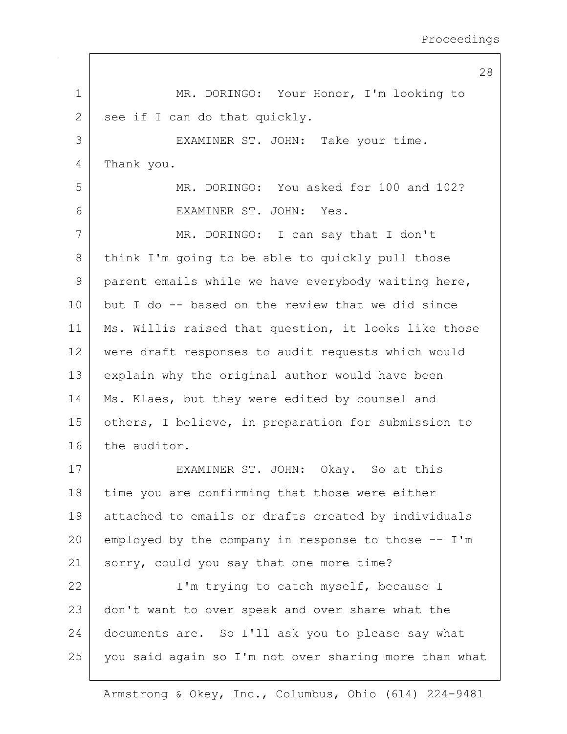MR. DORINGO: Your Honor, I'm looking to see if I can do that quickly.

EXAMINER ST. JOHN: Take your time. Thank you.

MR. DORINGO: You asked for 100 and 102?

EXAMINER ST. JOHN: Yes.

MR. DORINGO: I can say that I don't think I'm going to be able to quickly pull those parent emails while we have everybody waiting here, but I do -- based on the review that we did since Ms. Willis raised that question, it looks like those were draft responses to audit requests which would explain why the original author would have been Ms. Klaes, but they were edited by counsel and others, I believe, in preparation for submission to the auditor.

EXAMINER ST. JOHN: Okay. So at this time you are confirming that those were either attached to emails or drafts created by individuals employed by the company in response to those -- I'm sorry, could you say that one more time?

I'm trying to catch myself, because I don't want to over speak and over share what the documents are. So I'll ask you to please say what you said again so I'm not over sharing more than what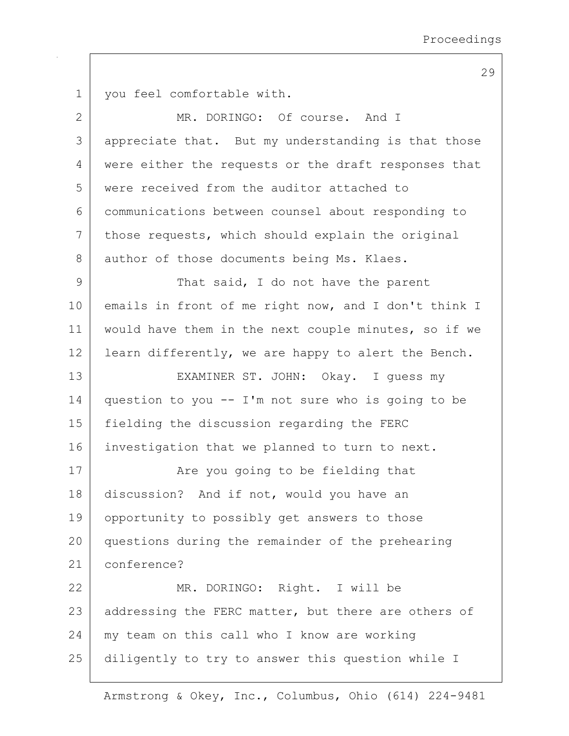you feel comfortable with.

MR. DORINGO: Of course. And I appreciate that. But my understanding is that those were either the requests or the draft responses that were received from the auditor attached to communications between counsel about responding to those requests, which should explain the original author of those documents being Ms. Klaes.

That said, I do not have the parent emails in front of me right now, and I don't think I would have them in the next couple minutes, so if we learn differently, we are happy to alert the Bench.

EXAMINER ST. JOHN: Okay. I guess my question to you -- I'm not sure who is going to be fielding the discussion regarding the FERC investigation that we planned to turn to next.

Are you going to be fielding that discussion? And if not, would you have an opportunity to possibly get answers to those questions during the remainder of the prehearing conference?

MR. DORINGO: Right. I will be addressing the FERC matter, but there are others of my team on this call who I know are working diligently to try to answer this question while I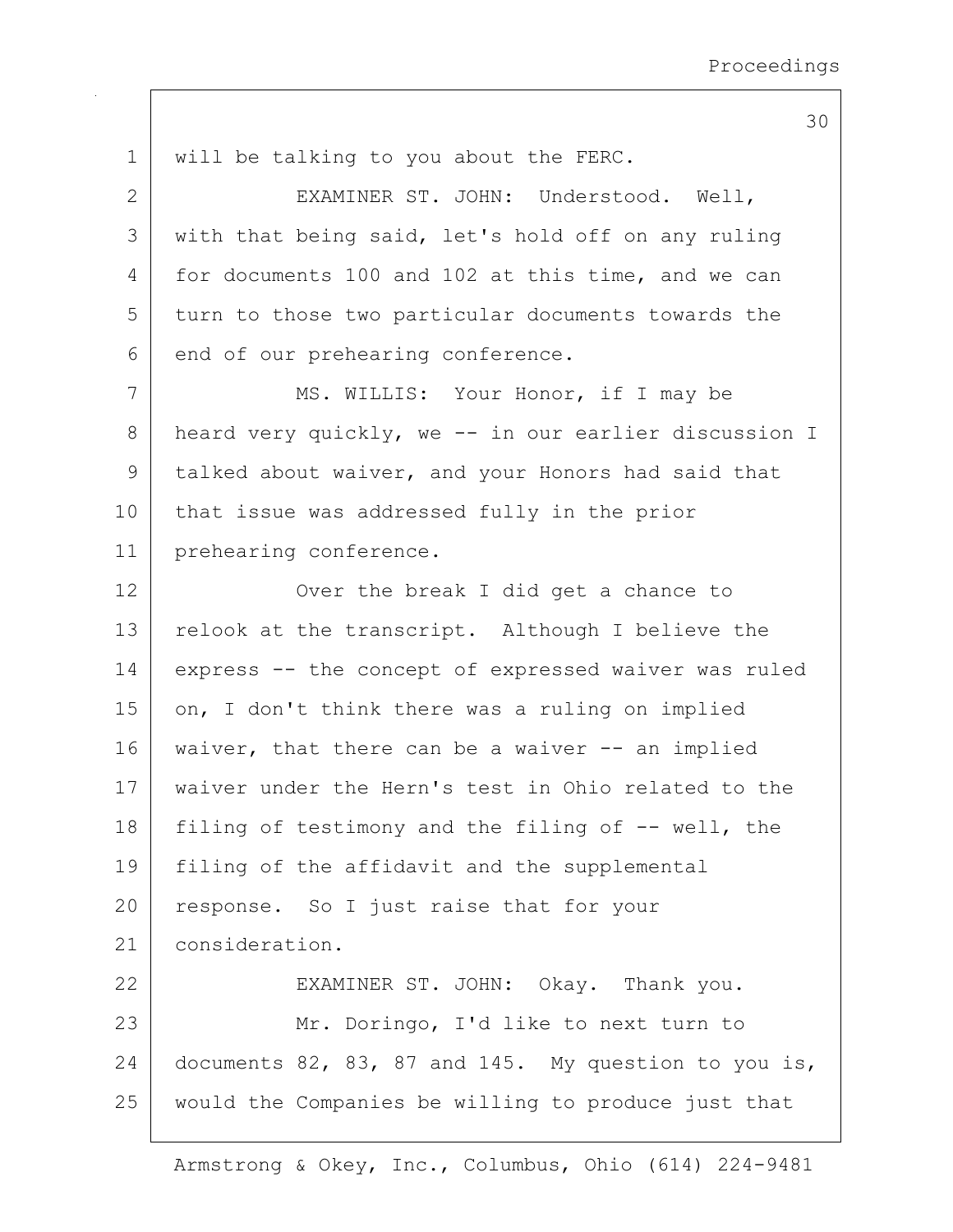will be talking to you about the FERC.

EXAMINER ST. JOHN: Understood. Well, with that being said, let's hold off on any ruling for documents 100 and 102 at this time, and we can turn to those two particular documents towards the end of our prehearing conference.

MS. WILLIS: Your Honor, if I may be heard very quickly, we -- in our earlier discussion I talked about waiver, and your Honors had said that that issue was addressed fully in the prior prehearing conference.

Over the break I did get a chance to relook at the transcript. Although I believe the express -- the concept of expressed waiver was ruled on, I don't think there was a ruling on implied waiver, that there can be a waiver -- an implied waiver under the Hern's test in Ohio related to the filing of testimony and the filing of -- well, the filing of the affidavit and the supplemental response. So I just raise that for your consideration.

EXAMINER ST. JOHN: Okay. Thank you.

Mr. Doringo, I'd like to next turn to documents 82, 83, 87 and 145. My question to you is, would the Companies be willing to produce just that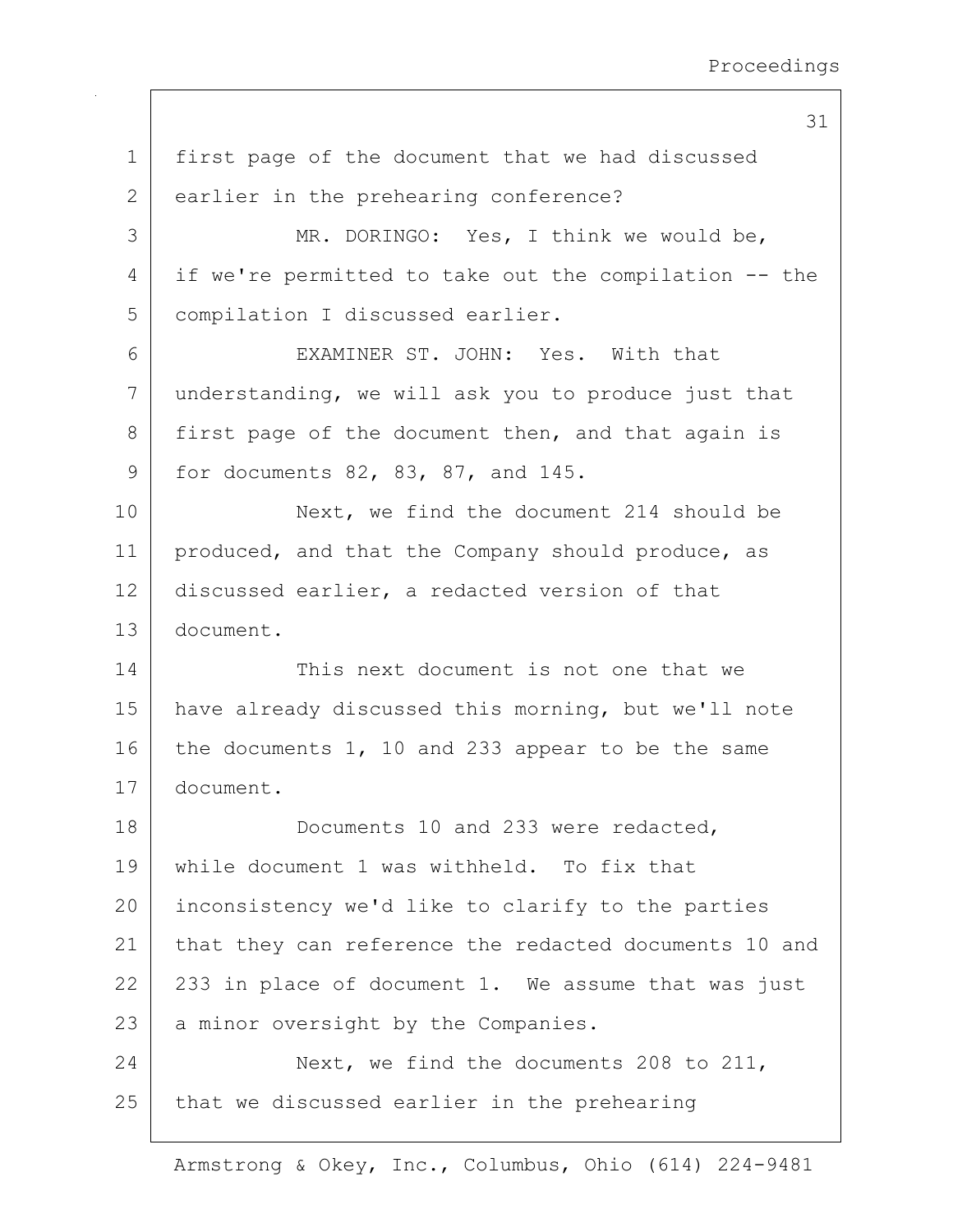first page of the document that we had discussed earlier in the prehearing conference?

MR. DORINGO: Yes, I think we would be, if we're permitted to take out the compilation -- the compilation I discussed earlier.

EXAMINER ST. JOHN: Yes. With that understanding, we will ask you to produce just that first page of the document then, and that again is for documents 82, 83, 87, and 145.

Next, we find the document 214 should be produced, and that the Company should produce, as discussed earlier, a redacted version of that document.

This next document is not one that we have already discussed this morning, but we'll note the documents 1, 10 and 233 appear to be the same document.

Documents 10 and 233 were redacted, while document 1 was withheld. To fix that inconsistency we'd like to clarify to the parties that they can reference the redacted documents 10 and 233 in place of document 1. We assume that was just a minor oversight by the Companies.

Next, we find the documents 208 to 211, that we discussed earlier in the prehearing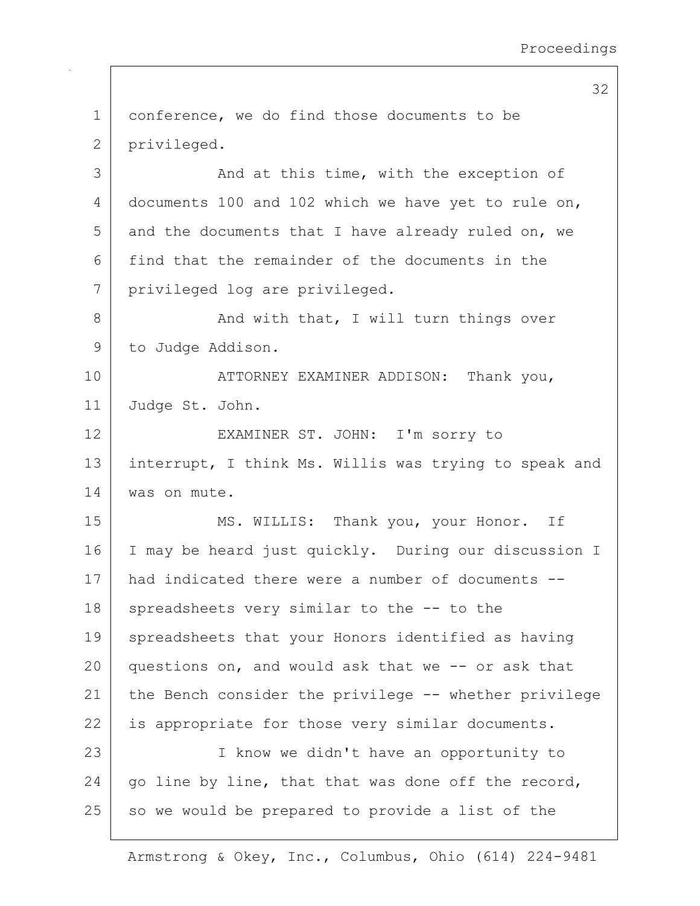conference, we do find those documents to be privileged.

And at this time, with the exception of documents 100 and 102 which we have yet to rule on, and the documents that I have already ruled on, we find that the remainder of the documents in the privileged log are privileged.

And with that, I will turn things over to Judge Addison.

ATTORNEY EXAMINER ADDISON: Thank you, Judge St. John.

EXAMINER ST. JOHN: I'm sorry to interrupt, I think Ms. Willis was trying to speak and was on mute.

MS. WILLIS: Thank you, your Honor. If I may be heard just quickly. During our discussion I had indicated there were a number of documents -- spreadsheets very similar to the -- to the spreadsheets that your Honors identified as having questions on, and would ask that we -- or ask that the Bench consider the privilege -- whether privilege is appropriate for those very similar documents.

I know we didn't have an opportunity to go line by line, that that was done off the record, so we would be prepared to provide a list of the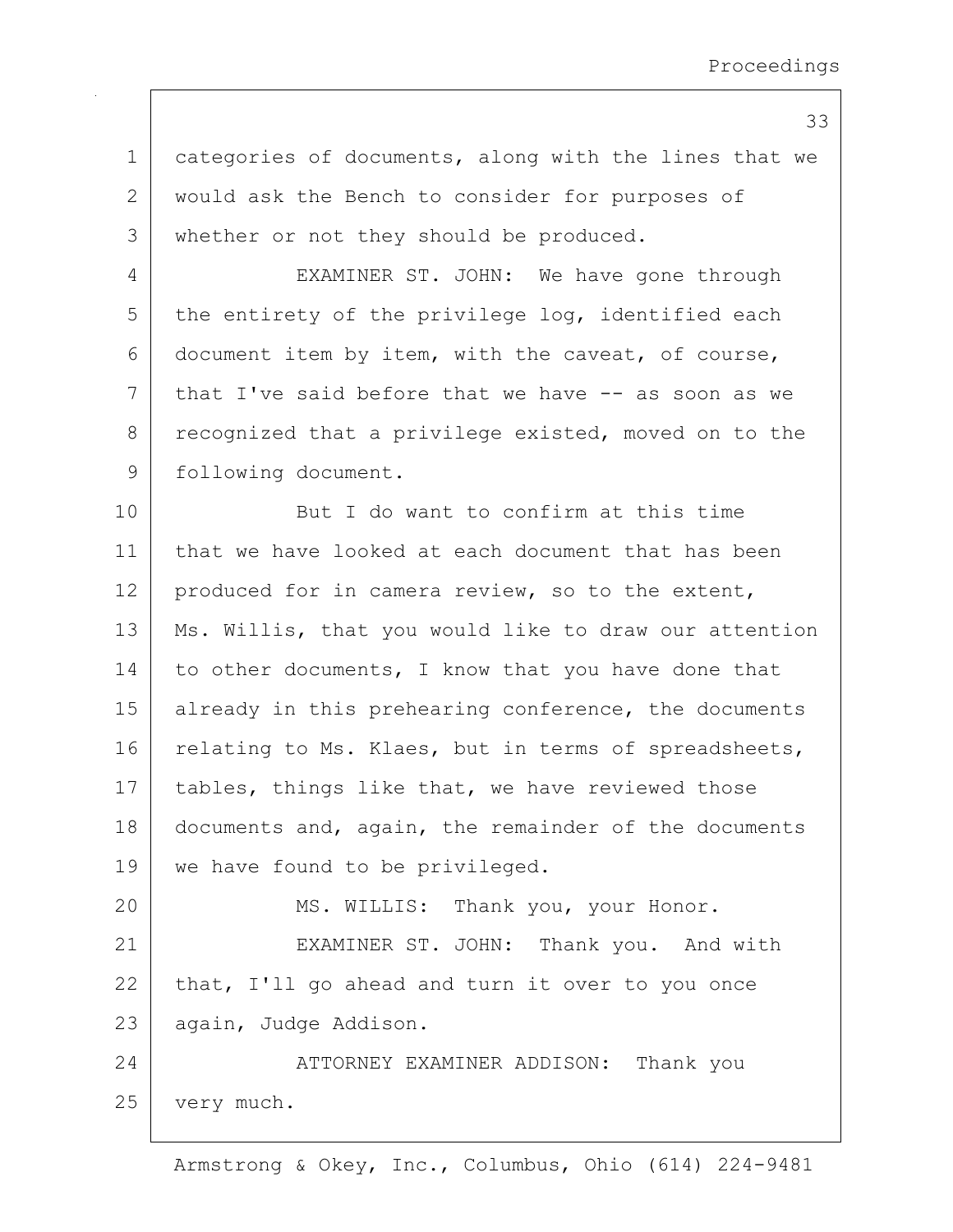categories of documents, along with the lines that we would ask the Bench to consider for purposes of whether or not they should be produced.

EXAMINER ST. JOHN: We have gone through the entirety of the privilege log, identified each document item by item, with the caveat, of course, that I've said before that we have -- as soon as we recognized that a privilege existed, moved on to the following document.

But I do want to confirm at this time that we have looked at each document that has been produced for in camera review, so to the extent, Ms. Willis, that you would like to draw our attention to other documents, I know that you have done that already in this prehearing conference, the documents relating to Ms. Klaes, but in terms of spreadsheets, tables, things like that, we have reviewed those documents and, again, the remainder of the documents we have found to be privileged.

MS. WILLIS: Thank you, your Honor.

EXAMINER ST. JOHN: Thank you. And with that, I'll go ahead and turn it over to you once again, Judge Addison.

ATTORNEY EXAMINER ADDISON: Thank you very much.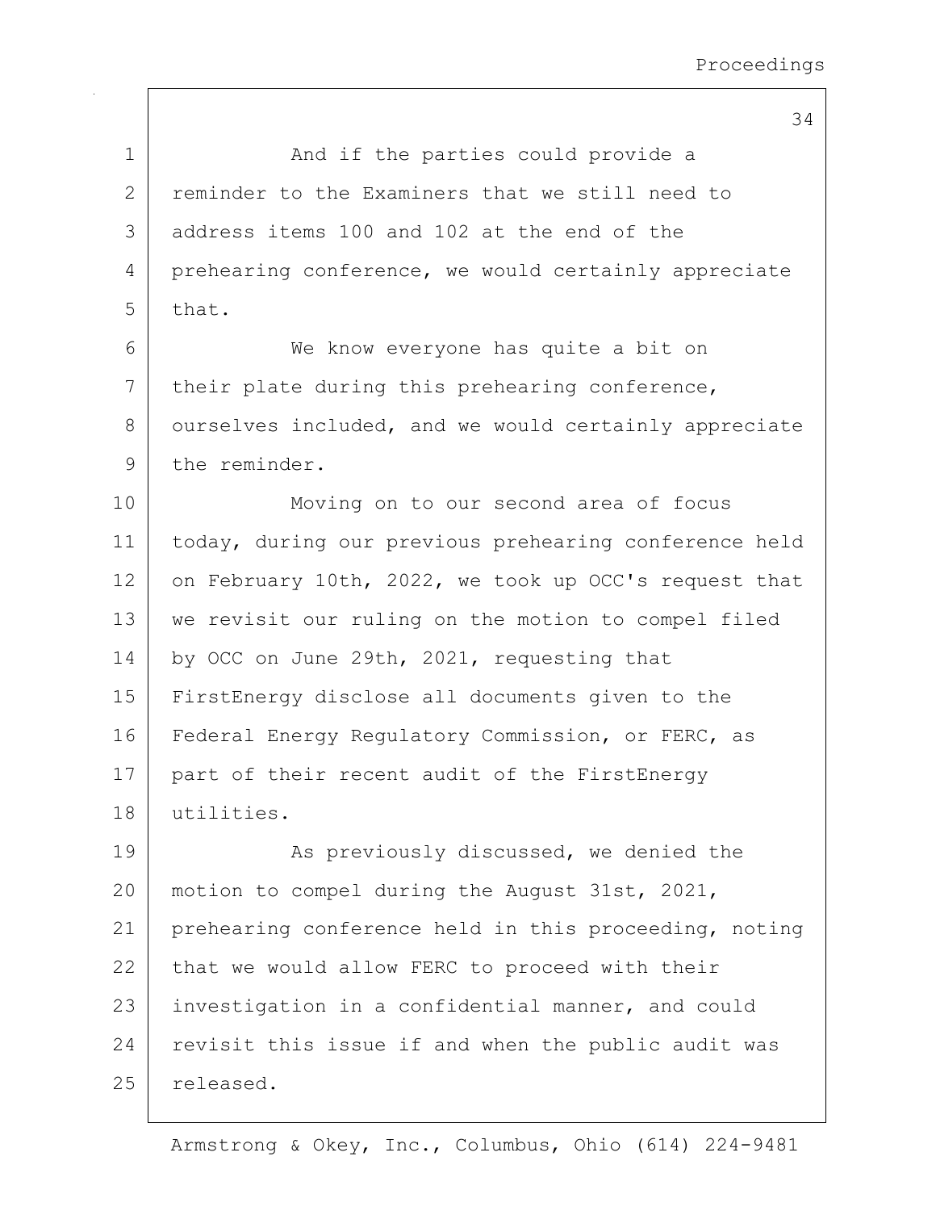And if the parties could provide a reminder to the Examiners that we still need to address items 100 and 102 at the end of the prehearing conference, we would certainly appreciate that.

We know everyone has quite a bit on their plate during this prehearing conference, ourselves included, and we would certainly appreciate the reminder.

Moving on to our second area of focus today, during our previous prehearing conference held on February 10th, 2022, we took up OCC's request that we revisit our ruling on the motion to compel filed by OCC on June 29th, 2021, requesting that FirstEnergy disclose all documents given to the Federal Energy Regulatory Commission, or FERC, as part of their recent audit of the FirstEnergy utilities.

As previously discussed, we denied the motion to compel during the August 31st, 2021, prehearing conference held in this proceeding, noting that we would allow FERC to proceed with their investigation in a confidential manner, and could revisit this issue if and when the public audit was released.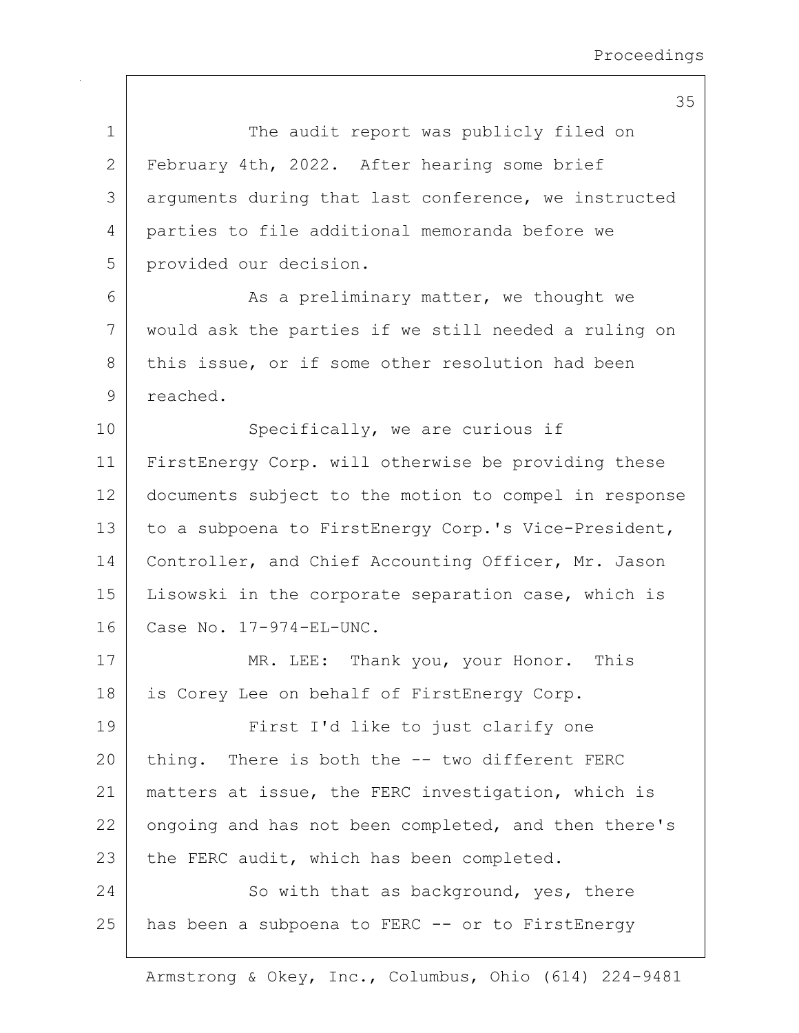The audit report was publicly filed on February 4th, 2022. After hearing some brief arguments during that last conference, we instructed parties to file additional memoranda before we provided our decision.

As a preliminary matter, we thought we would ask the parties if we still needed a ruling on this issue, or if some other resolution had been reached.

Specifically, we are curious if FirstEnergy Corp. will otherwise be providing these documents subject to the motion to compel in response to a subpoena to FirstEnergy Corp.'s Vice-President, Controller, and Chief Accounting Officer, Mr. Jason Lisowski in the corporate separation case, which is Case No. 17-974-EL-UNC.

MR. LEE: Thank you, your Honor. This is Corey Lee on behalf of FirstEnergy Corp.

First I'd like to just clarify one thing. There is both the -- two different FERC matters at issue, the FERC investigation, which is ongoing and has not been completed, and then there's the FERC audit, which has been completed.

So with that as background, yes, there has been a subpoena to FERC -- or to FirstEnergy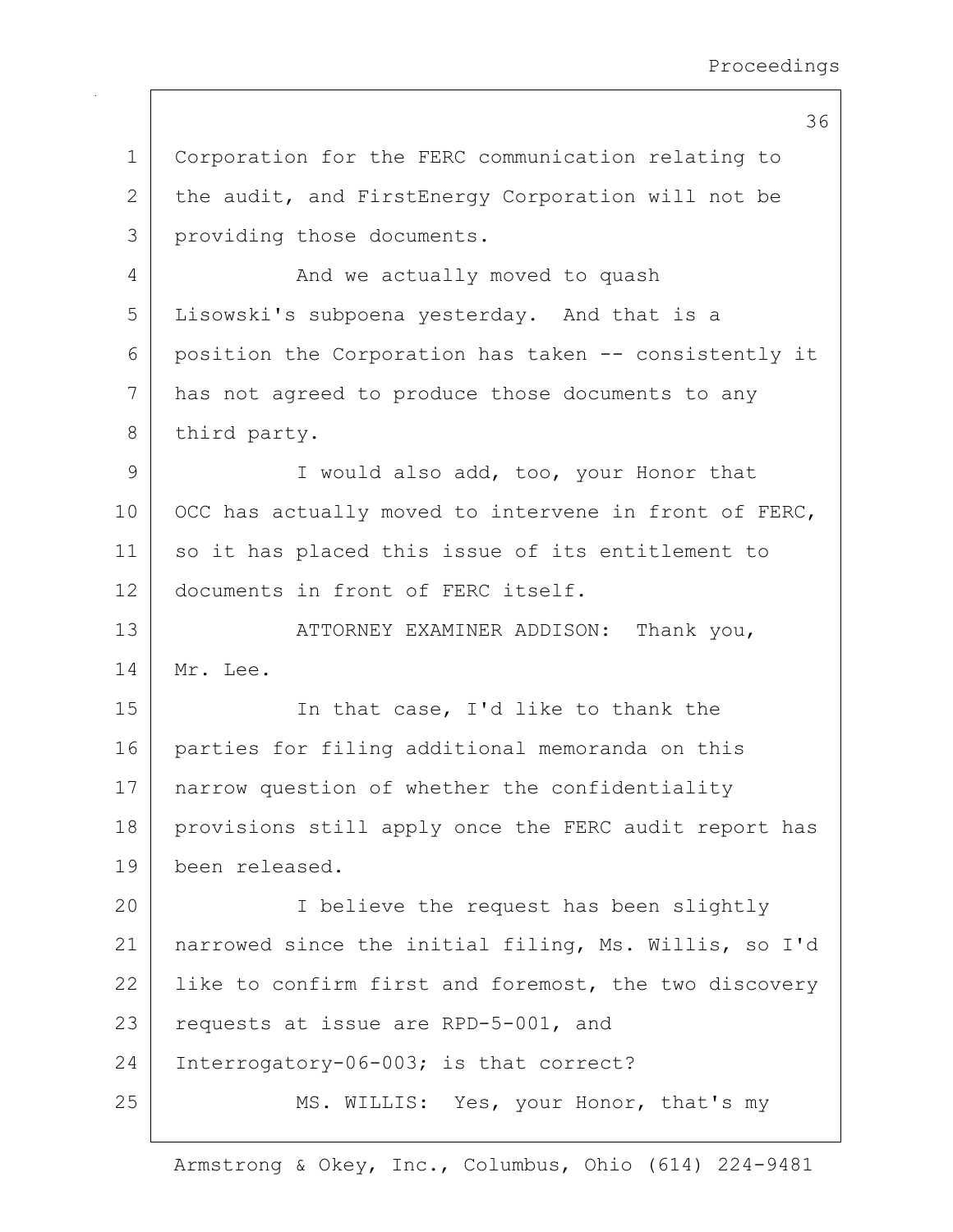Corporation for the FERC communication relating to the audit, and FirstEnergy Corporation will not be providing those documents.

And we actually moved to quash Lisowski's subpoena yesterday. And that is a position the Corporation has taken -- consistently it has not agreed to produce those documents to any third party.

I would also add, too, your Honor that OCC has actually moved to intervene in front of FERC, so it has placed this issue of its entitlement to documents in front of FERC itself.

ATTORNEY EXAMINER ADDISON: Thank you, Mr. Lee.

In that case, I'd like to thank the parties for filing additional memoranda on this narrow question of whether the confidentiality provisions still apply once the FERC audit report has been released.

I believe the request has been slightly narrowed since the initial filing, Ms. Willis, so I'd like to confirm first and foremost, the two discovery requests at issue are RPD-5-001, and Interrogatory-06-003; is that correct?

MS. WILLIS: Yes, your Honor, that's my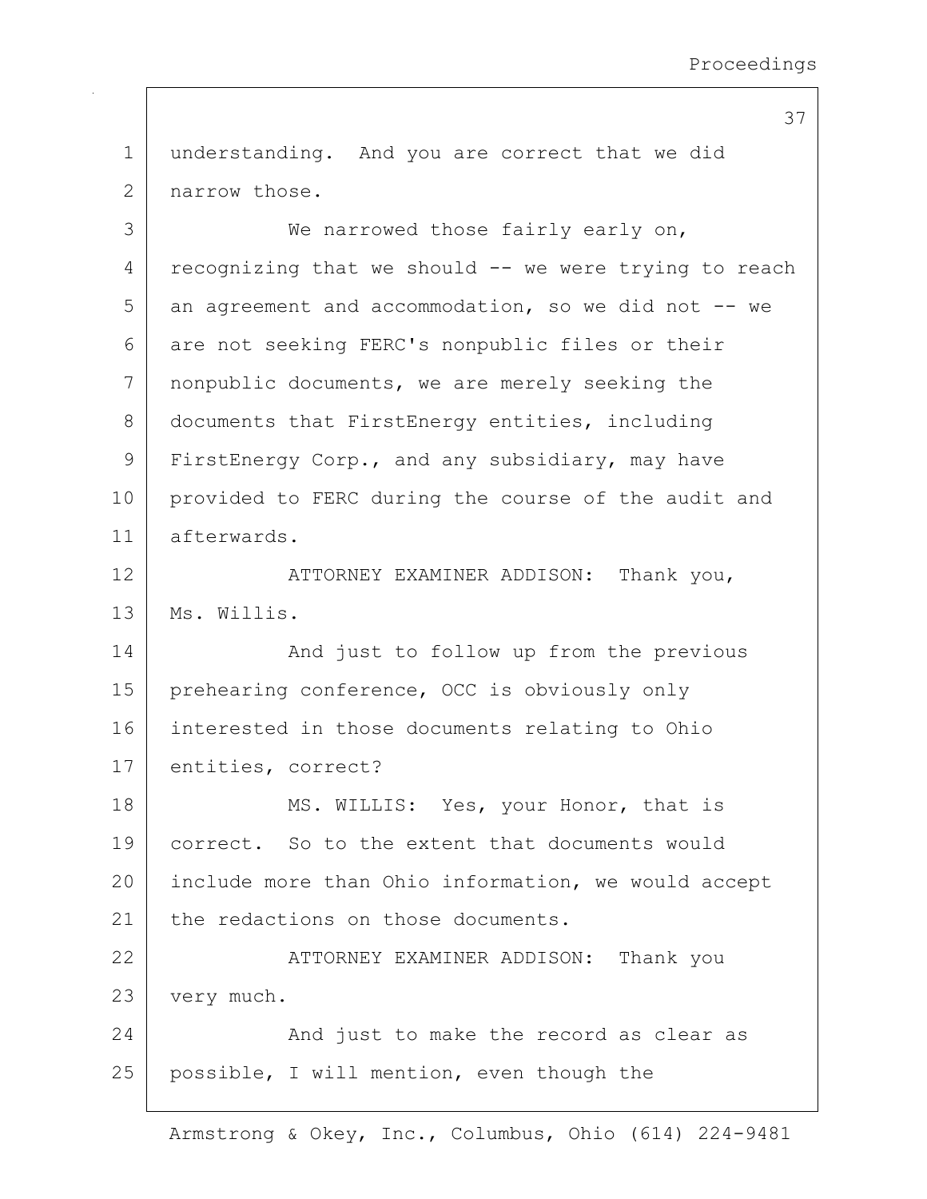understanding. And you are correct that we did narrow those.

We narrowed those fairly early on, recognizing that we should -- we were trying to reach an agreement and accommodation, so we did not -- we are not seeking FERC's nonpublic files or their nonpublic documents, we are merely seeking the documents that FirstEnergy entities, including FirstEnergy Corp., and any subsidiary, may have provided to FERC during the course of the audit and afterwards.

ATTORNEY EXAMINER ADDISON: Thank you, Ms. Willis.

And just to follow up from the previous prehearing conference, OCC is obviously only interested in those documents relating to Ohio entities, correct?

MS. WILLIS: Yes, your Honor, that is correct. So to the extent that documents would include more than Ohio information, we would accept the redactions on those documents.

ATTORNEY EXAMINER ADDISON: Thank you very much.

And just to make the record as clear as possible, I will mention, even though the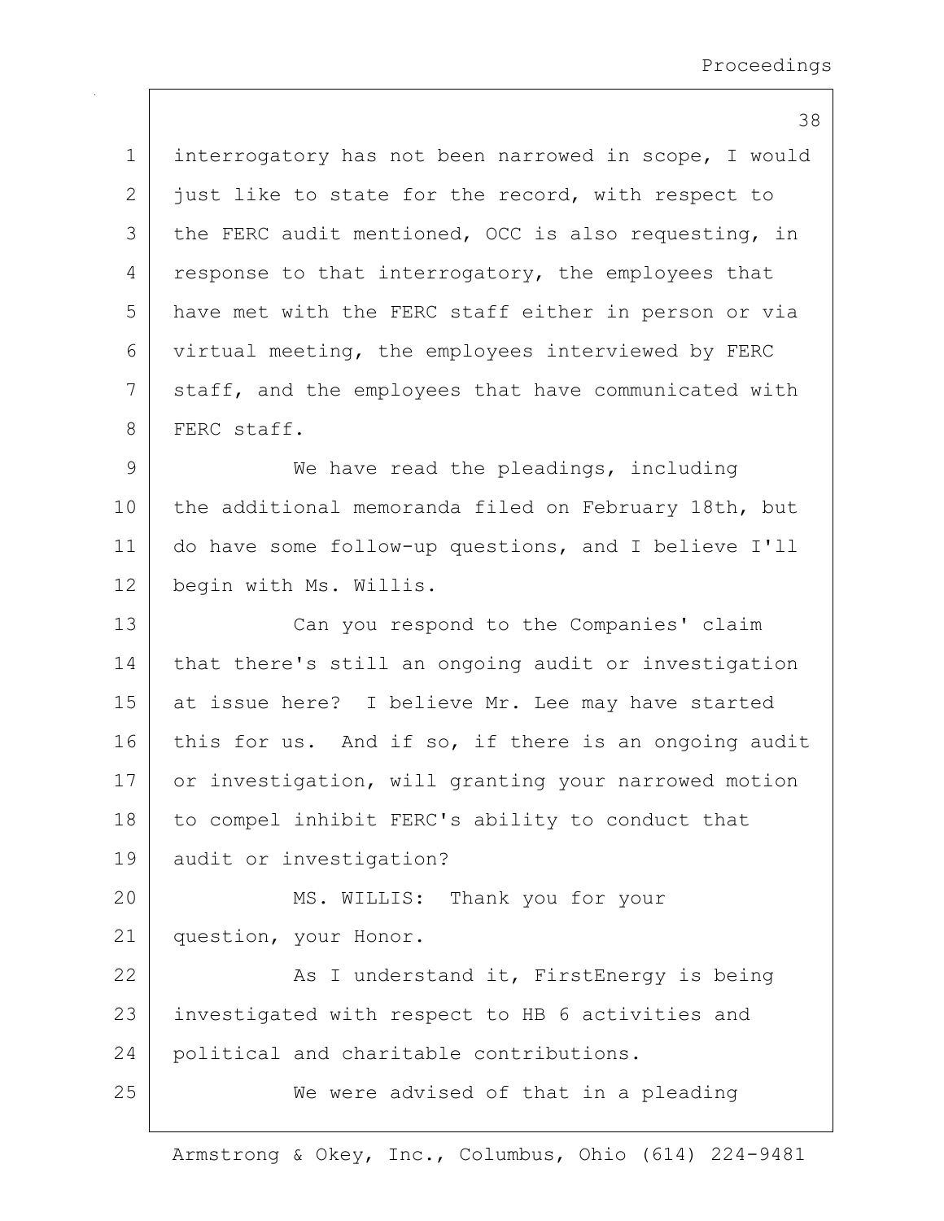interrogatory has not been narrowed in scope, I would just like to state for the record, with respect to the FERC audit mentioned, OCC is also requesting, in response to that interrogatory, the employees that have met with the FERC staff either in person or via virtual meeting, the employees interviewed by FERC staff, and the employees that have communicated with FERC staff.

We have read the pleadings, including the additional memoranda filed on February 18th, but do have some follow-up questions, and I believe I'll begin with Ms. Willis.

Can you respond to the Companies' claim that there's still an ongoing audit or investigation at issue here? I believe Mr. Lee may have started this for us. And if so, if there is an ongoing audit or investigation, will granting your narrowed motion to compel inhibit FERC's ability to conduct that audit or investigation?

MS. WILLIS: Thank you for your question, your Honor.

As I understand it, FirstEnergy is being investigated with respect to HB 6 activities and political and charitable contributions.

We were advised of that in a pleading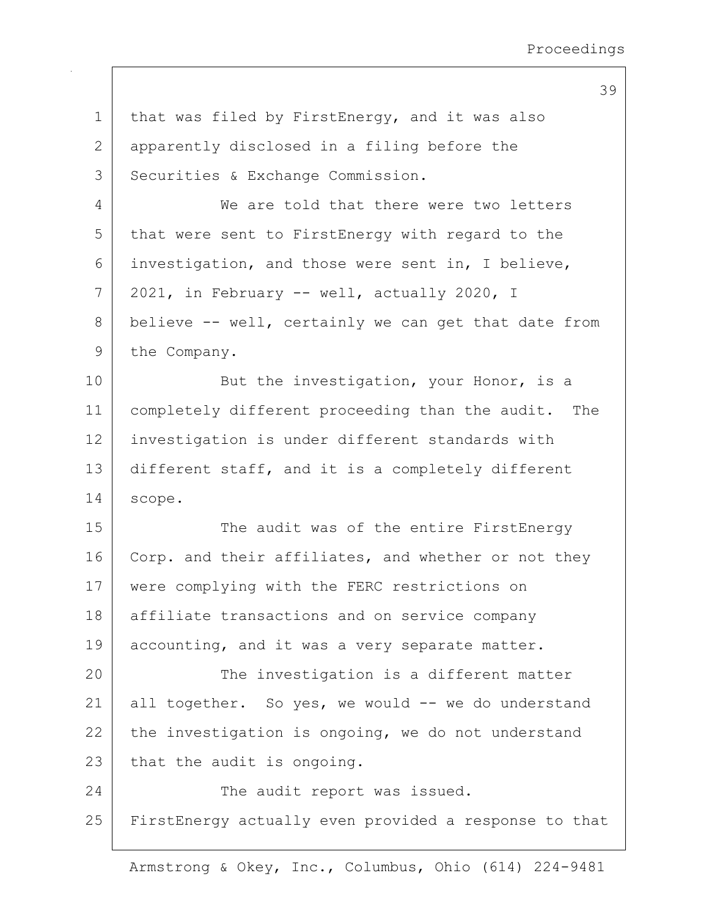that was filed by FirstEnergy, and it was also apparently disclosed in a filing before the Securities & Exchange Commission.

We are told that there were two letters that were sent to FirstEnergy with regard to the investigation, and those were sent in, I believe, 2021, in February -- well, actually 2020, I believe -- well, certainly we can get that date from the Company.

But the investigation, your Honor, is a completely different proceeding than the audit. The investigation is under different standards with different staff, and it is a completely different scope.

The audit was of the entire FirstEnergy Corp. and their affiliates, and whether or not they were complying with the FERC restrictions on affiliate transactions and on service company accounting, and it was a very separate matter.

The investigation is a different matter all together. So yes, we would -- we do understand the investigation is ongoing, we do not understand that the audit is ongoing.

The audit report was issued. FirstEnergy actually even provided a response to that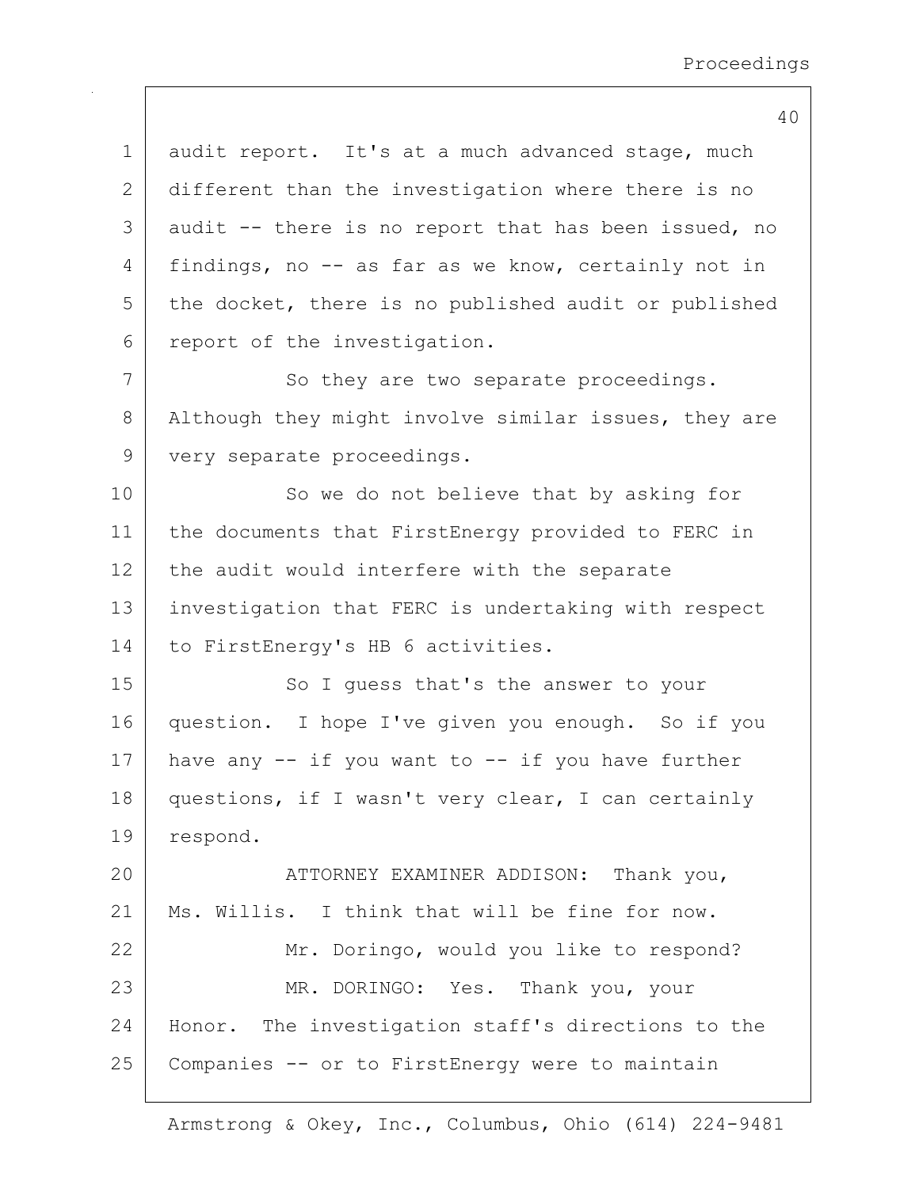audit report. It's at a much advanced stage, much different than the investigation where there is no audit -- there is no report that has been issued, no findings, no -- as far as we know, certainly not in the docket, there is no published audit or published report of the investigation.

So they are two separate proceedings. Although they might involve similar issues, they are very separate proceedings.

So we do not believe that by asking for the documents that FirstEnergy provided to FERC in the audit would interfere with the separate investigation that FERC is undertaking with respect to FirstEnergy's HB 6 activities.

So I guess that's the answer to your question. I hope I've given you enough. So if you have any -- if you want to -- if you have further questions, if I wasn't very clear, I can certainly respond.

ATTORNEY EXAMINER ADDISON: Thank you, Ms. Willis. I think that will be fine for now.

Mr. Doringo, would you like to respond?

MR. DORINGO: Yes. Thank you, your Honor. The investigation staff's directions to the Companies -- or to FirstEnergy were to maintain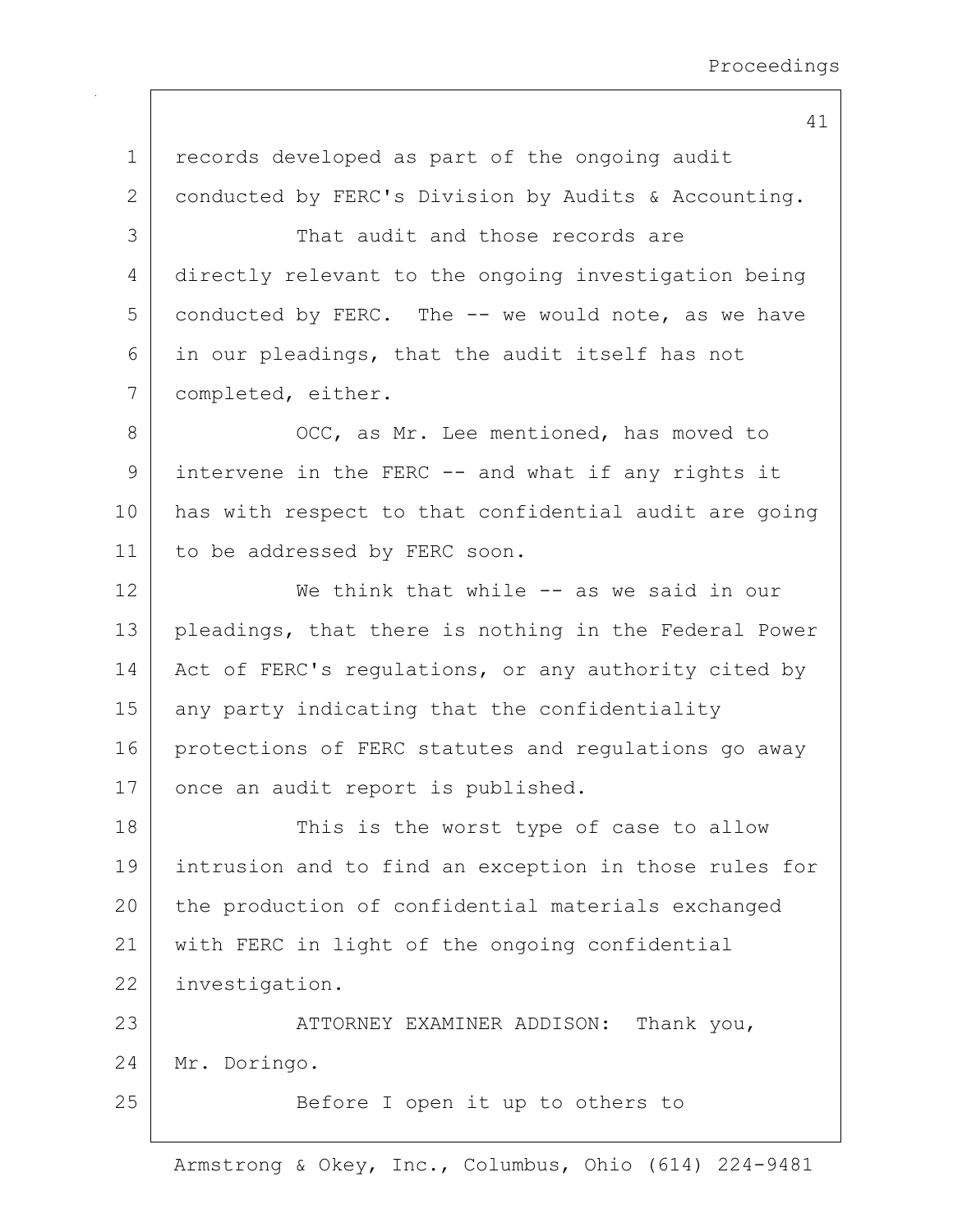records developed as part of the ongoing audit conducted by FERC's Division by Audits & Accounting.

That audit and those records are directly relevant to the ongoing investigation being conducted by FERC. The -- we would note, as we have in our pleadings, that the audit itself has not completed, either.

OCC, as Mr. Lee mentioned, has moved to intervene in the FERC -- and what if any rights it has with respect to that confidential audit are going to be addressed by FERC soon.

We think that while -- as we said in our pleadings, that there is nothing in the Federal Power Act of FERC's regulations, or any authority cited by any party indicating that the confidentiality protections of FERC statutes and regulations go away once an audit report is published.

This is the worst type of case to allow intrusion and to find an exception in those rules for the production of confidential materials exchanged with FERC in light of the ongoing confidential investigation.

ATTORNEY EXAMINER ADDISON: Thank you, Mr. Doringo.

Before I open it up to others to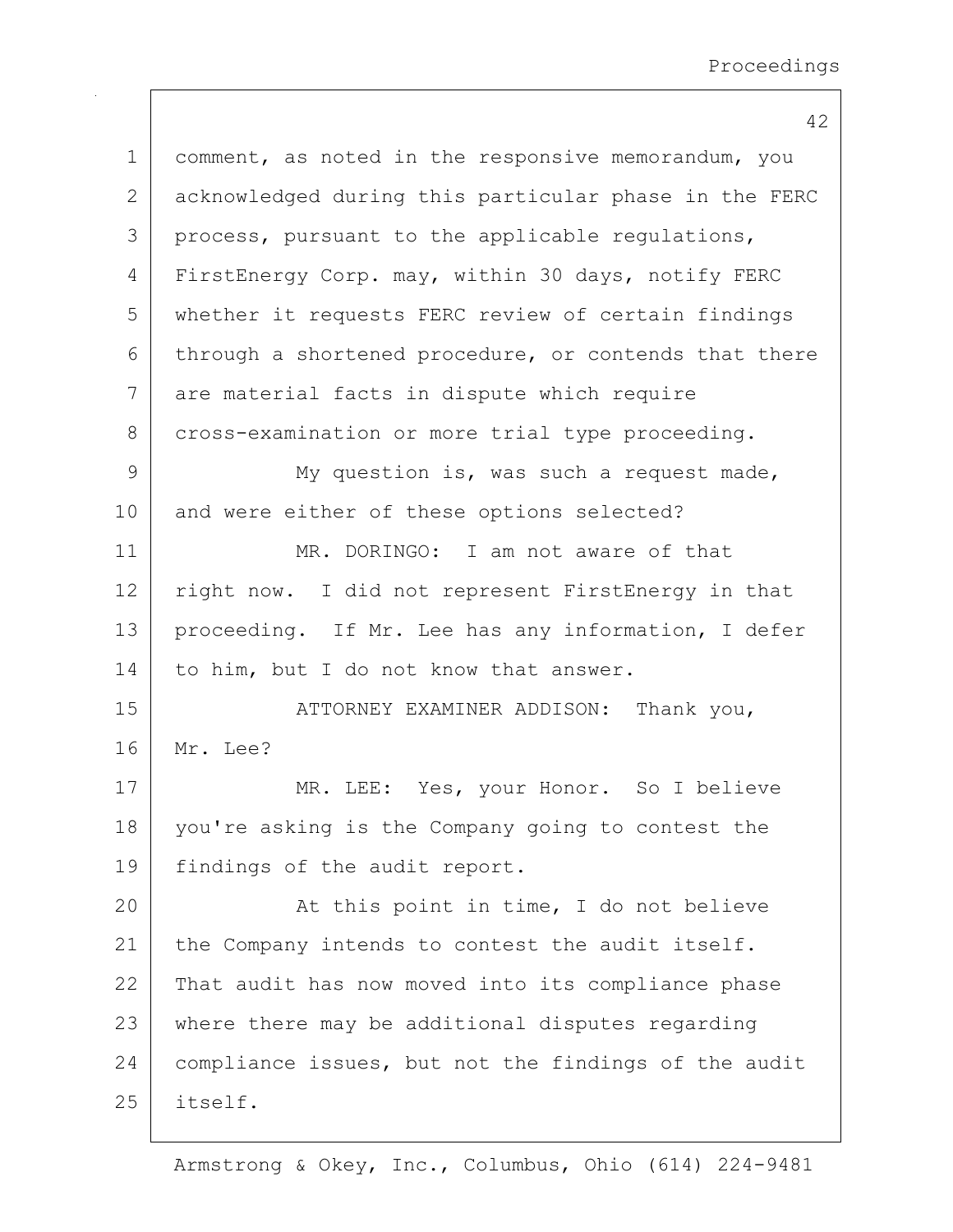comment, as noted in the responsive memorandum, you acknowledged during this particular phase in the FERC process, pursuant to the applicable regulations, FirstEnergy Corp. may, within 30 days, notify FERC whether it requests FERC review of certain findings through a shortened procedure, or contends that there are material facts in dispute which require cross-examination or more trial type proceeding.

My question is, was such a request made, and were either of these options selected?

MR. DORINGO: I am not aware of that right now. I did not represent FirstEnergy in that proceeding. If Mr. Lee has any information, I defer to him, but I do not know that answer.

ATTORNEY EXAMINER ADDISON: Thank you, Mr. Lee?

MR. LEE: Yes, your Honor. So I believe you're asking is the Company going to contest the findings of the audit report.

At this point in time, I do not believe the Company intends to contest the audit itself. That audit has now moved into its compliance phase where there may be additional disputes regarding compliance issues, but not the findings of the audit itself.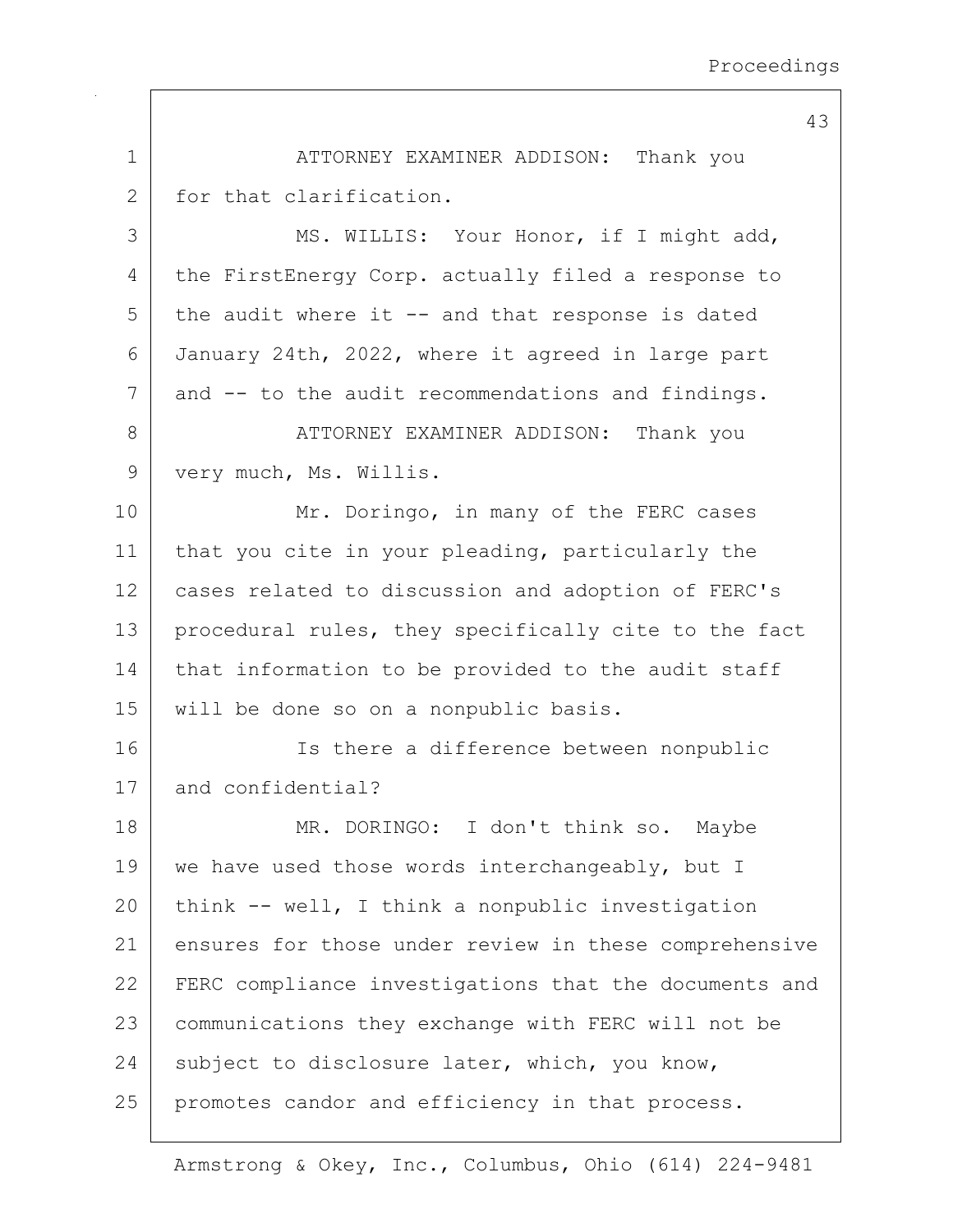ATTORNEY EXAMINER ADDISON: Thank you for that clarification.

MS. WILLIS: Your Honor, if I might add, the FirstEnergy Corp. actually filed a response to the audit where it -- and that response is dated January 24th, 2022, where it agreed in large part and -- to the audit recommendations and findings.

ATTORNEY EXAMINER ADDISON: Thank you very much, Ms. Willis.

Mr. Doringo, in many of the FERC cases that you cite in your pleading, particularly the cases related to discussion and adoption of FERC's procedural rules, they specifically cite to the fact that information to be provided to the audit staff will be done so on a nonpublic basis.

Is there a difference between nonpublic and confidential?

MR. DORINGO: I don't think so. Maybe we have used those words interchangeably, but I think -- well, I think a nonpublic investigation ensures for those under review in these comprehensive FERC compliance investigations that the documents and communications they exchange with FERC will not be subject to disclosure later, which, you know, promotes candor and efficiency in that process.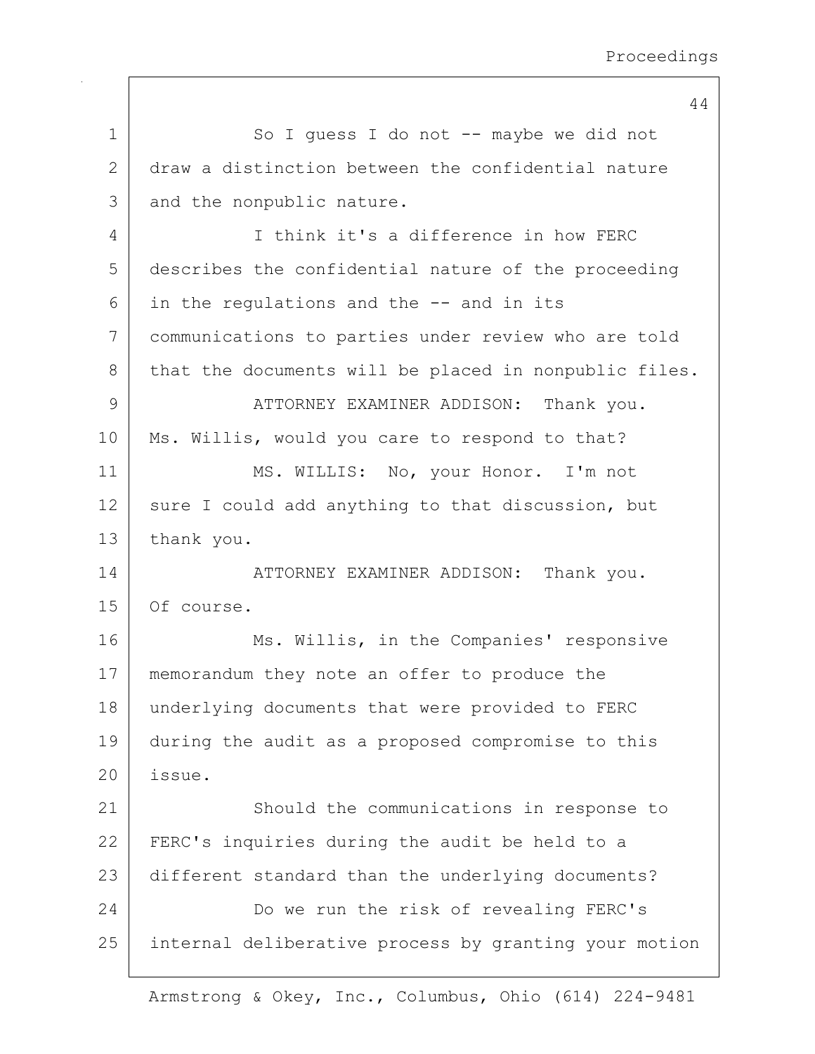So I guess I do not -- maybe we did not draw a distinction between the confidential nature and the nonpublic nature.

I think it's a difference in how FERC describes the confidential nature of the proceeding in the regulations and the -- and in its communications to parties under review who are told that the documents will be placed in nonpublic files.

ATTORNEY EXAMINER ADDISON: Thank you. Ms. Willis, would you care to respond to that?

MS. WILLIS: No, your Honor. I'm not sure I could add anything to that discussion, but thank you.

ATTORNEY EXAMINER ADDISON: Thank you. Of course.

Ms. Willis, in the Companies' responsive memorandum they note an offer to produce the underlying documents that were provided to FERC during the audit as a proposed compromise to this issue.

Should the communications in response to FERC's inquiries during the audit be held to a different standard than the underlying documents?

Do we run the risk of revealing FERC's internal deliberative process by granting your motion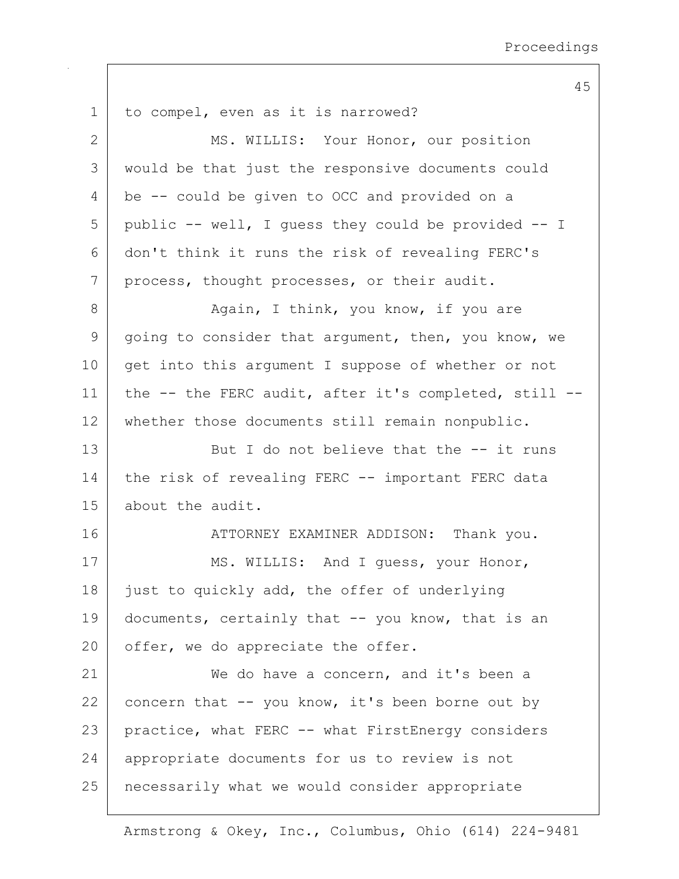to compel, even as it is narrowed?

MS. WILLIS: Your Honor, our position would be that just the responsive documents could be -- could be given to OCC and provided on a public -- well, I guess they could be provided -- I don't think it runs the risk of revealing FERC's process, thought processes, or their audit.

Again, I think, you know, if you are going to consider that argument, then, you know, we get into this argument I suppose of whether or not the -- the FERC audit, after it's completed, still -- whether those documents still remain nonpublic.

But I do not believe that the -- it runs the risk of revealing FERC -- important FERC data about the audit.

ATTORNEY EXAMINER ADDISON: Thank you.

MS. WILLIS: And I guess, your Honor, just to quickly add, the offer of underlying documents, certainly that -- you know, that is an offer, we do appreciate the offer.

We do have a concern, and it's been a concern that -- you know, it's been borne out by practice, what FERC -- what FirstEnergy considers appropriate documents for us to review is not necessarily what we would consider appropriate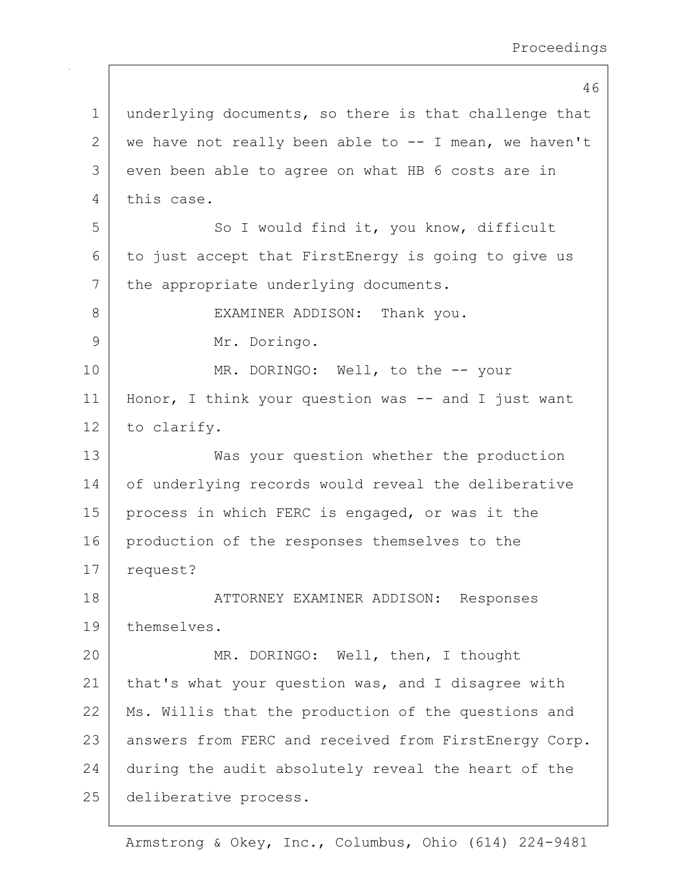underlying documents, so there is that challenge that we have not really been able to -- I mean, we haven't even been able to agree on what HB 6 costs are in this case.

So I would find it, you know, difficult to just accept that FirstEnergy is going to give us the appropriate underlying documents.

EXAMINER ADDISON: Thank you.

Mr. Doringo.

MR. DORINGO: Well, to the -- your Honor, I think your question was -- and I just want to clarify.

Was your question whether the production of underlying records would reveal the deliberative process in which FERC is engaged, or was it the production of the responses themselves to the request?

ATTORNEY EXAMINER ADDISON: Responses themselves.

MR. DORINGO: Well, then, I thought that's what your question was, and I disagree with Ms. Willis that the production of the questions and answers from FERC and received from FirstEnergy Corp. during the audit absolutely reveal the heart of the deliberative process.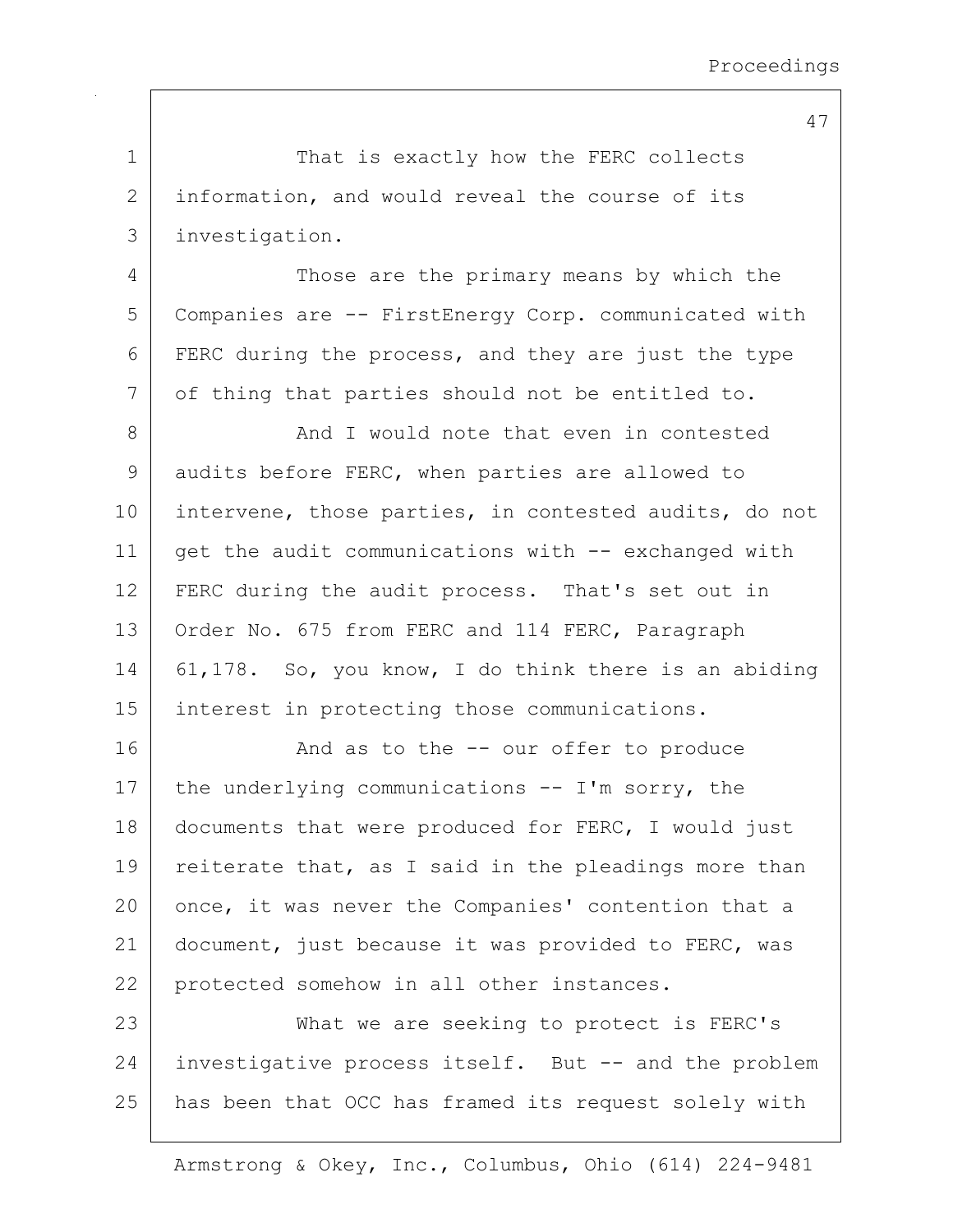That is exactly how the FERC collects information, and would reveal the course of its investigation.

Those are the primary means by which the Companies are -- FirstEnergy Corp. communicated with FERC during the process, and they are just the type of thing that parties should not be entitled to.

And I would note that even in contested audits before FERC, when parties are allowed to intervene, those parties, in contested audits, do not get the audit communications with -- exchanged with FERC during the audit process. That's set out in Order No. 675 from FERC and 114 FERC, Paragraph 61,178. So, you know, I do think there is an abiding interest in protecting those communications.

And as to the -- our offer to produce the underlying communications -- I'm sorry, the documents that were produced for FERC, I would just reiterate that, as I said in the pleadings more than once, it was never the Companies' contention that a document, just because it was provided to FERC, was protected somehow in all other instances.

What we are seeking to protect is FERC's investigative process itself. But -- and the problem has been that OCC has framed its request solely with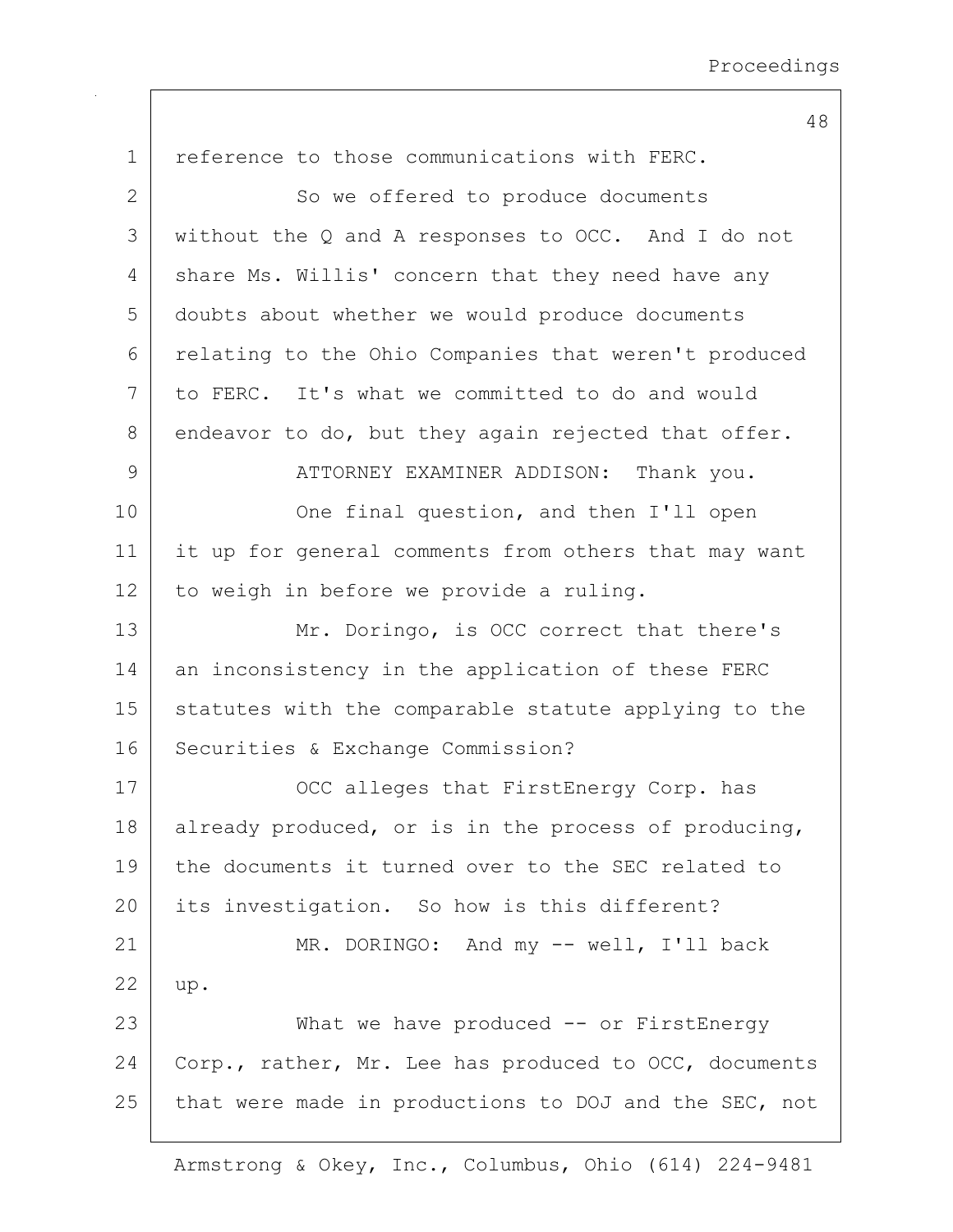reference to those communications with FERC.

So we offered to produce documents without the Q and A responses to OCC. And I do not share Ms. Willis' concern that they need have any doubts about whether we would produce documents relating to the Ohio Companies that weren't produced to FERC. It's what we committed to do and would endeavor to do, but they again rejected that offer.

ATTORNEY EXAMINER ADDISON: Thank you.

One final question, and then I'll open it up for general comments from others that may want to weigh in before we provide a ruling.

Mr. Doringo, is OCC correct that there's an inconsistency in the application of these FERC statutes with the comparable statute applying to the Securities & Exchange Commission?

OCC alleges that FirstEnergy Corp. has already produced, or is in the process of producing, the documents it turned over to the SEC related to its investigation. So how is this different?

MR. DORINGO: And my -- well, I'll back up.

What we have produced -- or FirstEnergy Corp., rather, Mr. Lee has produced to OCC, documents that were made in productions to DOJ and the SEC, not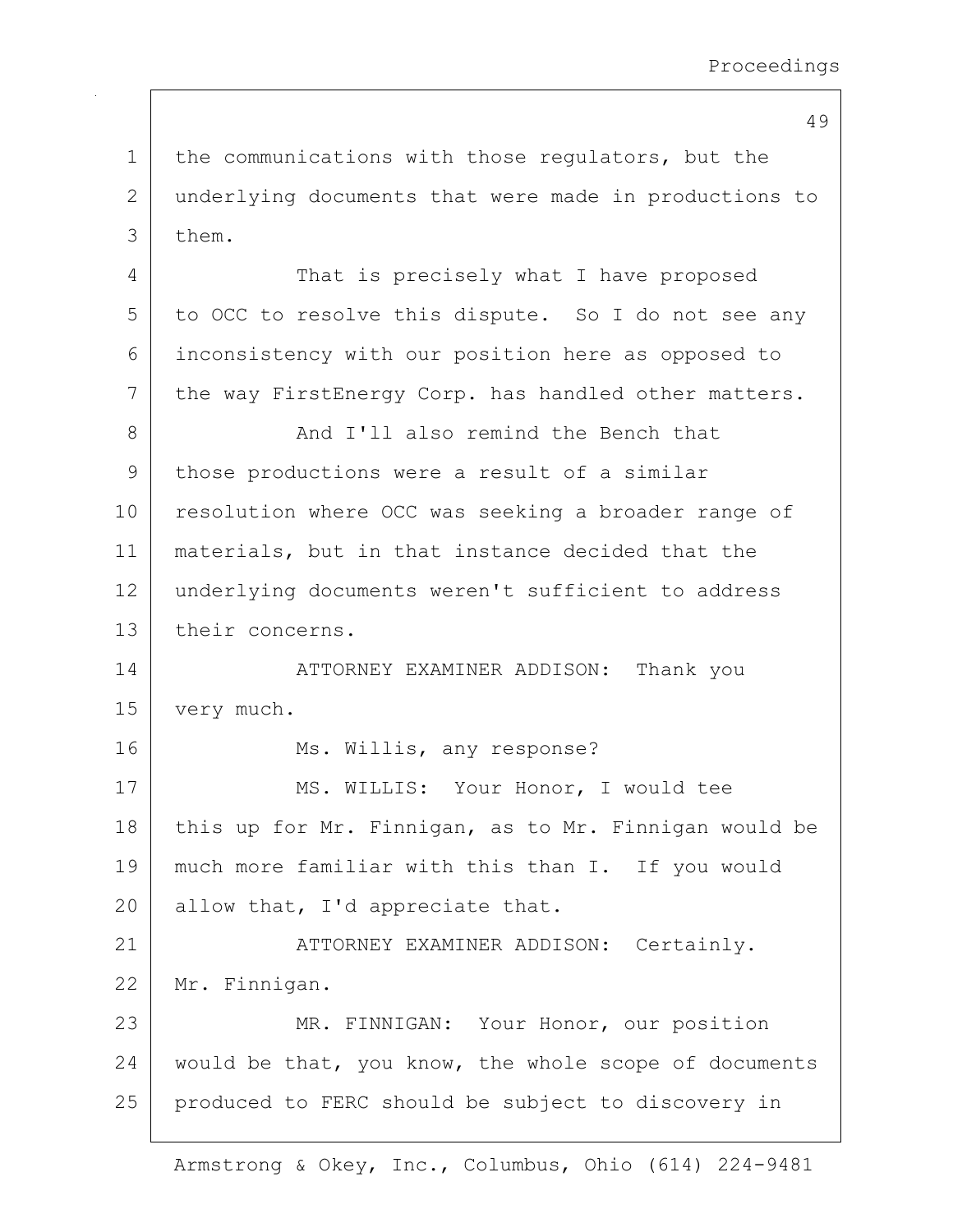the communications with those regulators, but the underlying documents that were made in productions to them.

That is precisely what I have proposed to OCC to resolve this dispute. So I do not see any inconsistency with our position here as opposed to the way FirstEnergy Corp. has handled other matters.

And I'll also remind the Bench that those productions were a result of a similar resolution where OCC was seeking a broader range of materials, but in that instance decided that the underlying documents weren't sufficient to address their concerns.

ATTORNEY EXAMINER ADDISON: Thank you very much.

Ms. Willis, any response?

MS. WILLIS: Your Honor, I would tee this up for Mr. Finnigan, as to Mr. Finnigan would be much more familiar with this than I. If you would allow that, I'd appreciate that.

ATTORNEY EXAMINER ADDISON: Certainly. Mr. Finnigan.

MR. FINNIGAN: Your Honor, our position would be that, you know, the whole scope of documents produced to FERC should be subject to discovery in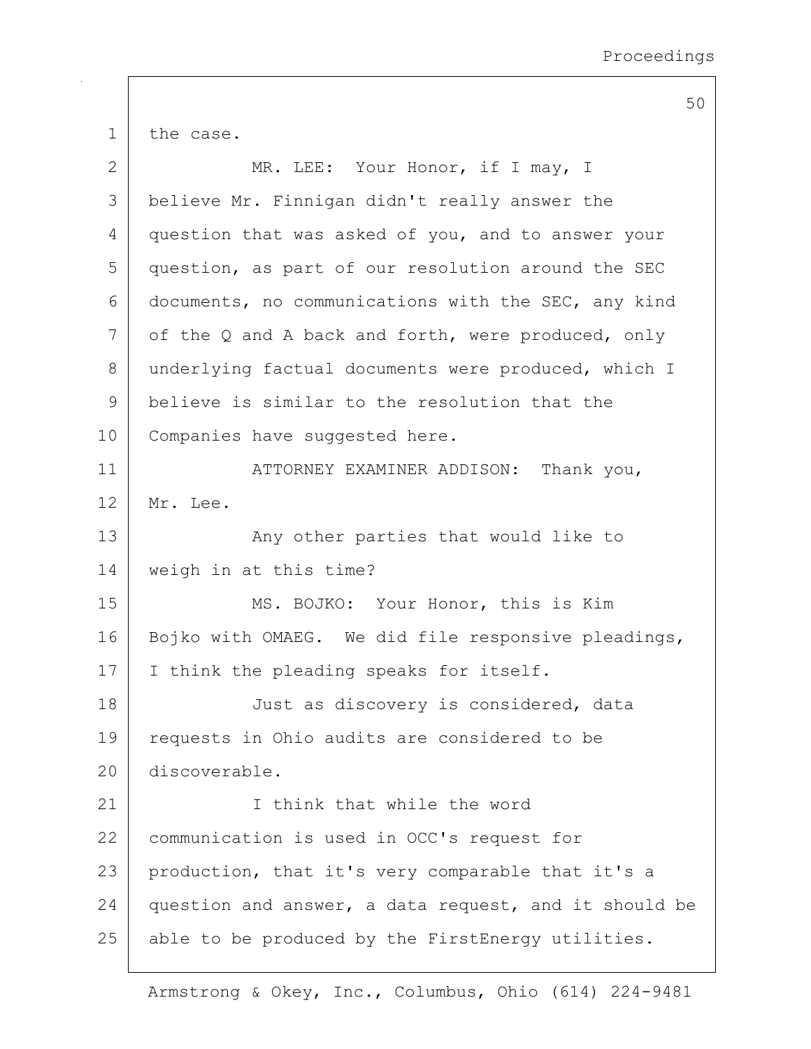1 the case.

2 MR. LEE: Your Honor, if I may, I
3 believe Mr. Finnigan didn't really answer the
4 question that was asked of you, and to answer your
5 question, as part of our resolution around the SEC
6 documents, no communications with the SEC, any kind
7 of the Q and A back and forth, were produced, only
8 underlying factual documents were produced, which I
9 believe is similar to the resolution that the
10 Companies have suggested here.

11 ATTORNEY EXAMINER ADDISON: Thank you,
12 Mr. Lee.

13 Any other parties that would like to
14 weigh in at this time?

15 MS. BOJKO: Your Honor, this is Kim
16 Bojko with OMAEG. We did file responsive pleadings,
17 I think the pleading speaks for itself.

18 Just as discovery is considered, data
19 requests in Ohio audits are considered to be
20 discoverable.

21 I think that while the word
22 communication is used in OCC's request for
23 production, that it's very comparable that it's a
24 question and answer, a data request, and it should be
25 able to be produced by the FirstEnergy utilities.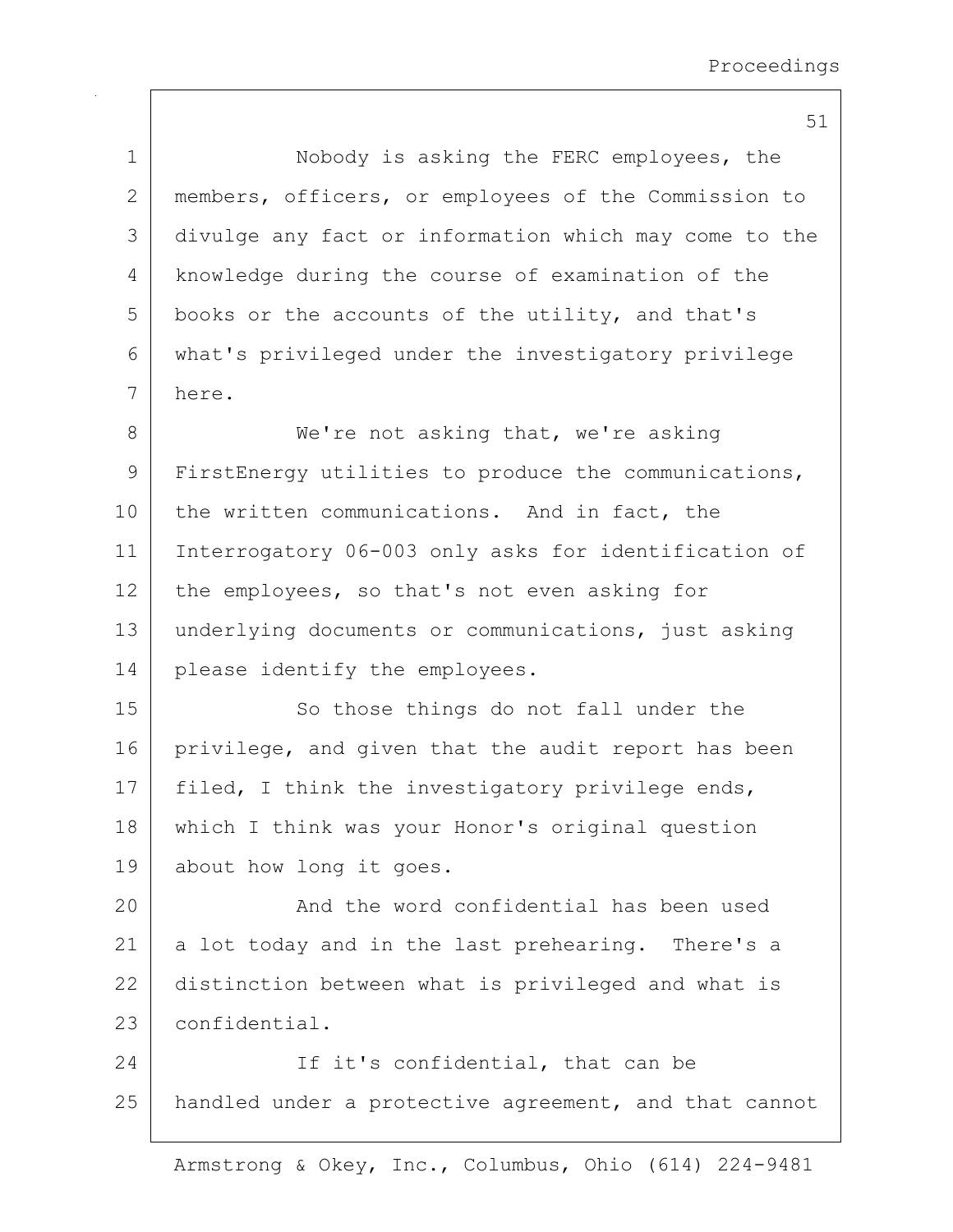Nobody is asking the FERC employees, the members, officers, or employees of the Commission to divulge any fact or information which may come to the knowledge during the course of examination of the books or the accounts of the utility, and that's what's privileged under the investigatory privilege here.

We're not asking that, we're asking FirstEnergy utilities to produce the communications, the written communications. And in fact, the Interrogatory 06-003 only asks for identification of the employees, so that's not even asking for underlying documents or communications, just asking please identify the employees.

So those things do not fall under the privilege, and given that the audit report has been filed, I think the investigatory privilege ends, which I think was your Honor's original question about how long it goes.

And the word confidential has been used a lot today and in the last prehearing. There's a distinction between what is privileged and what is confidential.

If it's confidential, that can be handled under a protective agreement, and that cannot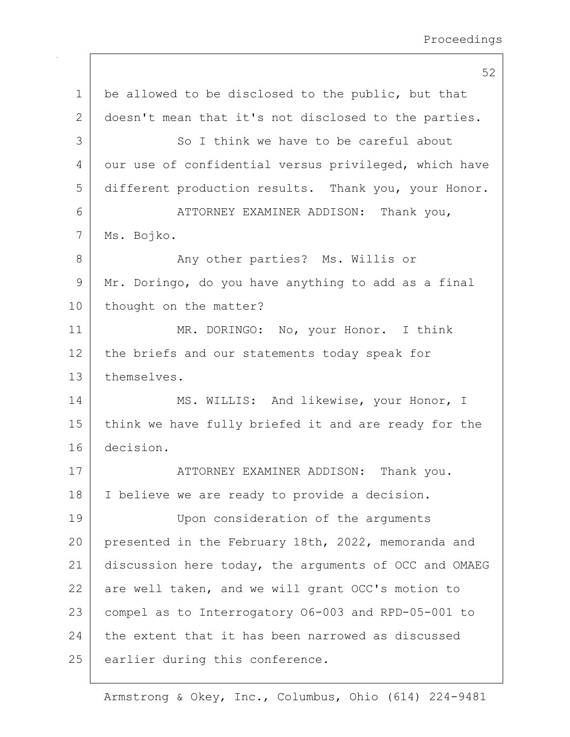be allowed to be disclosed to the public, but that doesn't mean that it's not disclosed to the parties.

So I think we have to be careful about our use of confidential versus privileged, which have different production results. Thank you, your Honor.

ATTORNEY EXAMINER ADDISON: Thank you, Ms. Bojko.

Any other parties? Ms. Willis or Mr. Doringo, do you have anything to add as a final thought on the matter?

MR. DORINGO: No, your Honor. I think the briefs and our statements today speak for themselves.

MS. WILLIS: And likewise, your Honor, I think we have fully briefed it and are ready for the decision.

ATTORNEY EXAMINER ADDISON: Thank you. I believe we are ready to provide a decision.

Upon consideration of the arguments presented in the February 18th, 2022, memoranda and discussion here today, the arguments of OCC and OMAEG are well taken, and we will grant OCC's motion to compel as to Interrogatory 06-003 and RPD-05-001 to the extent that it has been narrowed as discussed earlier during this conference.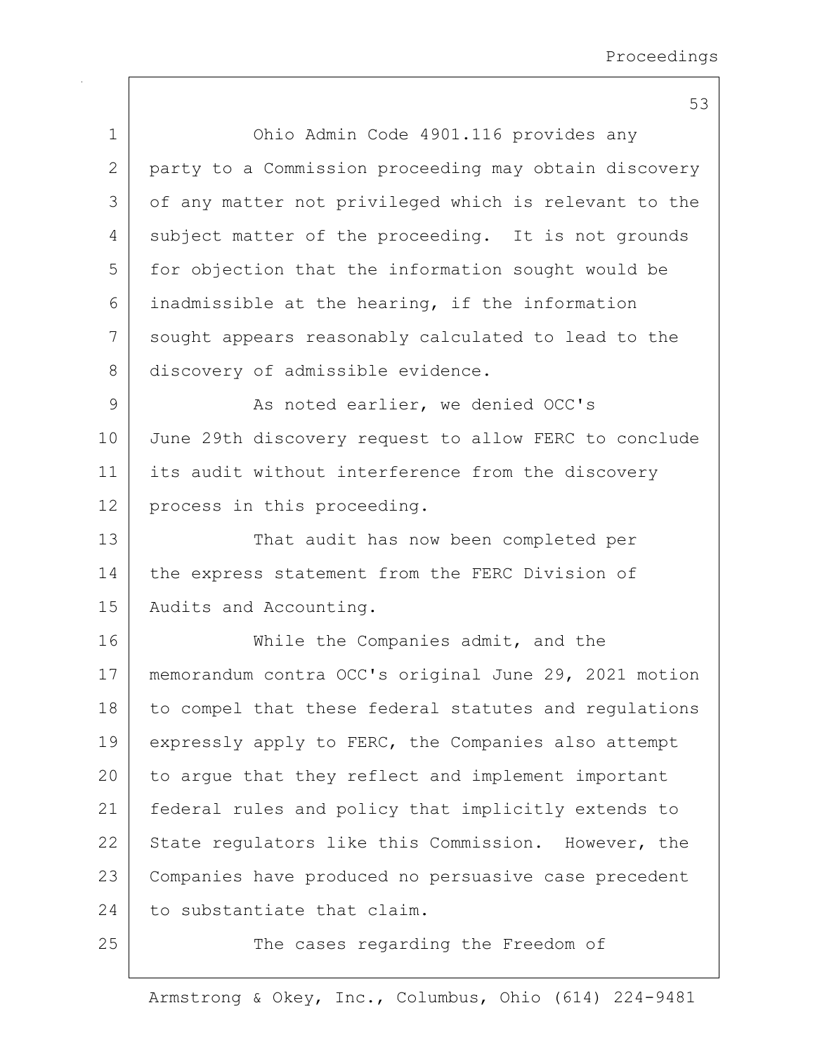Ohio Admin Code 4901.116 provides any party to a Commission proceeding may obtain discovery of any matter not privileged which is relevant to the subject matter of the proceeding. It is not grounds for objection that the information sought would be inadmissible at the hearing, if the information sought appears reasonably calculated to lead to the discovery of admissible evidence.

As noted earlier, we denied OCC's June 29th discovery request to allow FERC to conclude its audit without interference from the discovery process in this proceeding.

That audit has now been completed per the express statement from the FERC Division of Audits and Accounting.

While the Companies admit, and the memorandum contra OCC's original June 29, 2021 motion to compel that these federal statutes and regulations expressly apply to FERC, the Companies also attempt to argue that they reflect and implement important federal rules and policy that implicitly extends to State regulators like this Commission. However, the Companies have produced no persuasive case precedent to substantiate that claim.

The cases regarding the Freedom of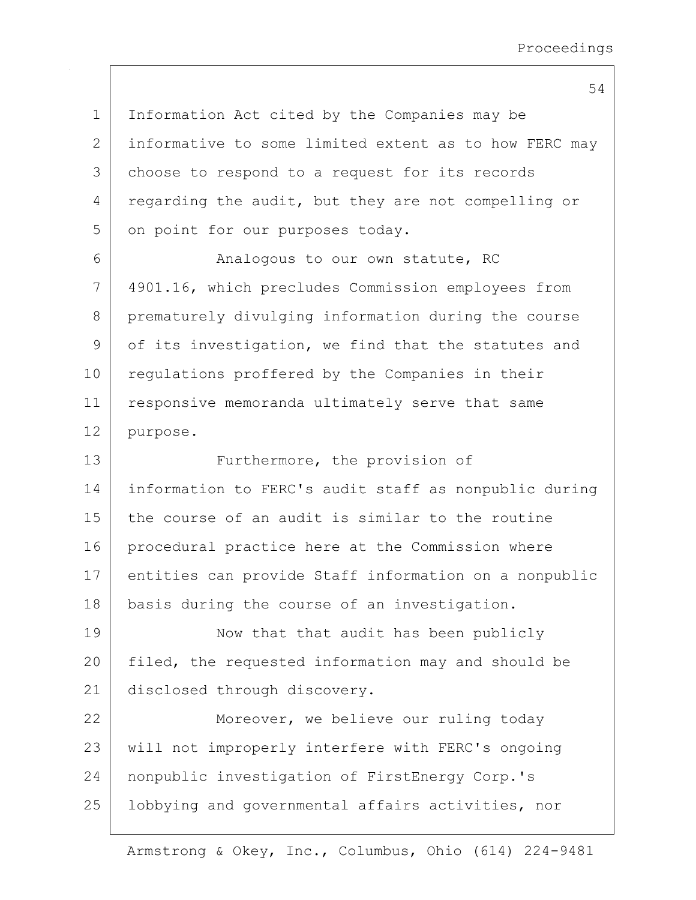Information Act cited by the Companies may be informative to some limited extent as to how FERC may choose to respond to a request for its records regarding the audit, but they are not compelling or on point for our purposes today.

Analogous to our own statute, RC 4901.16, which precludes Commission employees from prematurely divulging information during the course of its investigation, we find that the statutes and regulations proffered by the Companies in their responsive memoranda ultimately serve that same purpose.

Furthermore, the provision of information to FERC's audit staff as nonpublic during the course of an audit is similar to the routine procedural practice here at the Commission where entities can provide Staff information on a nonpublic basis during the course of an investigation.

Now that that audit has been publicly filed, the requested information may and should be disclosed through discovery.

Moreover, we believe our ruling today will not improperly interfere with FERC's ongoing nonpublic investigation of FirstEnergy Corp.'s lobbying and governmental affairs activities, nor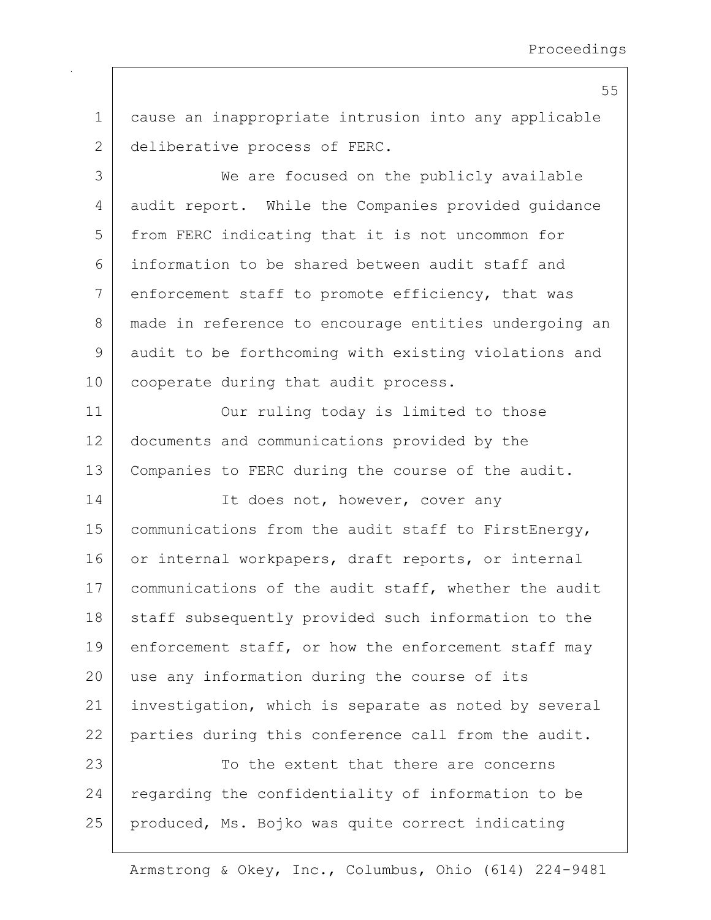cause an inappropriate intrusion into any applicable deliberative process of FERC.

We are focused on the publicly available audit report. While the Companies provided guidance from FERC indicating that it is not uncommon for information to be shared between audit staff and enforcement staff to promote efficiency, that was made in reference to encourage entities undergoing an audit to be forthcoming with existing violations and cooperate during that audit process.

Our ruling today is limited to those documents and communications provided by the Companies to FERC during the course of the audit.

It does not, however, cover any communications from the audit staff to FirstEnergy, or internal workpapers, draft reports, or internal communications of the audit staff, whether the audit staff subsequently provided such information to the enforcement staff, or how the enforcement staff may use any information during the course of its investigation, which is separate as noted by several parties during this conference call from the audit.

To the extent that there are concerns regarding the confidentiality of information to be produced, Ms. Bojko was quite correct indicating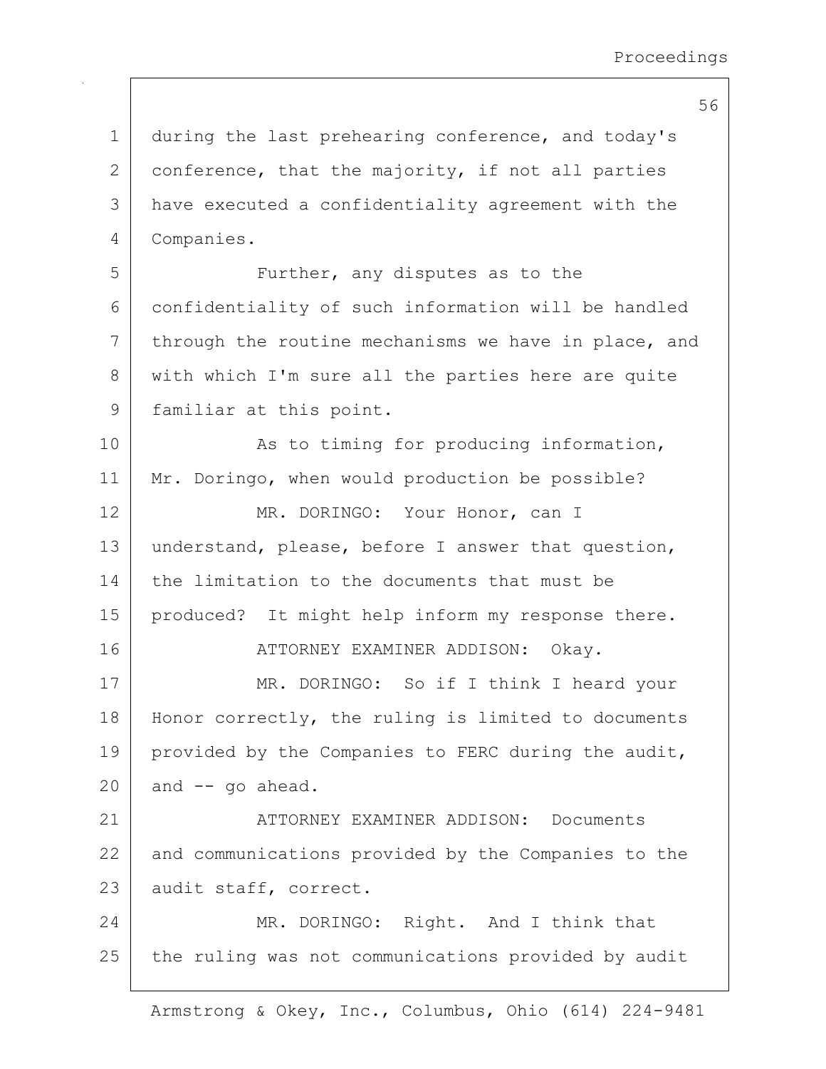during the last prehearing conference, and today's conference, that the majority, if not all parties have executed a confidentiality agreement with the Companies.

Further, any disputes as to the confidentiality of such information will be handled through the routine mechanisms we have in place, and with which I'm sure all the parties here are quite familiar at this point.

As to timing for producing information, Mr. Doringo, when would production be possible?

MR. DORINGO: Your Honor, can I understand, please, before I answer that question, the limitation to the documents that must be produced? It might help inform my response there.

ATTORNEY EXAMINER ADDISON: Okay.

MR. DORINGO: So if I think I heard your Honor correctly, the ruling is limited to documents provided by the Companies to FERC during the audit, and -- go ahead.

ATTORNEY EXAMINER ADDISON: Documents and communications provided by the Companies to the audit staff, correct.

MR. DORINGO: Right. And I think that the ruling was not communications provided by audit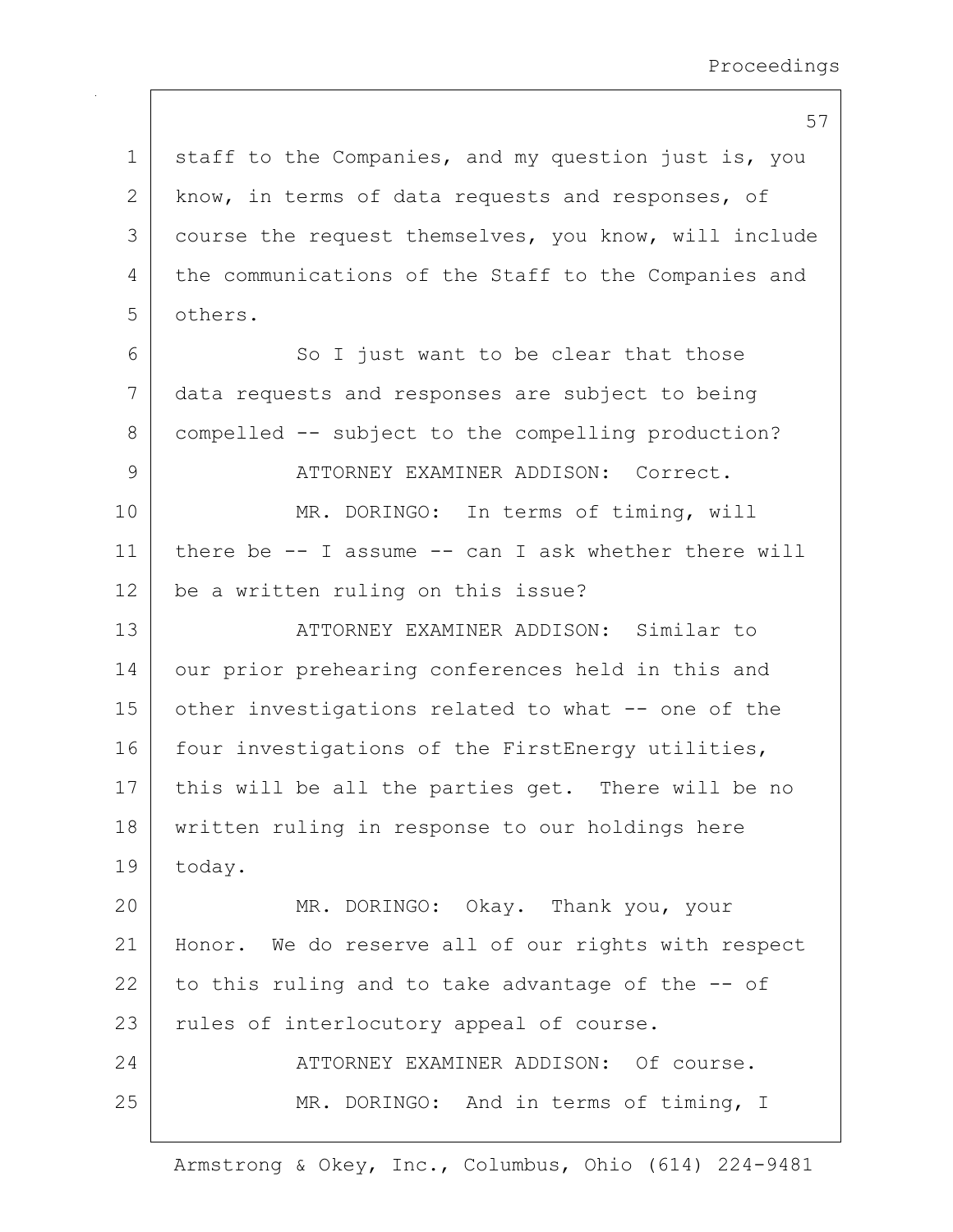staff to the Companies, and my question just is, you know, in terms of data requests and responses, of course the request themselves, you know, will include the communications of the Staff to the Companies and others.

So I just want to be clear that those data requests and responses are subject to being compelled -- subject to the compelling production?

ATTORNEY EXAMINER ADDISON: Correct.

MR. DORINGO: In terms of timing, will there be -- I assume -- can I ask whether there will be a written ruling on this issue?

ATTORNEY EXAMINER ADDISON: Similar to our prior prehearing conferences held in this and other investigations related to what -- one of the four investigations of the FirstEnergy utilities, this will be all the parties get. There will be no written ruling in response to our holdings here today.

MR. DORINGO: Okay. Thank you, your Honor. We do reserve all of our rights with respect to this ruling and to take advantage of the -- of rules of interlocutory appeal of course.

ATTORNEY EXAMINER ADDISON: Of course.

MR. DORINGO: And in terms of timing, I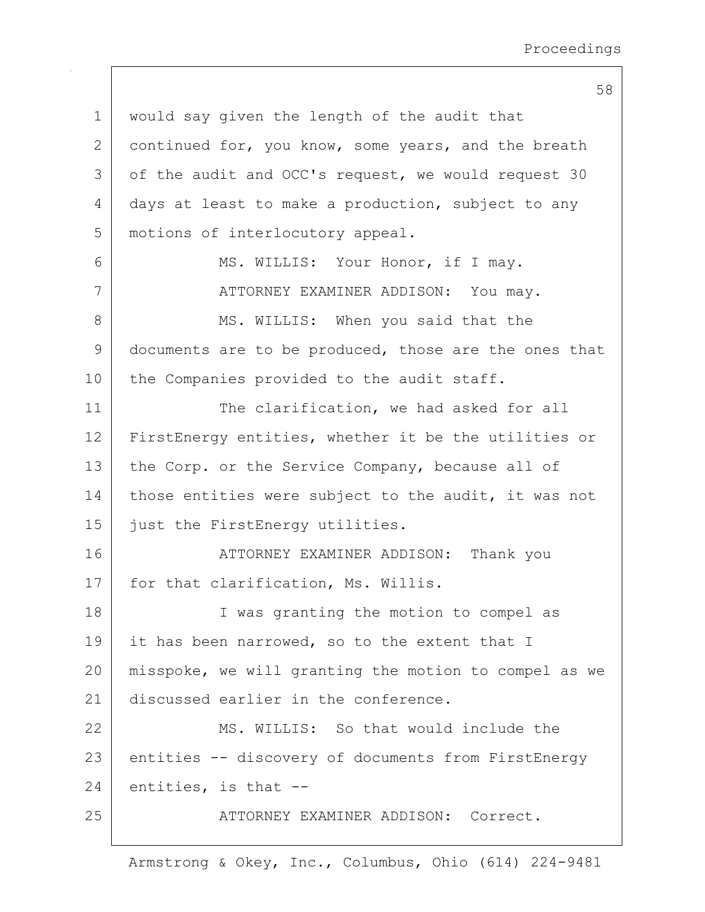would say given the length of the audit that continued for, you know, some years, and the breath of the audit and OCC's request, we would request 30 days at least to make a production, subject to any motions of interlocutory appeal.

MS. WILLIS: Your Honor, if I may.

ATTORNEY EXAMINER ADDISON: You may.

MS. WILLIS: When you said that the documents are to be produced, those are the ones that the Companies provided to the audit staff.

The clarification, we had asked for all FirstEnergy entities, whether it be the utilities or the Corp. or the Service Company, because all of those entities were subject to the audit, it was not just the FirstEnergy utilities.

ATTORNEY EXAMINER ADDISON: Thank you for that clarification, Ms. Willis.

I was granting the motion to compel as it has been narrowed, so to the extent that I misspoke, we will granting the motion to compel as we discussed earlier in the conference.

MS. WILLIS: So that would include the entities -- discovery of documents from FirstEnergy entities, is that --

ATTORNEY EXAMINER ADDISON: Correct.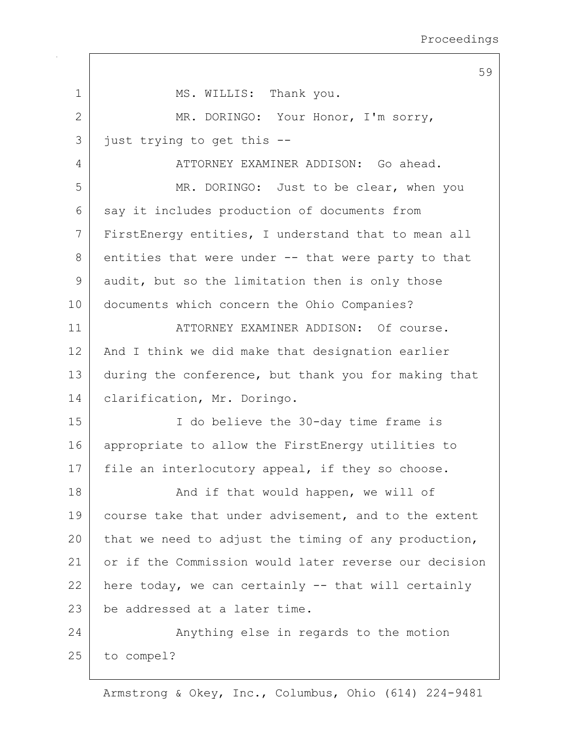MS. WILLIS: Thank you.

MR. DORINGO: Your Honor, I'm sorry, just trying to get this --

ATTORNEY EXAMINER ADDISON: Go ahead.

MR. DORINGO: Just to be clear, when you say it includes production of documents from FirstEnergy entities, I understand that to mean all entities that were under -- that were party to that audit, but so the limitation then is only those documents which concern the Ohio Companies?

ATTORNEY EXAMINER ADDISON: Of course. And I think we did make that designation earlier during the conference, but thank you for making that clarification, Mr. Doringo.

I do believe the 30-day time frame is appropriate to allow the FirstEnergy utilities to file an interlocutory appeal, if they so choose.

And if that would happen, we will of course take that under advisement, and to the extent that we need to adjust the timing of any production, or if the Commission would later reverse our decision here today, we can certainly -- that will certainly be addressed at a later time.

Anything else in regards to the motion to compel?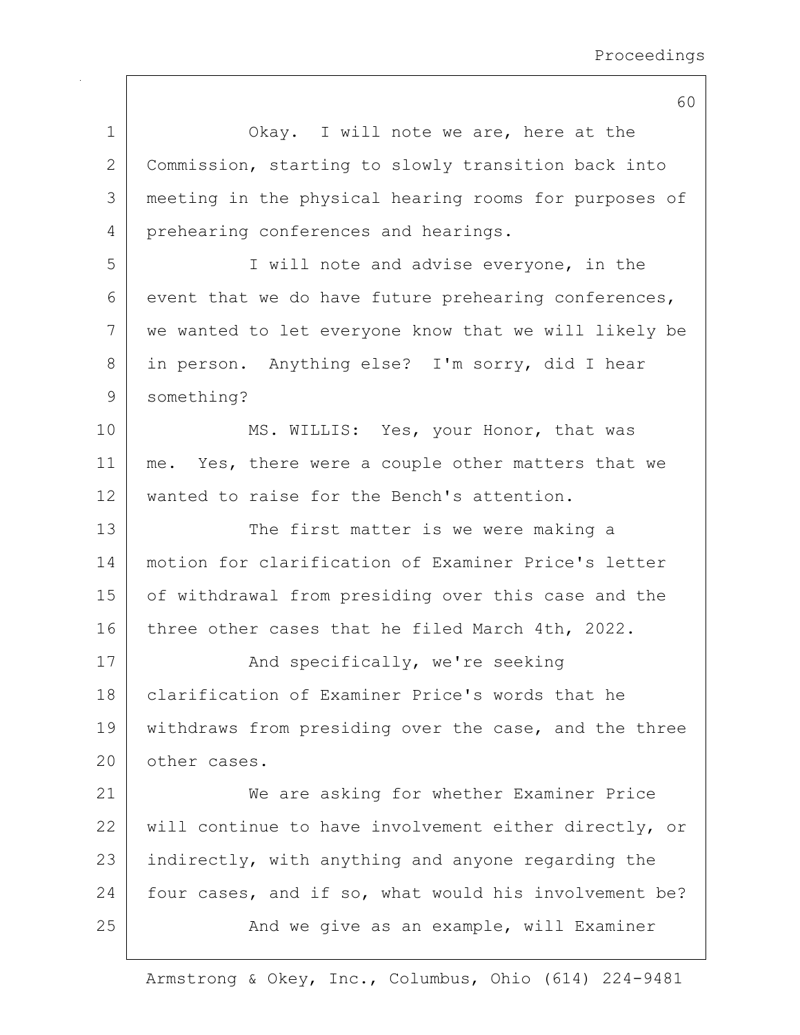Okay. I will note we are, here at the Commission, starting to slowly transition back into meeting in the physical hearing rooms for purposes of prehearing conferences and hearings.

I will note and advise everyone, in the event that we do have future prehearing conferences, we wanted to let everyone know that we will likely be in person. Anything else? I'm sorry, did I hear something?

MS. WILLIS: Yes, your Honor, that was me. Yes, there were a couple other matters that we wanted to raise for the Bench's attention.

The first matter is we were making a motion for clarification of Examiner Price's letter of withdrawal from presiding over this case and the three other cases that he filed March 4th, 2022.

And specifically, we're seeking clarification of Examiner Price's words that he withdraws from presiding over the case, and the three other cases.

We are asking for whether Examiner Price will continue to have involvement either directly, or indirectly, with anything and anyone regarding the four cases, and if so, what would his involvement be?

And we give as an example, will Examiner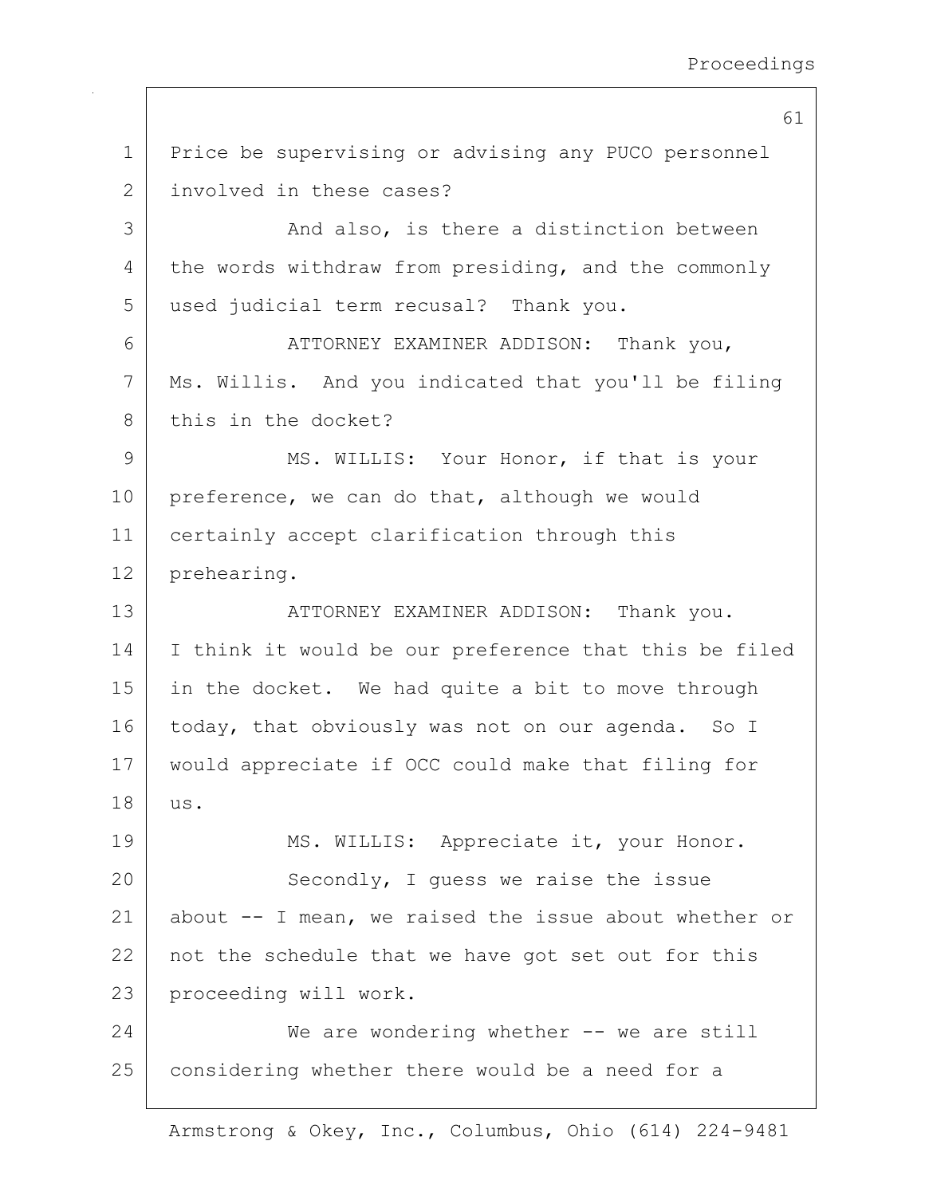Price be supervising or advising any PUCO personnel involved in these cases?

And also, is there a distinction between the words withdraw from presiding, and the commonly used judicial term recusal? Thank you.

ATTORNEY EXAMINER ADDISON: Thank you, Ms. Willis. And you indicated that you'll be filing this in the docket?

MS. WILLIS: Your Honor, if that is your preference, we can do that, although we would certainly accept clarification through this prehearing.

ATTORNEY EXAMINER ADDISON: Thank you. I think it would be our preference that this be filed in the docket. We had quite a bit to move through today, that obviously was not on our agenda. So I would appreciate if OCC could make that filing for us.

MS. WILLIS: Appreciate it, your Honor.

Secondly, I guess we raise the issue about -- I mean, we raised the issue about whether or not the schedule that we have got set out for this proceeding will work.

We are wondering whether -- we are still considering whether there would be a need for a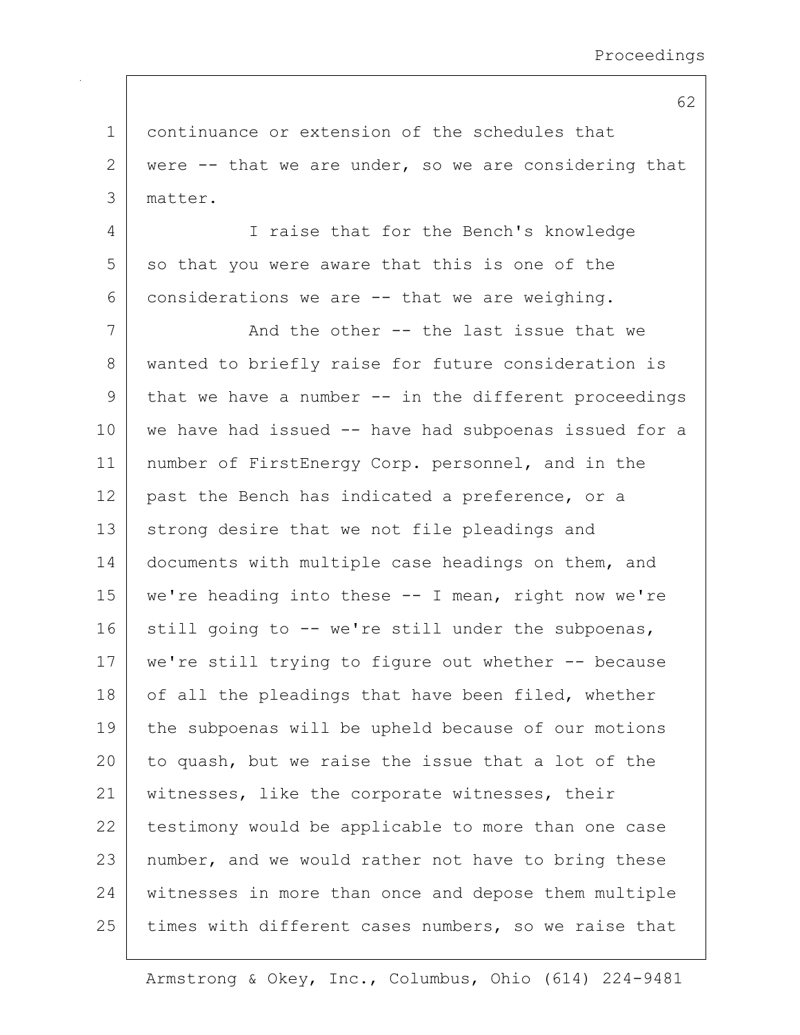continuance or extension of the schedules that were -- that we are under, so we are considering that matter.

I raise that for the Bench's knowledge so that you were aware that this is one of the considerations we are -- that we are weighing.

And the other -- the last issue that we wanted to briefly raise for future consideration is that we have a number -- in the different proceedings we have had issued -- have had subpoenas issued for a number of FirstEnergy Corp. personnel, and in the past the Bench has indicated a preference, or a strong desire that we not file pleadings and documents with multiple case headings on them, and we're heading into these -- I mean, right now we're still going to -- we're still under the subpoenas, we're still trying to figure out whether -- because of all the pleadings that have been filed, whether the subpoenas will be upheld because of our motions to quash, but we raise the issue that a lot of the witnesses, like the corporate witnesses, their testimony would be applicable to more than one case number, and we would rather not have to bring these witnesses in more than once and depose them multiple times with different cases numbers, so we raise that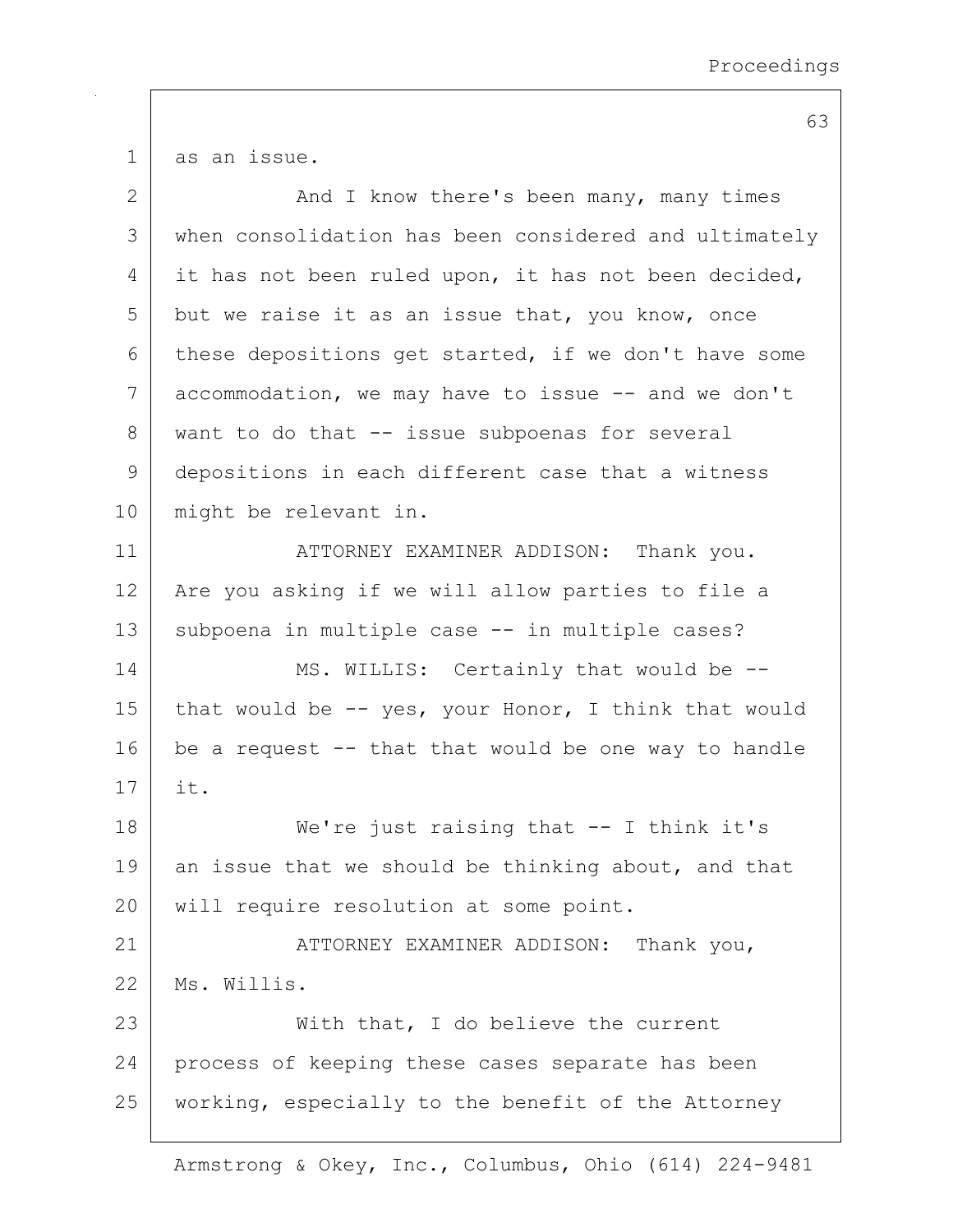as an issue.

And I know there's been many, many times when consolidation has been considered and ultimately it has not been ruled upon, it has not been decided, but we raise it as an issue that, you know, once these depositions get started, if we don't have some accommodation, we may have to issue -- and we don't want to do that -- issue subpoenas for several depositions in each different case that a witness might be relevant in.

ATTORNEY EXAMINER ADDISON: Thank you. Are you asking if we will allow parties to file a subpoena in multiple case -- in multiple cases?

MS. WILLIS: Certainly that would be -- that would be -- yes, your Honor, I think that would be a request -- that that would be one way to handle it.

We're just raising that -- I think it's an issue that we should be thinking about, and that will require resolution at some point.

ATTORNEY EXAMINER ADDISON: Thank you, Ms. Willis.

With that, I do believe the current process of keeping these cases separate has been working, especially to the benefit of the Attorney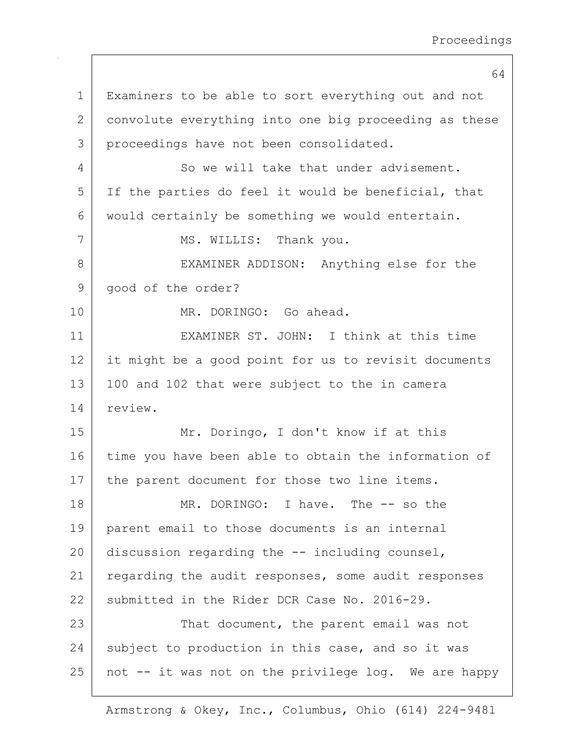Examiners to be able to sort everything out and not convolute everything into one big proceeding as these proceedings have not been consolidated.

So we will take that under advisement. If the parties do feel it would be beneficial, that would certainly be something we would entertain.

MS. WILLIS: Thank you.

EXAMINER ADDISON: Anything else for the good of the order?

MR. DORINGO: Go ahead.

EXAMINER ST. JOHN: I think at this time it might be a good point for us to revisit documents 100 and 102 that were subject to the in camera review.

Mr. Doringo, I don't know if at this time you have been able to obtain the information of the parent document for those two line items.

MR. DORINGO: I have. The -- so the parent email to those documents is an internal discussion regarding the -- including counsel, regarding the audit responses, some audit responses submitted in the Rider DCR Case No. 2016-29.

That document, the parent email was not subject to production in this case, and so it was not -- it was not on the privilege log. We are happy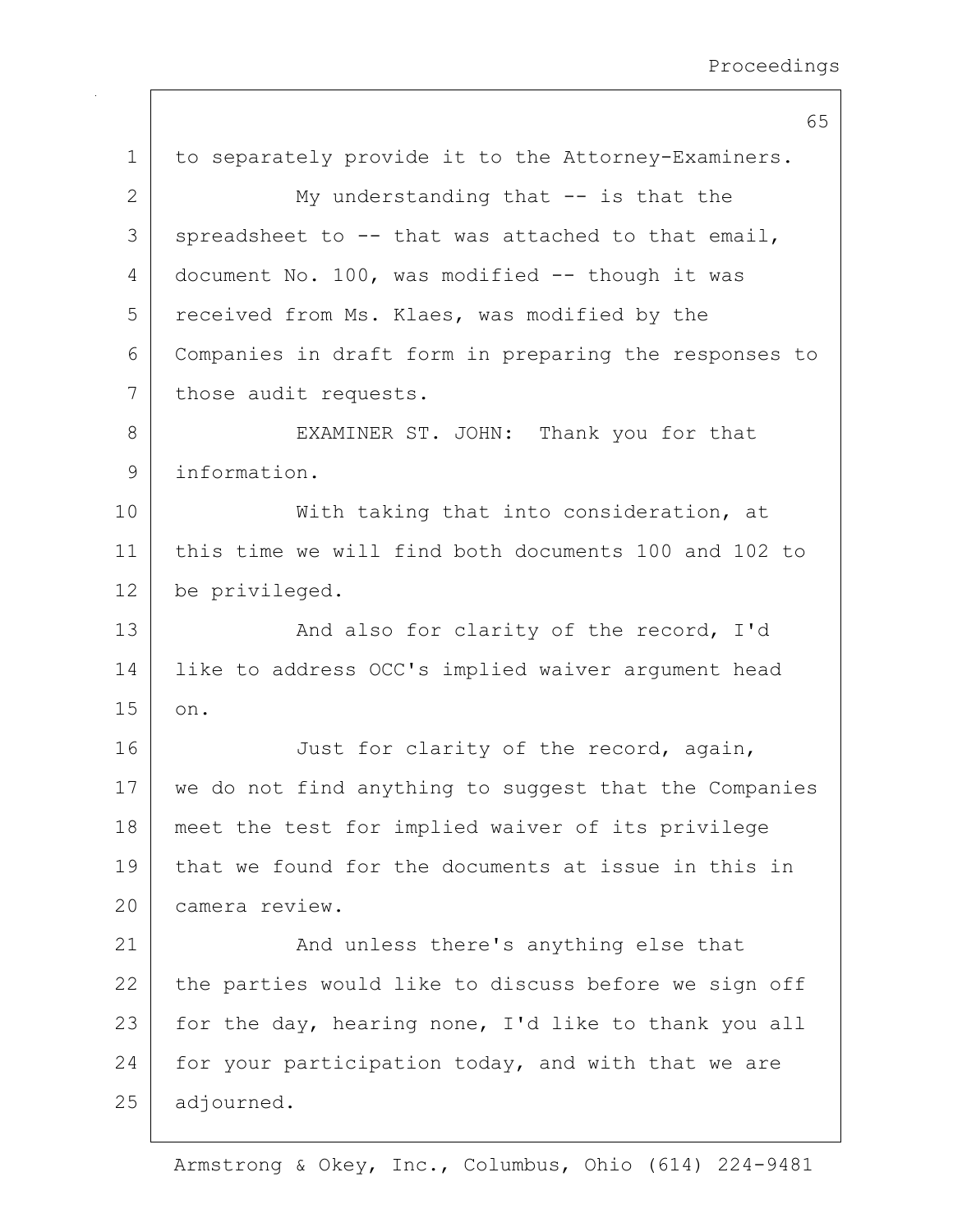to separately provide it to the Attorney-Examiners.

My understanding that -- is that the spreadsheet to -- that was attached to that email, document No. 100, was modified -- though it was received from Ms. Klaes, was modified by the Companies in draft form in preparing the responses to those audit requests.

EXAMINER ST. JOHN: Thank you for that information.

With taking that into consideration, at this time we will find both documents 100 and 102 to be privileged.

And also for clarity of the record, I'd like to address OCC's implied waiver argument head on.

Just for clarity of the record, again, we do not find anything to suggest that the Companies meet the test for implied waiver of its privilege that we found for the documents at issue in this in camera review.

And unless there's anything else that the parties would like to discuss before we sign off for the day, hearing none, I'd like to thank you all for your participation today, and with that we are adjourned.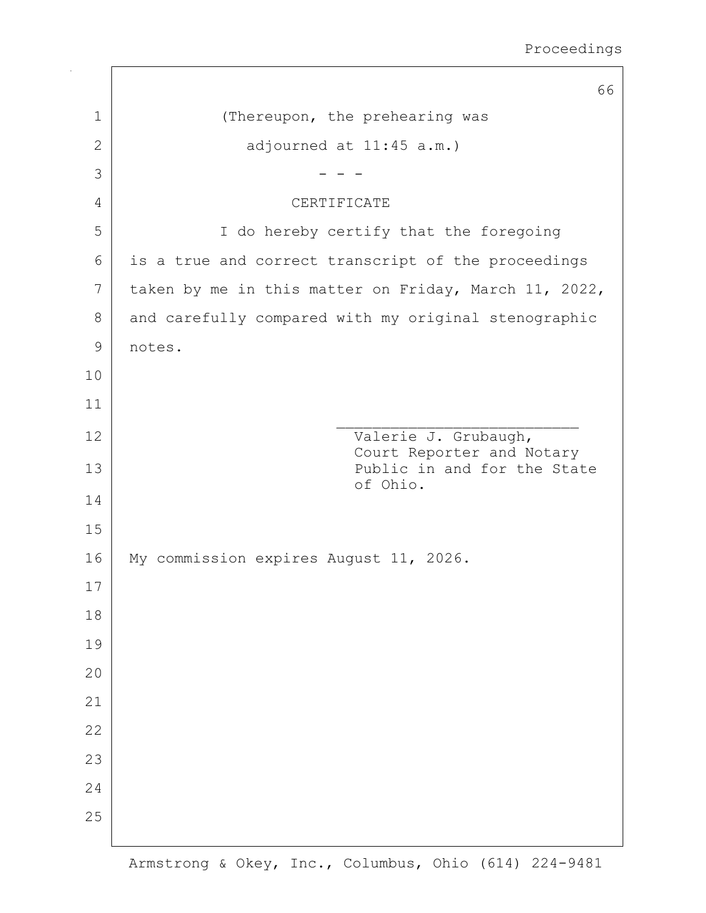(Thereupon, the prehearing was adjourned at 11:45 a.m.)

- - -

CERTIFICATE

I do hereby certify that the foregoing is a true and correct transcript of the proceedings taken by me in this matter on Friday, March 11, 2022, and carefully compared with my original stenographic notes.

\_\_\_\_\_\_\_\_\_\_\_\_\_\_\_\_\_\_\_\_\_\_\_\_\_\_\_
Valerie J. Grubaugh,
Court Reporter and Notary
Public in and for the State
of Ohio.

My commission expires August 11, 2026.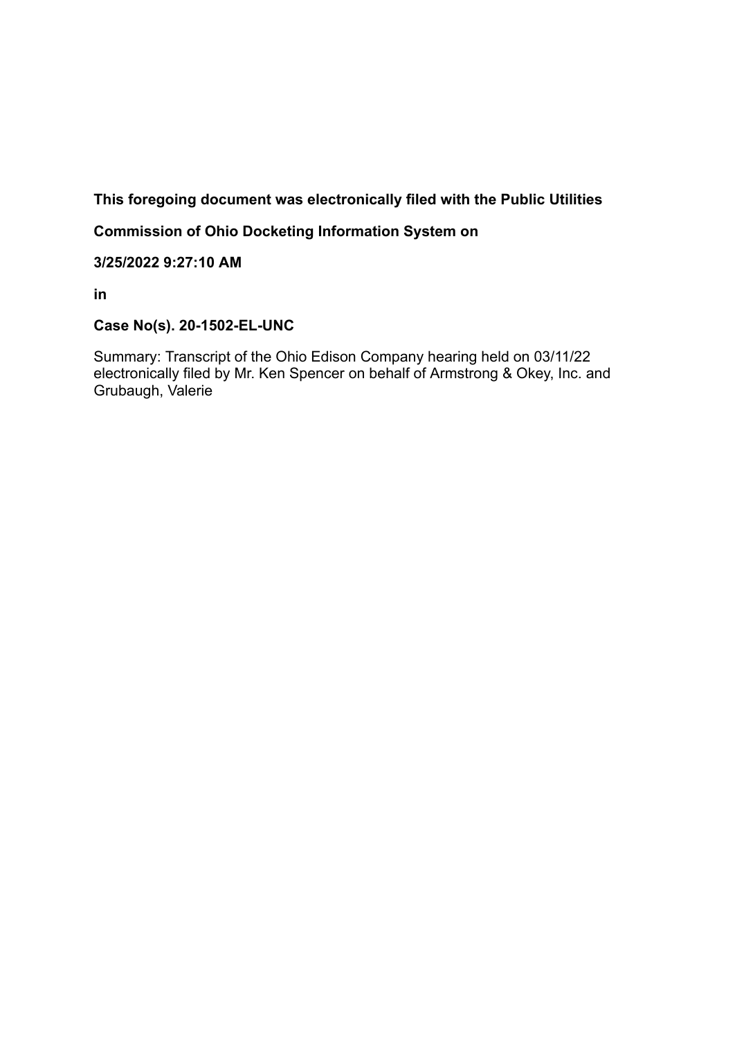**This foregoing document was electronically filed with the Public Utilities**

**Commission of Ohio Docketing Information System on**

**3/25/2022 9:27:10 AM**

**in**

**Case No(s). 20-1502-EL-UNC**

Summary: Transcript of the Ohio Edison Company hearing held on 03/11/22 electronically filed by Mr. Ken Spencer on behalf of Armstrong & Okey, Inc. and Grubaugh, Valerie